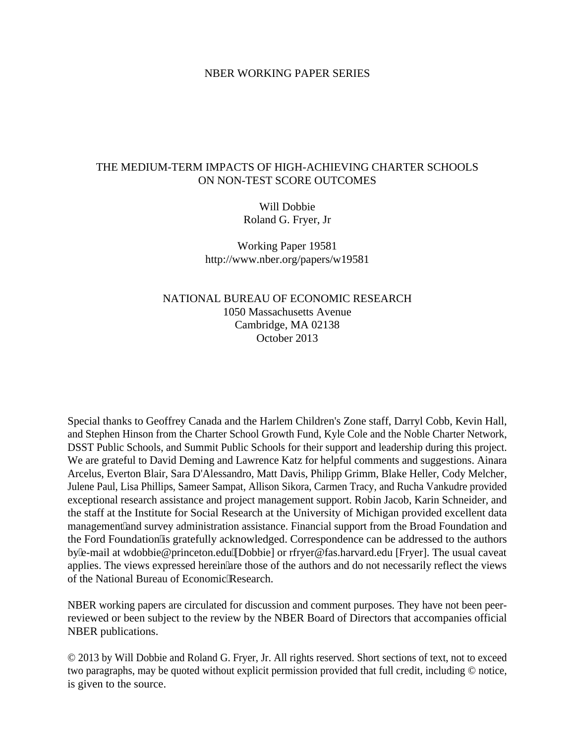NBER WORKING PAPER SERIES

# THE MEDIUM-TERM IMPACTS OF HIGH-ACHIEVING CHARTER SCHOOLS ON NON-TEST SCORE OUTCOMES

Will Dobbie
Roland G. Fryer, Jr

Working Paper 19581
http://www.nber.org/papers/w19581

NATIONAL BUREAU OF ECONOMIC RESEARCH
1050 Massachusetts Avenue
Cambridge, MA 02138
October 2013

Special thanks to Geoffrey Canada and the Harlem Children's Zone staff, Darryl Cobb, Kevin Hall, and Stephen Hinson from the Charter School Growth Fund, Kyle Cole and the Noble Charter Network, DSST Public Schools, and Summit Public Schools for their support and leadership during this project. We are grateful to David Deming and Lawrence Katz for helpful comments and suggestions. Ainara Arcelus, Everton Blair, Sara D'Alessandro, Matt Davis, Philipp Grimm, Blake Heller, Cody Melcher, Julene Paul, Lisa Phillips, Sameer Sampat, Allison Sikora, Carmen Tracy, and Rucha Vankudre provided exceptional research assistance and project management support. Robin Jacob, Karin Schneider, and the staff at the Institute for Social Research at the University of Michigan provided excellent data management and survey administration assistance. Financial support from the Broad Foundation and the Ford Foundation is gratefully acknowledged. Correspondence can be addressed to the authors by e-mail at wdobbie@princeton.edu [Dobbie] or rfryer@fas.harvard.edu [Fryer]. The usual caveat applies. The views expressed herein are those of the authors and do not necessarily reflect the views of the National Bureau of Economic Research.

NBER working papers are circulated for discussion and comment purposes. They have not been peer-reviewed or been subject to the review by the NBER Board of Directors that accompanies official NBER publications.

© 2013 by Will Dobbie and Roland G. Fryer, Jr. All rights reserved. Short sections of text, not to exceed two paragraphs, may be quoted without explicit permission provided that full credit, including © notice, is given to the source.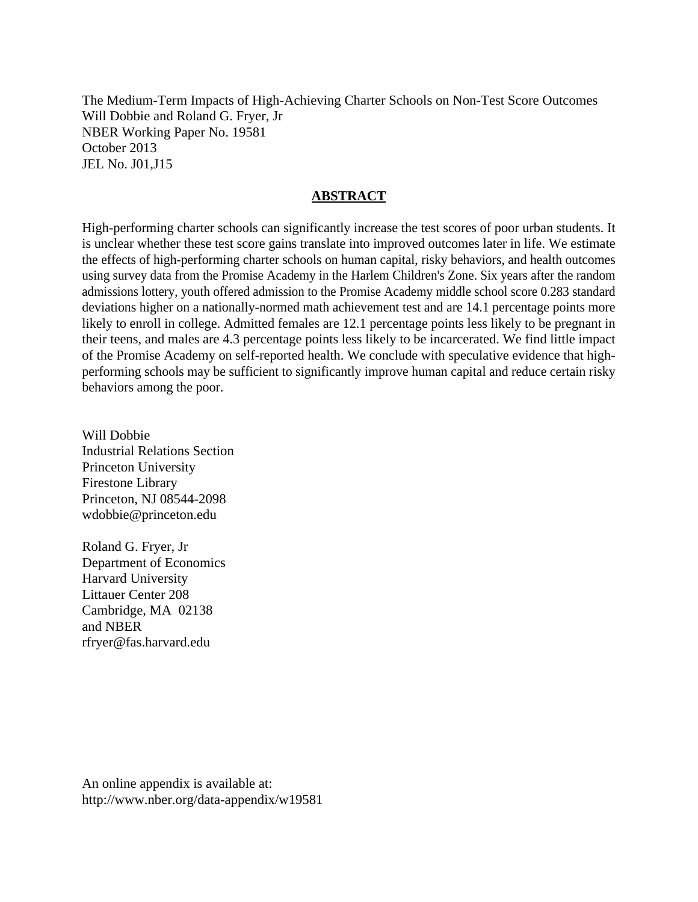The Medium-Term Impacts of High-Achieving Charter Schools on Non-Test Score Outcomes
Will Dobbie and Roland G. Fryer, Jr
NBER Working Paper No. 19581
October 2013
JEL No. J01,J15

## ABSTRACT

High-performing charter schools can significantly increase the test scores of poor urban students. It is unclear whether these test score gains translate into improved outcomes later in life. We estimate the effects of high-performing charter schools on human capital, risky behaviors, and health outcomes using survey data from the Promise Academy in the Harlem Children's Zone. Six years after the random admissions lottery, youth offered admission to the Promise Academy middle school score 0.283 standard deviations higher on a nationally-normed math achievement test and are 14.1 percentage points more likely to enroll in college. Admitted females are 12.1 percentage points less likely to be pregnant in their teens, and males are 4.3 percentage points less likely to be incarcerated. We find little impact of the Promise Academy on self-reported health. We conclude with speculative evidence that high-performing schools may be sufficient to significantly improve human capital and reduce certain risky behaviors among the poor.

Will Dobbie
Industrial Relations Section
Princeton University
Firestone Library
Princeton, NJ 08544-2098
wdobbie@princeton.edu

Roland G. Fryer, Jr
Department of Economics
Harvard University
Littauer Center 208
Cambridge, MA 02138
and NBER
rfryer@fas.harvard.edu

An online appendix is available at:
http://www.nber.org/data-appendix/w19581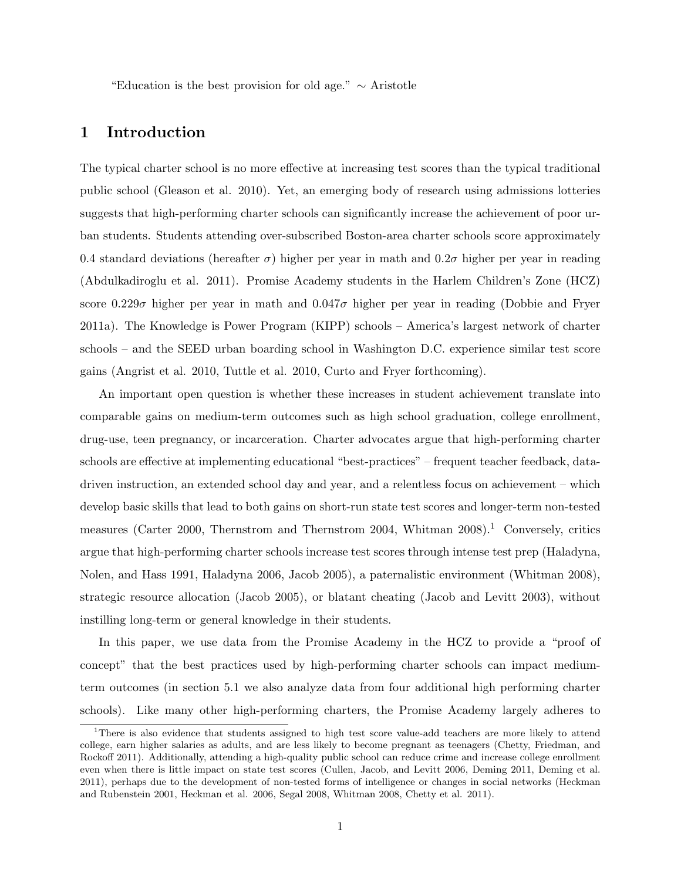"Education is the best provision for old age." ∼ Aristotle

# 1 Introduction

The typical charter school is no more effective at increasing test scores than the typical traditional public school (Gleason et al. 2010). Yet, an emerging body of research using admissions lotteries suggests that high-performing charter schools can significantly increase the achievement of poor urban students. Students attending over-subscribed Boston-area charter schools score approximately 0.4 standard deviations (hereafter $\sigma$) higher per year in math and $0.2\sigma$ higher per year in reading (Abdulkadiroglu et al. 2011). Promise Academy students in the Harlem Children's Zone (HCZ) score $0.229\sigma$ higher per year in math and $0.047\sigma$ higher per year in reading (Dobbie and Fryer 2011a). The Knowledge is Power Program (KIPP) schools – America's largest network of charter schools – and the SEED urban boarding school in Washington D.C. experience similar test score gains (Angrist et al. 2010, Tuttle et al. 2010, Curto and Fryer forthcoming).

An important open question is whether these increases in student achievement translate into comparable gains on medium-term outcomes such as high school graduation, college enrollment, drug-use, teen pregnancy, or incarceration. Charter advocates argue that high-performing charter schools are effective at implementing educational "best-practices" – frequent teacher feedback, data-driven instruction, an extended school day and year, and a relentless focus on achievement – which develop basic skills that lead to both gains on short-run state test scores and longer-term non-tested measures (Carter 2000, Thernstrom and Thernstrom 2004, Whitman 2008).[1] Conversely, critics argue that high-performing charter schools increase test scores through intense test prep (Haladyna, Nolen, and Hass 1991, Haladyna 2006, Jacob 2005), a paternalistic environment (Whitman 2008), strategic resource allocation (Jacob 2005), or blatant cheating (Jacob and Levitt 2003), without instilling long-term or general knowledge in their students.

In this paper, we use data from the Promise Academy in the HCZ to provide a "proof of concept" that the best practices used by high-performing charter schools can impact medium-term outcomes (in section 5.1 we also analyze data from four additional high performing charter schools). Like many other high-performing charters, the Promise Academy largely adheres to

[1] There is also evidence that students assigned to high test score value-add teachers are more likely to attend college, earn higher salaries as adults, and are less likely to become pregnant as teenagers (Chetty, Friedman, and Rockoff 2011). Additionally, attending a high-quality public school can reduce crime and increase college enrollment even when there is little impact on state test scores (Cullen, Jacob, and Levitt 2006, Deming 2011, Deming et al. 2011), perhaps due to the development of non-tested forms of intelligence or changes in social networks (Heckman and Rubenstein 2001, Heckman et al. 2006, Segal 2008, Whitman 2008, Chetty et al. 2011).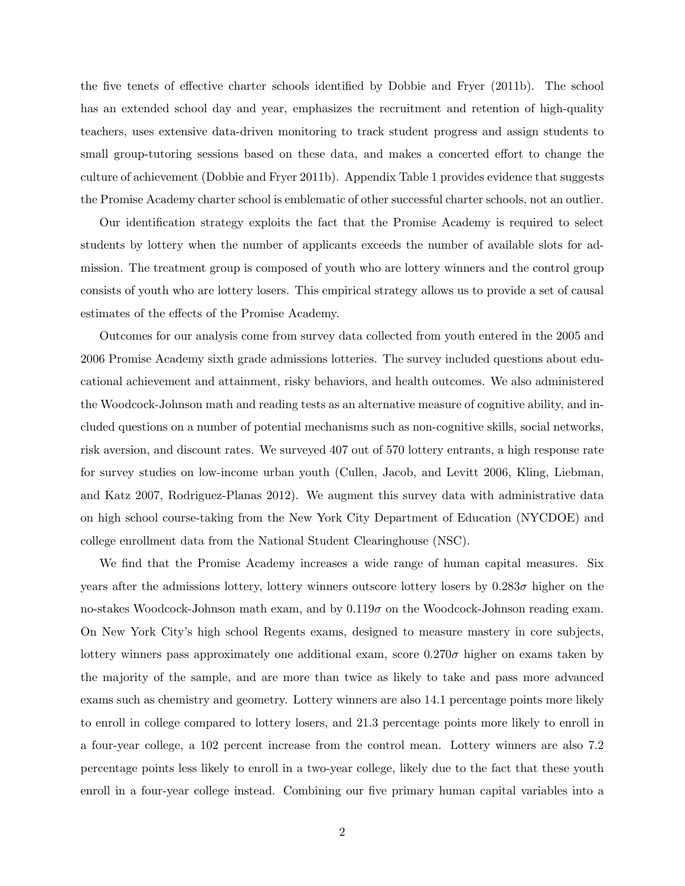the five tenets of effective charter schools identified by Dobbie and Fryer (2011b). The school has an extended school day and year, emphasizes the recruitment and retention of high-quality teachers, uses extensive data-driven monitoring to track student progress and assign students to small group-tutoring sessions based on these data, and makes a concerted effort to change the culture of achievement (Dobbie and Fryer 2011b). Appendix Table 1 provides evidence that suggests the Promise Academy charter school is emblematic of other successful charter schools, not an outlier.

Our identification strategy exploits the fact that the Promise Academy is required to select students by lottery when the number of applicants exceeds the number of available slots for admission. The treatment group is composed of youth who are lottery winners and the control group consists of youth who are lottery losers. This empirical strategy allows us to provide a set of causal estimates of the effects of the Promise Academy.

Outcomes for our analysis come from survey data collected from youth entered in the 2005 and 2006 Promise Academy sixth grade admissions lotteries. The survey included questions about educational achievement and attainment, risky behaviors, and health outcomes. We also administered the Woodcock-Johnson math and reading tests as an alternative measure of cognitive ability, and included questions on a number of potential mechanisms such as non-cognitive skills, social networks, risk aversion, and discount rates. We surveyed 407 out of 570 lottery entrants, a high response rate for survey studies on low-income urban youth (Cullen, Jacob, and Levitt 2006, Kling, Liebman, and Katz 2007, Rodriguez-Planas 2012). We augment this survey data with administrative data on high school course-taking from the New York City Department of Education (NYCDOE) and college enrollment data from the National Student Clearinghouse (NSC).

We find that the Promise Academy increases a wide range of human capital measures. Six years after the admissions lottery, lottery winners outscore lottery losers by $0.283\sigma$ higher on the no-stakes Woodcock-Johnson math exam, and by $0.119\sigma$ on the Woodcock-Johnson reading exam. On New York City's high school Regents exams, designed to measure mastery in core subjects, lottery winners pass approximately one additional exam, score $0.270\sigma$ higher on exams taken by the majority of the sample, and are more than twice as likely to take and pass more advanced exams such as chemistry and geometry. Lottery winners are also 14.1 percentage points more likely to enroll in college compared to lottery losers, and 21.3 percentage points more likely to enroll in a four-year college, a 102 percent increase from the control mean. Lottery winners are also 7.2 percentage points less likely to enroll in a two-year college, likely due to the fact that these youth enroll in a four-year college instead. Combining our five primary human capital variables into a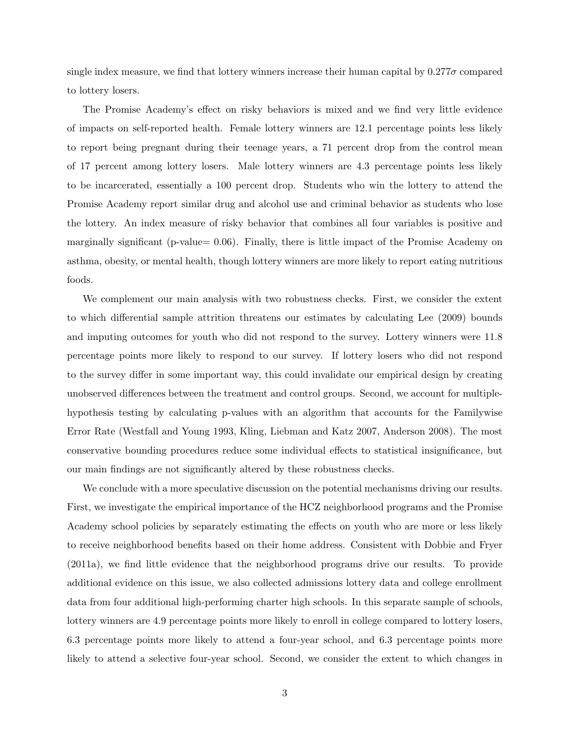single index measure, we find that lottery winners increase their human capital by $0.277\sigma$ compared to lottery losers.

The Promise Academy's effect on risky behaviors is mixed and we find very little evidence of impacts on self-reported health. Female lottery winners are 12.1 percentage points less likely to report being pregnant during their teenage years, a 71 percent drop from the control mean of 17 percent among lottery losers. Male lottery winners are 4.3 percentage points less likely to be incarcerated, essentially a 100 percent drop. Students who win the lottery to attend the Promise Academy report similar drug and alcohol use and criminal behavior as students who lose the lottery. An index measure of risky behavior that combines all four variables is positive and marginally significant (p-value= 0.06). Finally, there is little impact of the Promise Academy on asthma, obesity, or mental health, though lottery winners are more likely to report eating nutritious foods.

We complement our main analysis with two robustness checks. First, we consider the extent to which differential sample attrition threatens our estimates by calculating Lee (2009) bounds and imputing outcomes for youth who did not respond to the survey. Lottery winners were 11.8 percentage points more likely to respond to our survey. If lottery losers who did not respond to the survey differ in some important way, this could invalidate our empirical design by creating unobserved differences between the treatment and control groups. Second, we account for multiple-hypothesis testing by calculating p-values with an algorithm that accounts for the Familywise Error Rate (Westfall and Young 1993, Kling, Liebman and Katz 2007, Anderson 2008). The most conservative bounding procedures reduce some individual effects to statistical insignificance, but our main findings are not significantly altered by these robustness checks.

We conclude with a more speculative discussion on the potential mechanisms driving our results. First, we investigate the empirical importance of the HCZ neighborhood programs and the Promise Academy school policies by separately estimating the effects on youth who are more or less likely to receive neighborhood benefits based on their home address. Consistent with Dobbie and Fryer (2011a), we find little evidence that the neighborhood programs drive our results. To provide additional evidence on this issue, we also collected admissions lottery data and college enrollment data from four additional high-performing charter high schools. In this separate sample of schools, lottery winners are 4.9 percentage points more likely to enroll in college compared to lottery losers, 6.3 percentage points more likely to attend a four-year school, and 6.3 percentage points more likely to attend a selective four-year school. Second, we consider the extent to which changes in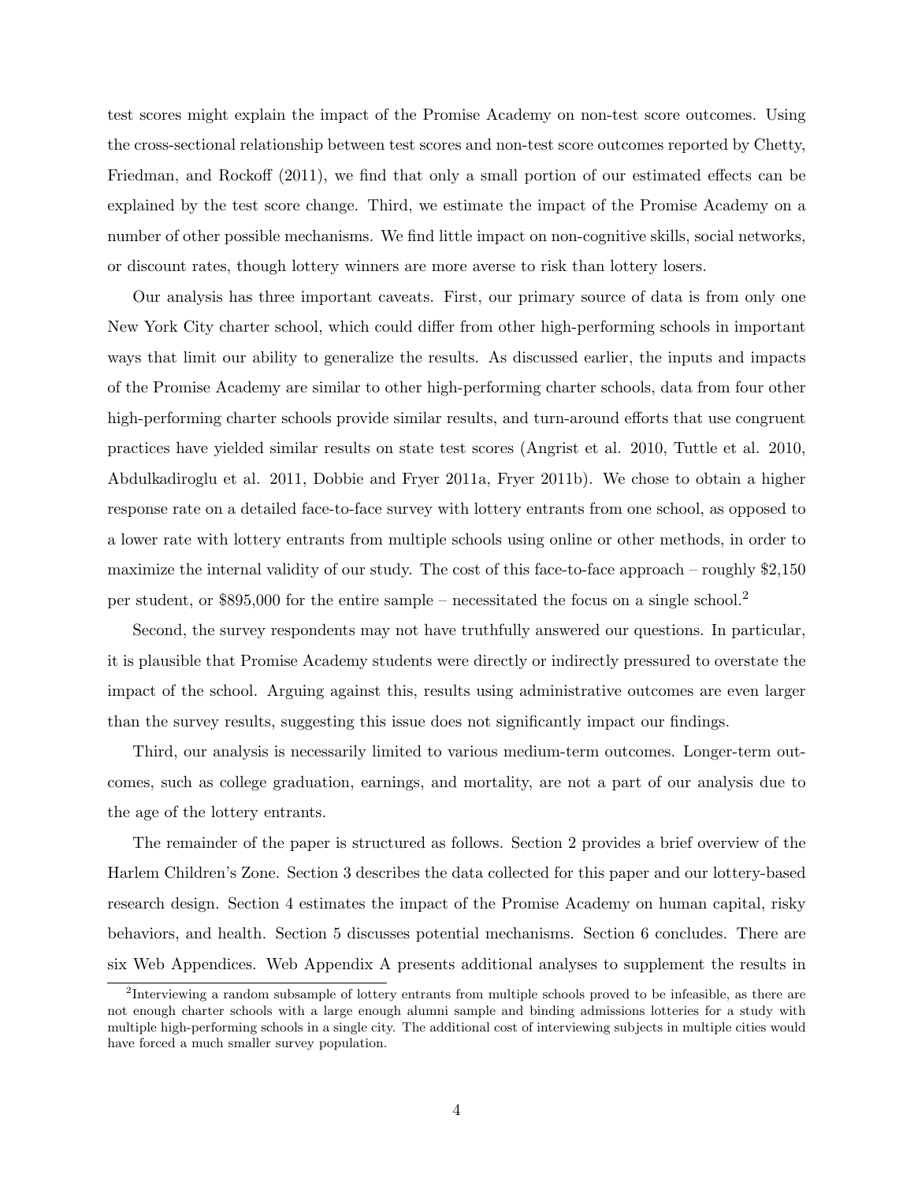test scores might explain the impact of the Promise Academy on non-test score outcomes. Using the cross-sectional relationship between test scores and non-test score outcomes reported by Chetty, Friedman, and Rockoff (2011), we find that only a small portion of our estimated effects can be explained by the test score change. Third, we estimate the impact of the Promise Academy on a number of other possible mechanisms. We find little impact on non-cognitive skills, social networks, or discount rates, though lottery winners are more averse to risk than lottery losers.

Our analysis has three important caveats. First, our primary source of data is from only one New York City charter school, which could differ from other high-performing schools in important ways that limit our ability to generalize the results. As discussed earlier, the inputs and impacts of the Promise Academy are similar to other high-performing charter schools, data from four other high-performing charter schools provide similar results, and turn-around efforts that use congruent practices have yielded similar results on state test scores (Angrist et al. 2010, Tuttle et al. 2010, Abdulkadiroglu et al. 2011, Dobbie and Fryer 2011a, Fryer 2011b). We chose to obtain a higher response rate on a detailed face-to-face survey with lottery entrants from one school, as opposed to a lower rate with lottery entrants from multiple schools using online or other methods, in order to maximize the internal validity of our study. The cost of this face-to-face approach – roughly $2,150 per student, or $895,000 for the entire sample – necessitated the focus on a single school.[2]

Second, the survey respondents may not have truthfully answered our questions. In particular, it is plausible that Promise Academy students were directly or indirectly pressured to overstate the impact of the school. Arguing against this, results using administrative outcomes are even larger than the survey results, suggesting this issue does not significantly impact our findings.

Third, our analysis is necessarily limited to various medium-term outcomes. Longer-term outcomes, such as college graduation, earnings, and mortality, are not a part of our analysis due to the age of the lottery entrants.

The remainder of the paper is structured as follows. Section 2 provides a brief overview of the Harlem Children's Zone. Section 3 describes the data collected for this paper and our lottery-based research design. Section 4 estimates the impact of the Promise Academy on human capital, risky behaviors, and health. Section 5 discusses potential mechanisms. Section 6 concludes. There are six Web Appendices. Web Appendix A presents additional analyses to supplement the results in

[2] Interviewing a random subsample of lottery entrants from multiple schools proved to be infeasible, as there are not enough charter schools with a large enough alumni sample and binding admissions lotteries for a study with multiple high-performing schools in a single city. The additional cost of interviewing subjects in multiple cities would have forced a much smaller survey population.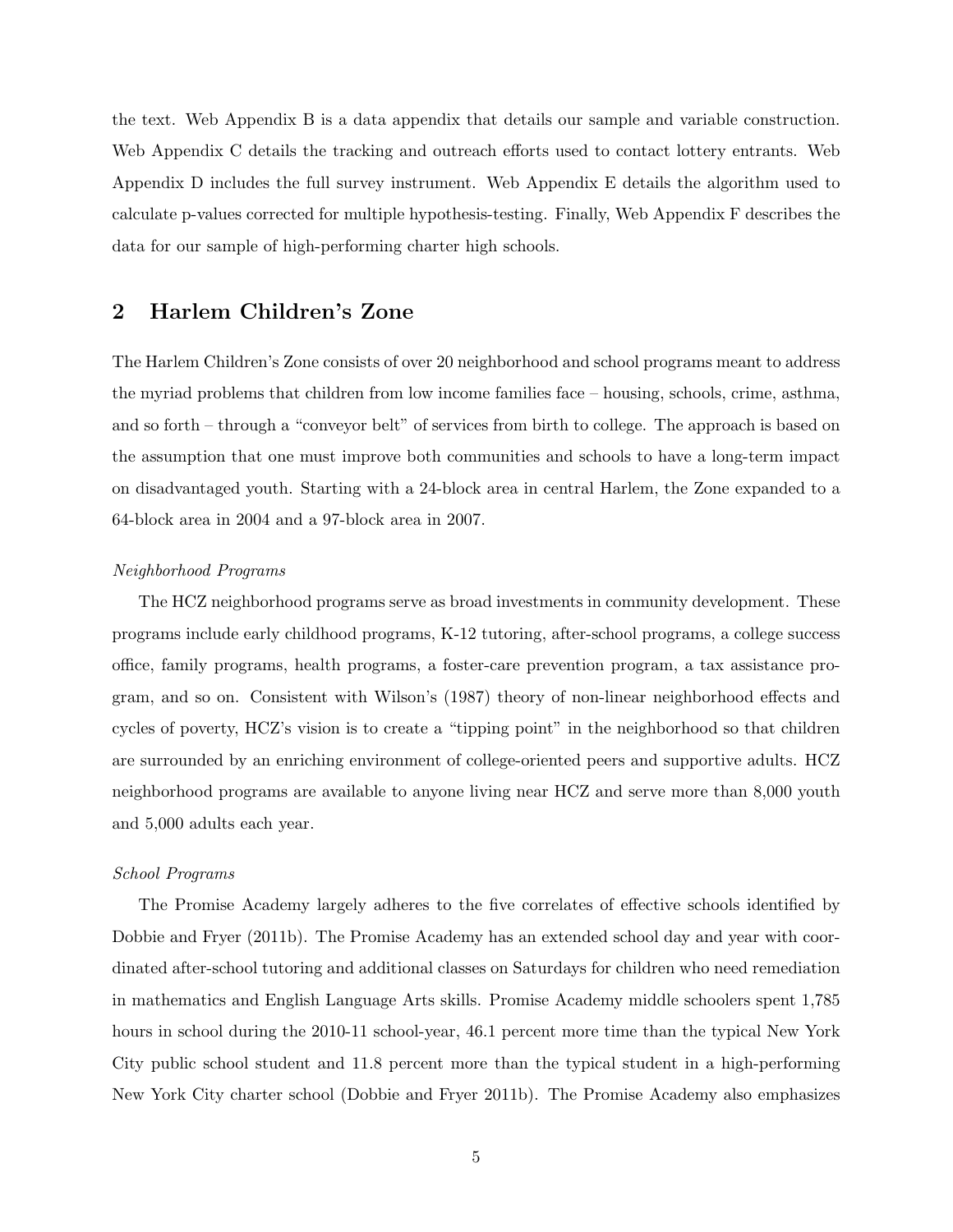the text. Web Appendix B is a data appendix that details our sample and variable construction. Web Appendix C details the tracking and outreach efforts used to contact lottery entrants. Web Appendix D includes the full survey instrument. Web Appendix E details the algorithm used to calculate p-values corrected for multiple hypothesis-testing. Finally, Web Appendix F describes the data for our sample of high-performing charter high schools.

## 2 Harlem Children's Zone

The Harlem Children's Zone consists of over 20 neighborhood and school programs meant to address the myriad problems that children from low income families face – housing, schools, crime, asthma, and so forth – through a "conveyor belt" of services from birth to college. The approach is based on the assumption that one must improve both communities and schools to have a long-term impact on disadvantaged youth. Starting with a 24-block area in central Harlem, the Zone expanded to a 64-block area in 2004 and a 97-block area in 2007.

*Neighborhood Programs*

The HCZ neighborhood programs serve as broad investments in community development. These programs include early childhood programs, K-12 tutoring, after-school programs, a college success office, family programs, health programs, a foster-care prevention program, a tax assistance program, and so on. Consistent with Wilson's (1987) theory of non-linear neighborhood effects and cycles of poverty, HCZ's vision is to create a "tipping point" in the neighborhood so that children are surrounded by an enriching environment of college-oriented peers and supportive adults. HCZ neighborhood programs are available to anyone living near HCZ and serve more than 8,000 youth and 5,000 adults each year.

*School Programs*

The Promise Academy largely adheres to the five correlates of effective schools identified by Dobbie and Fryer (2011b). The Promise Academy has an extended school day and year with coordinated after-school tutoring and additional classes on Saturdays for children who need remediation in mathematics and English Language Arts skills. Promise Academy middle schoolers spent 1,785 hours in school during the 2010-11 school-year, 46.1 percent more time than the typical New York City public school student and 11.8 percent more than the typical student in a high-performing New York City charter school (Dobbie and Fryer 2011b). The Promise Academy also emphasizes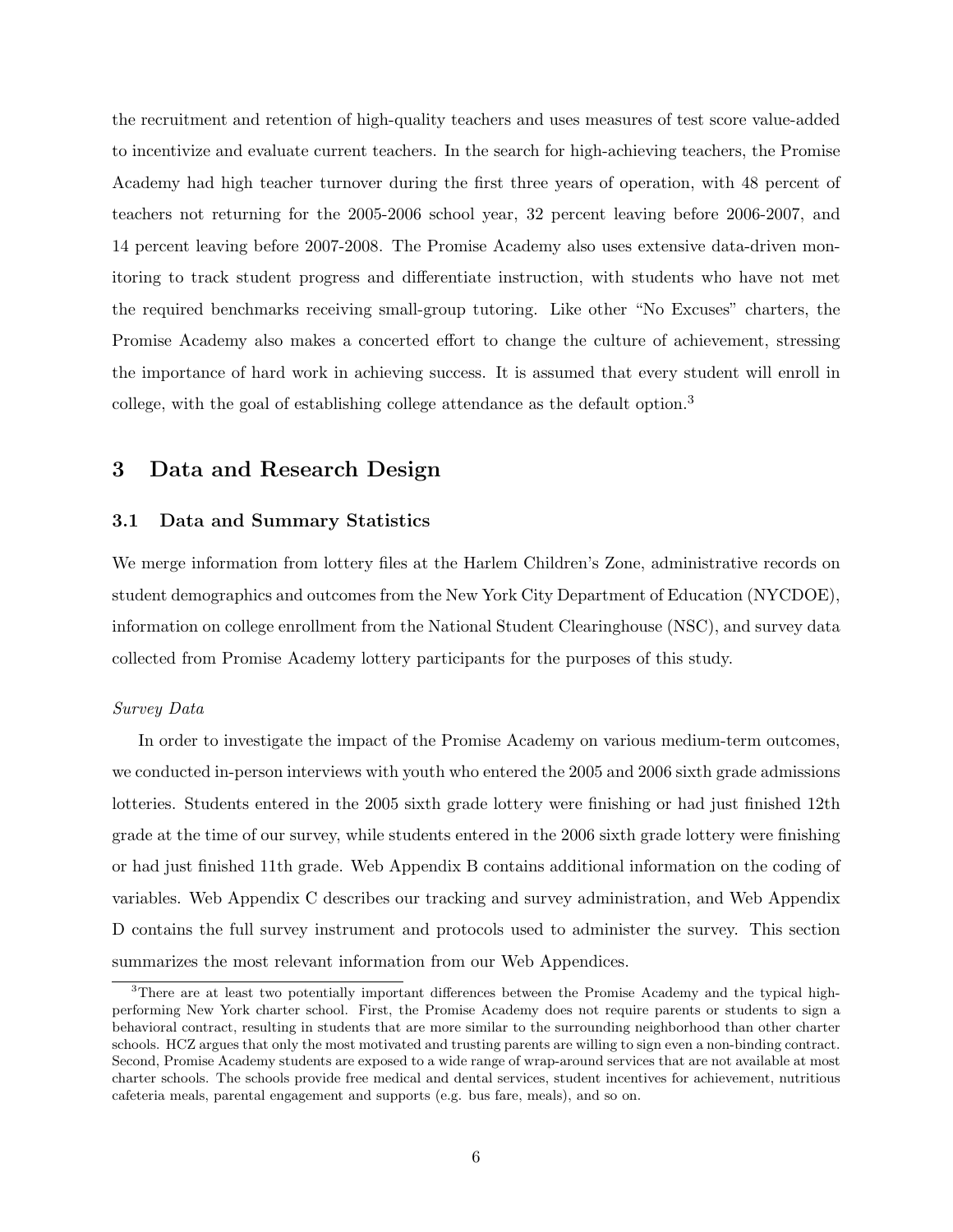the recruitment and retention of high-quality teachers and uses measures of test score value-added to incentivize and evaluate current teachers. In the search for high-achieving teachers, the Promise Academy had high teacher turnover during the first three years of operation, with 48 percent of teachers not returning for the 2005-2006 school year, 32 percent leaving before 2006-2007, and 14 percent leaving before 2007-2008. The Promise Academy also uses extensive data-driven monitoring to track student progress and differentiate instruction, with students who have not met the required benchmarks receiving small-group tutoring. Like other "No Excuses" charters, the Promise Academy also makes a concerted effort to change the culture of achievement, stressing the importance of hard work in achieving success. It is assumed that every student will enroll in college, with the goal of establishing college attendance as the default option.[3]

# 3 Data and Research Design

## 3.1 Data and Summary Statistics

We merge information from lottery files at the Harlem Children's Zone, administrative records on student demographics and outcomes from the New York City Department of Education (NYCDOE), information on college enrollment from the National Student Clearinghouse (NSC), and survey data collected from Promise Academy lottery participants for the purposes of this study.

*Survey Data*

In order to investigate the impact of the Promise Academy on various medium-term outcomes, we conducted in-person interviews with youth who entered the 2005 and 2006 sixth grade admissions lotteries. Students entered in the 2005 sixth grade lottery were finishing or had just finished 12th grade at the time of our survey, while students entered in the 2006 sixth grade lottery were finishing or had just finished 11th grade. Web Appendix B contains additional information on the coding of variables. Web Appendix C describes our tracking and survey administration, and Web Appendix D contains the full survey instrument and protocols used to administer the survey. This section summarizes the most relevant information from our Web Appendices.

[3]There are at least two potentially important differences between the Promise Academy and the typical high-performing New York charter school. First, the Promise Academy does not require parents or students to sign a behavioral contract, resulting in students that are more similar to the surrounding neighborhood than other charter schools. HCZ argues that only the most motivated and trusting parents are willing to sign even a non-binding contract. Second, Promise Academy students are exposed to a wide range of wrap-around services that are not available at most charter schools. The schools provide free medical and dental services, student incentives for achievement, nutritious cafeteria meals, parental engagement and supports (e.g. bus fare, meals), and so on.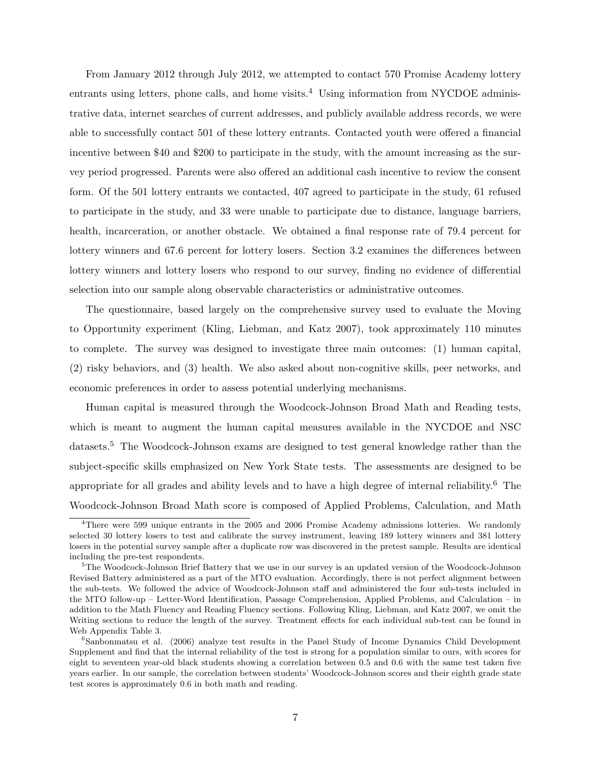From January 2012 through July 2012, we attempted to contact 570 Promise Academy lottery entrants using letters, phone calls, and home visits.[4] Using information from NYCDOE administrative data, internet searches of current addresses, and publicly available address records, we were able to successfully contact 501 of these lottery entrants. Contacted youth were offered a financial incentive between $40 and $200 to participate in the study, with the amount increasing as the survey period progressed. Parents were also offered an additional cash incentive to review the consent form. Of the 501 lottery entrants we contacted, 407 agreed to participate in the study, 61 refused to participate in the study, and 33 were unable to participate due to distance, language barriers, health, incarceration, or another obstacle. We obtained a final response rate of 79.4 percent for lottery winners and 67.6 percent for lottery losers. Section 3.2 examines the differences between lottery winners and lottery losers who respond to our survey, finding no evidence of differential selection into our sample along observable characteristics or administrative outcomes.

The questionnaire, based largely on the comprehensive survey used to evaluate the Moving to Opportunity experiment (Kling, Liebman, and Katz 2007), took approximately 110 minutes to complete. The survey was designed to investigate three main outcomes: (1) human capital, (2) risky behaviors, and (3) health. We also asked about non-cognitive skills, peer networks, and economic preferences in order to assess potential underlying mechanisms.

Human capital is measured through the Woodcock-Johnson Broad Math and Reading tests, which is meant to augment the human capital measures available in the NYCDOE and NSC datasets.[5] The Woodcock-Johnson exams are designed to test general knowledge rather than the subject-specific skills emphasized on New York State tests. The assessments are designed to be appropriate for all grades and ability levels and to have a high degree of internal reliability.[6] The Woodcock-Johnson Broad Math score is composed of Applied Problems, Calculation, and Math

[4] There were 599 unique entrants in the 2005 and 2006 Promise Academy admissions lotteries. We randomly selected 30 lottery losers to test and calibrate the survey instrument, leaving 189 lottery winners and 381 lottery losers in the potential survey sample after a duplicate row was discovered in the pretest sample. Results are identical including the pre-test respondents.

[5] The Woodcock-Johnson Brief Battery that we use in our survey is an updated version of the Woodcock-Johnson Revised Battery administered as a part of the MTO evaluation. Accordingly, there is not perfect alignment between the sub-tests. We followed the advice of Woodcock-Johnson staff and administered the four sub-tests included in the MTO follow-up – Letter-Word Identification, Passage Comprehension, Applied Problems, and Calculation – in addition to the Math Fluency and Reading Fluency sections. Following Kling, Liebman, and Katz 2007, we omit the Writing sections to reduce the length of the survey. Treatment effects for each individual sub-test can be found in Web Appendix Table 3.

[6] Sanbonmatsu et al. (2006) analyze test results in the Panel Study of Income Dynamics Child Development Supplement and find that the internal reliability of the test is strong for a population similar to ours, with scores for eight to seventeen year-old black students showing a correlation between 0.5 and 0.6 with the same test taken five years earlier. In our sample, the correlation between students' Woodcock-Johnson scores and their eighth grade state test scores is approximately 0.6 in both math and reading.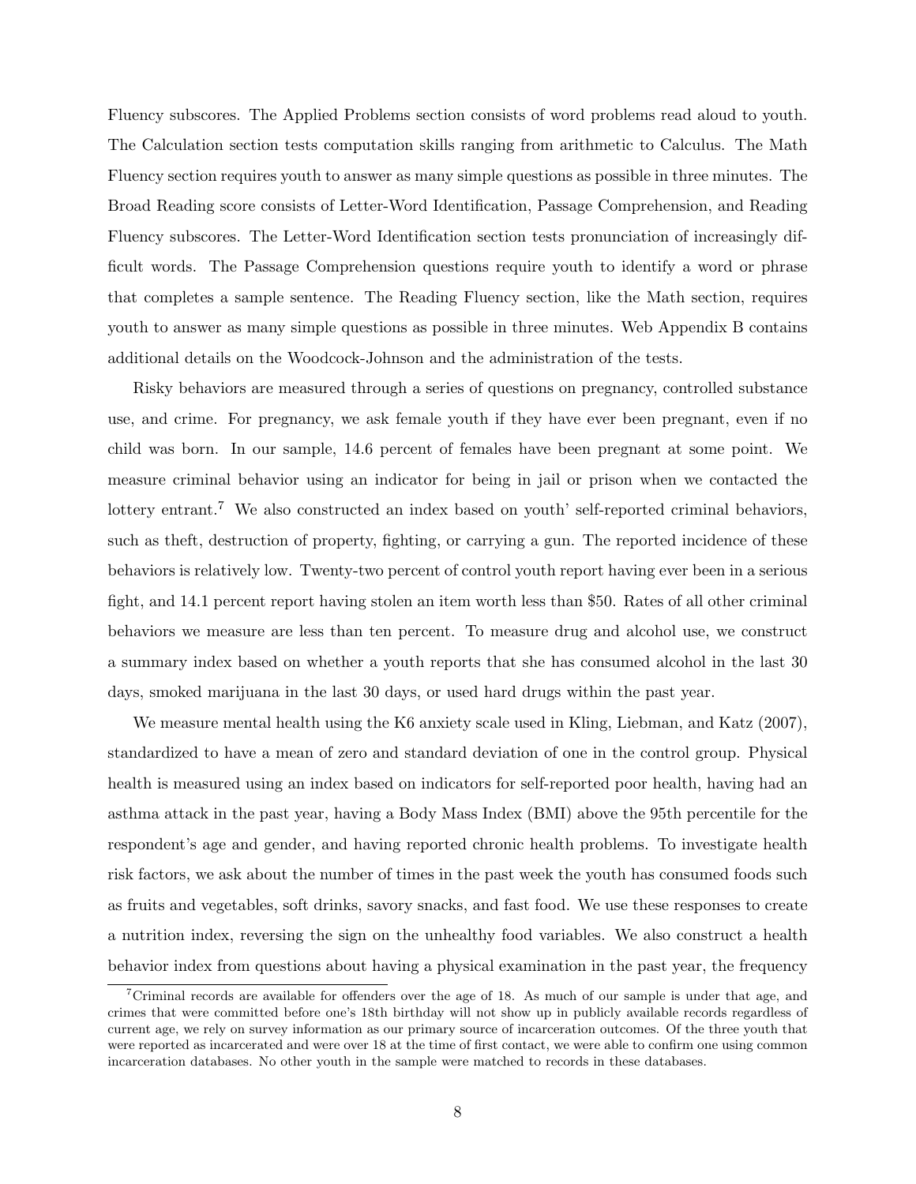Fluency subscores. The Applied Problems section consists of word problems read aloud to youth. The Calculation section tests computation skills ranging from arithmetic to Calculus. The Math Fluency section requires youth to answer as many simple questions as possible in three minutes. The Broad Reading score consists of Letter-Word Identification, Passage Comprehension, and Reading Fluency subscores. The Letter-Word Identification section tests pronunciation of increasingly difficult words. The Passage Comprehension questions require youth to identify a word or phrase that completes a sample sentence. The Reading Fluency section, like the Math section, requires youth to answer as many simple questions as possible in three minutes. Web Appendix B contains additional details on the Woodcock-Johnson and the administration of the tests.

Risky behaviors are measured through a series of questions on pregnancy, controlled substance use, and crime. For pregnancy, we ask female youth if they have ever been pregnant, even if no child was born. In our sample, 14.6 percent of females have been pregnant at some point. We measure criminal behavior using an indicator for being in jail or prison when we contacted the lottery entrant.[7] We also constructed an index based on youth' self-reported criminal behaviors, such as theft, destruction of property, fighting, or carrying a gun. The reported incidence of these behaviors is relatively low. Twenty-two percent of control youth report having ever been in a serious fight, and 14.1 percent report having stolen an item worth less than $50. Rates of all other criminal behaviors we measure are less than ten percent. To measure drug and alcohol use, we construct a summary index based on whether a youth reports that she has consumed alcohol in the last 30 days, smoked marijuana in the last 30 days, or used hard drugs within the past year.

We measure mental health using the K6 anxiety scale used in Kling, Liebman, and Katz (2007), standardized to have a mean of zero and standard deviation of one in the control group. Physical health is measured using an index based on indicators for self-reported poor health, having had an asthma attack in the past year, having a Body Mass Index (BMI) above the 95th percentile for the respondent's age and gender, and having reported chronic health problems. To investigate health risk factors, we ask about the number of times in the past week the youth has consumed foods such as fruits and vegetables, soft drinks, savory snacks, and fast food. We use these responses to create a nutrition index, reversing the sign on the unhealthy food variables. We also construct a health behavior index from questions about having a physical examination in the past year, the frequency

[7] Criminal records are available for offenders over the age of 18. As much of our sample is under that age, and crimes that were committed before one's 18th birthday will not show up in publicly available records regardless of current age, we rely on survey information as our primary source of incarceration outcomes. Of the three youth that were reported as incarcerated and were over 18 at the time of first contact, we were able to confirm one using common incarceration databases. No other youth in the sample were matched to records in these databases.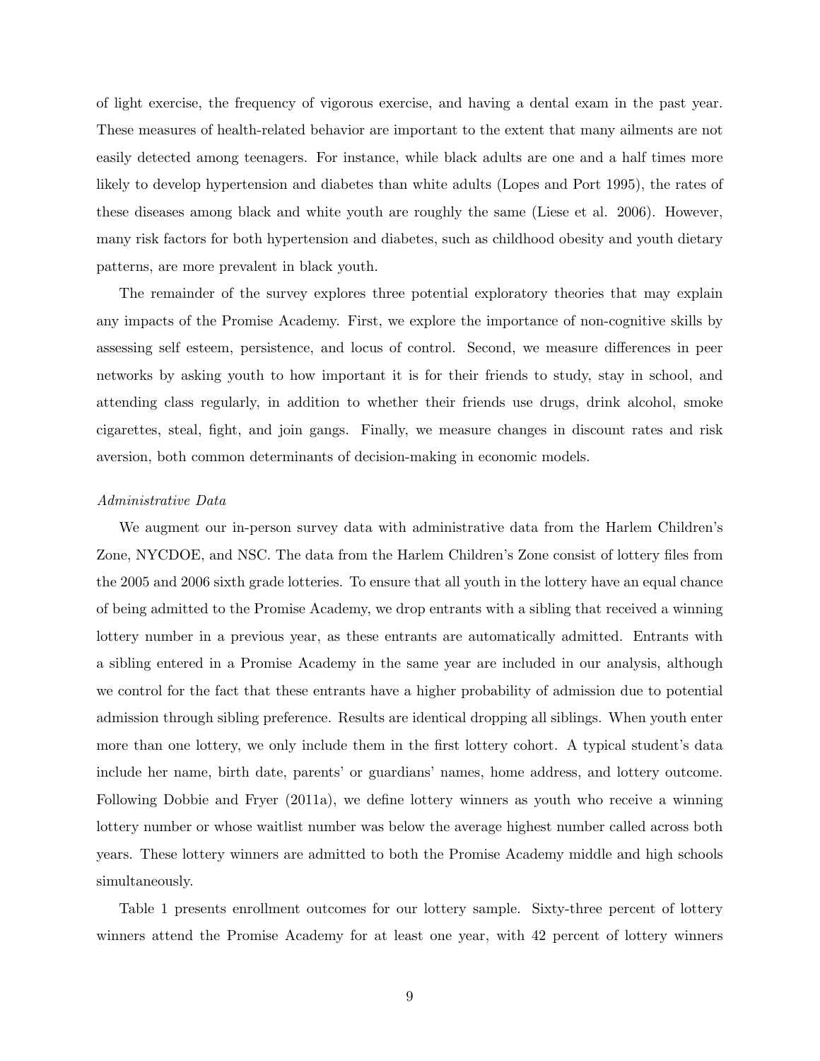of light exercise, the frequency of vigorous exercise, and having a dental exam in the past year. These measures of health-related behavior are important to the extent that many ailments are not easily detected among teenagers. For instance, while black adults are one and a half times more likely to develop hypertension and diabetes than white adults (Lopes and Port 1995), the rates of these diseases among black and white youth are roughly the same (Liese et al. 2006). However, many risk factors for both hypertension and diabetes, such as childhood obesity and youth dietary patterns, are more prevalent in black youth.

The remainder of the survey explores three potential exploratory theories that may explain any impacts of the Promise Academy. First, we explore the importance of non-cognitive skills by assessing self esteem, persistence, and locus of control. Second, we measure differences in peer networks by asking youth to how important it is for their friends to study, stay in school, and attending class regularly, in addition to whether their friends use drugs, drink alcohol, smoke cigarettes, steal, fight, and join gangs. Finally, we measure changes in discount rates and risk aversion, both common determinants of decision-making in economic models.

*Administrative Data*

We augment our in-person survey data with administrative data from the Harlem Children's Zone, NYCDOE, and NSC. The data from the Harlem Children's Zone consist of lottery files from the 2005 and 2006 sixth grade lotteries. To ensure that all youth in the lottery have an equal chance of being admitted to the Promise Academy, we drop entrants with a sibling that received a winning lottery number in a previous year, as these entrants are automatically admitted. Entrants with a sibling entered in a Promise Academy in the same year are included in our analysis, although we control for the fact that these entrants have a higher probability of admission due to potential admission through sibling preference. Results are identical dropping all siblings. When youth enter more than one lottery, we only include them in the first lottery cohort. A typical student's data include her name, birth date, parents' or guardians' names, home address, and lottery outcome. Following Dobbie and Fryer (2011a), we define lottery winners as youth who receive a winning lottery number or whose waitlist number was below the average highest number called across both years. These lottery winners are admitted to both the Promise Academy middle and high schools simultaneously.

Table 1 presents enrollment outcomes for our lottery sample. Sixty-three percent of lottery winners attend the Promise Academy for at least one year, with 42 percent of lottery winners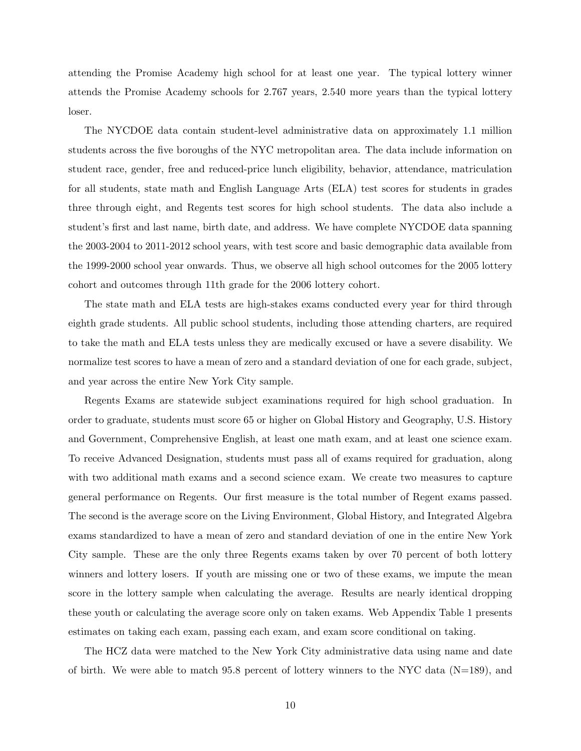attending the Promise Academy high school for at least one year. The typical lottery winner attends the Promise Academy schools for 2.767 years, 2.540 more years than the typical lottery loser.

The NYCDOE data contain student-level administrative data on approximately 1.1 million students across the five boroughs of the NYC metropolitan area. The data include information on student race, gender, free and reduced-price lunch eligibility, behavior, attendance, matriculation for all students, state math and English Language Arts (ELA) test scores for students in grades three through eight, and Regents test scores for high school students. The data also include a student's first and last name, birth date, and address. We have complete NYCDOE data spanning the 2003-2004 to 2011-2012 school years, with test score and basic demographic data available from the 1999-2000 school year onwards. Thus, we observe all high school outcomes for the 2005 lottery cohort and outcomes through 11th grade for the 2006 lottery cohort.

The state math and ELA tests are high-stakes exams conducted every year for third through eighth grade students. All public school students, including those attending charters, are required to take the math and ELA tests unless they are medically excused or have a severe disability. We normalize test scores to have a mean of zero and a standard deviation of one for each grade, subject, and year across the entire New York City sample.

Regents Exams are statewide subject examinations required for high school graduation. In order to graduate, students must score 65 or higher on Global History and Geography, U.S. History and Government, Comprehensive English, at least one math exam, and at least one science exam. To receive Advanced Designation, students must pass all of exams required for graduation, along with two additional math exams and a second science exam. We create two measures to capture general performance on Regents. Our first measure is the total number of Regent exams passed. The second is the average score on the Living Environment, Global History, and Integrated Algebra exams standardized to have a mean of zero and standard deviation of one in the entire New York City sample. These are the only three Regents exams taken by over 70 percent of both lottery winners and lottery losers. If youth are missing one or two of these exams, we impute the mean score in the lottery sample when calculating the average. Results are nearly identical dropping these youth or calculating the average score only on taken exams. Web Appendix Table 1 presents estimates on taking each exam, passing each exam, and exam score conditional on taking.

The HCZ data were matched to the New York City administrative data using name and date of birth. We were able to match 95.8 percent of lottery winners to the NYC data (N=189), and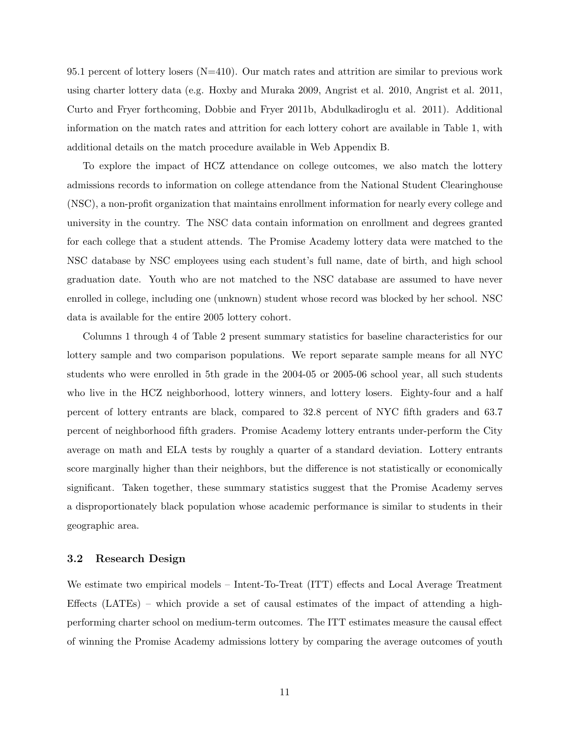95.1 percent of lottery losers (N=410). Our match rates and attrition are similar to previous work using charter lottery data (e.g. Hoxby and Muraka 2009, Angrist et al. 2010, Angrist et al. 2011, Curto and Fryer forthcoming, Dobbie and Fryer 2011b, Abdulkadiroglu et al. 2011). Additional information on the match rates and attrition for each lottery cohort are available in Table 1, with additional details on the match procedure available in Web Appendix B.

To explore the impact of HCZ attendance on college outcomes, we also match the lottery admissions records to information on college attendance from the National Student Clearinghouse (NSC), a non-profit organization that maintains enrollment information for nearly every college and university in the country. The NSC data contain information on enrollment and degrees granted for each college that a student attends. The Promise Academy lottery data were matched to the NSC database by NSC employees using each student's full name, date of birth, and high school graduation date. Youth who are not matched to the NSC database are assumed to have never enrolled in college, including one (unknown) student whose record was blocked by her school. NSC data is available for the entire 2005 lottery cohort.

Columns 1 through 4 of Table 2 present summary statistics for baseline characteristics for our lottery sample and two comparison populations. We report separate sample means for all NYC students who were enrolled in 5th grade in the 2004-05 or 2005-06 school year, all such students who live in the HCZ neighborhood, lottery winners, and lottery losers. Eighty-four and a half percent of lottery entrants are black, compared to 32.8 percent of NYC fifth graders and 63.7 percent of neighborhood fifth graders. Promise Academy lottery entrants under-perform the City average on math and ELA tests by roughly a quarter of a standard deviation. Lottery entrants score marginally higher than their neighbors, but the difference is not statistically or economically significant. Taken together, these summary statistics suggest that the Promise Academy serves a disproportionately black population whose academic performance is similar to students in their geographic area.

### 3.2 Research Design

We estimate two empirical models – Intent-To-Treat (ITT) effects and Local Average Treatment Effects (LATEs) – which provide a set of causal estimates of the impact of attending a high-performing charter school on medium-term outcomes. The ITT estimates measure the causal effect of winning the Promise Academy admissions lottery by comparing the average outcomes of youth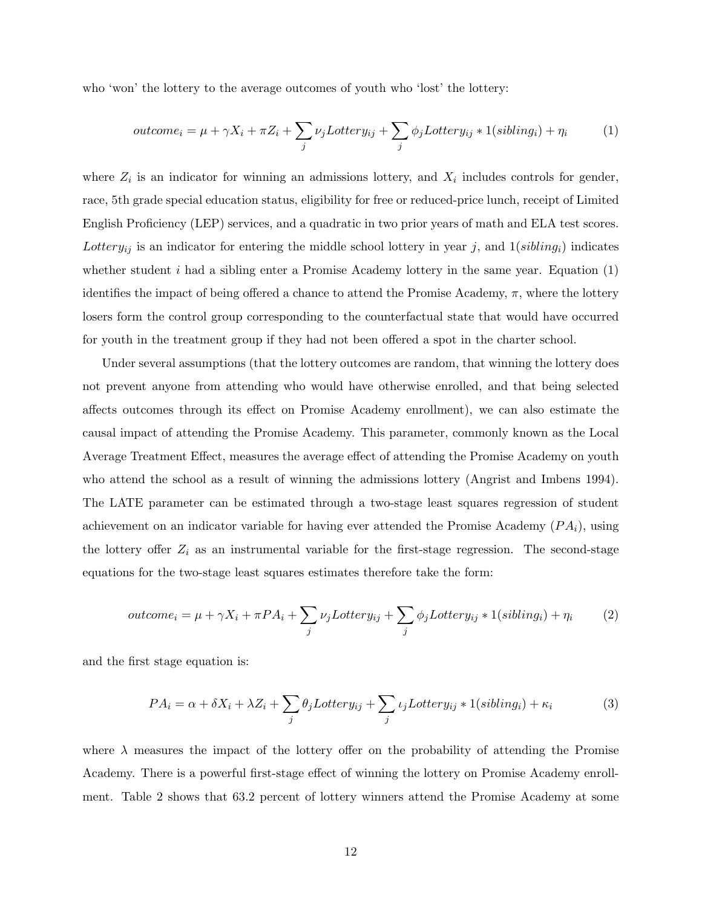who 'won' the lottery to the average outcomes of youth who 'lost' the lottery:

$$outcome_i = \mu + \gamma X_i + \pi Z_i + \sum_j \nu_j Lottery_{ij} + \sum_j \phi_j Lottery_{ij} * 1(sibling_i) + \eta_i \tag{1}$$

where $Z_i$ is an indicator for winning an admissions lottery, and $X_i$ includes controls for gender, race, 5th grade special education status, eligibility for free or reduced-price lunch, receipt of Limited English Proficiency (LEP) services, and a quadratic in two prior years of math and ELA test scores. $Lottery_{ij}$ is an indicator for entering the middle school lottery in year $j$, and $1(sibling_i)$ indicates whether student $i$ had a sibling enter a Promise Academy lottery in the same year. Equation (1) identifies the impact of being offered a chance to attend the Promise Academy, $\pi$, where the lottery losers form the control group corresponding to the counterfactual state that would have occurred for youth in the treatment group if they had not been offered a spot in the charter school.

Under several assumptions (that the lottery outcomes are random, that winning the lottery does not prevent anyone from attending who would have otherwise enrolled, and that being selected affects outcomes through its effect on Promise Academy enrollment), we can also estimate the causal impact of attending the Promise Academy. This parameter, commonly known as the Local Average Treatment Effect, measures the average effect of attending the Promise Academy on youth who attend the school as a result of winning the admissions lottery (Angrist and Imbens 1994). The LATE parameter can be estimated through a two-stage least squares regression of student achievement on an indicator variable for having ever attended the Promise Academy ($PA_i$), using the lottery offer $Z_i$ as an instrumental variable for the first-stage regression. The second-stage equations for the two-stage least squares estimates therefore take the form:

$$outcome_i = \mu + \gamma X_i + \pi PA_i + \sum_j \nu_j Lottery_{ij} + \sum_j \phi_j Lottery_{ij} * 1(sibling_i) + \eta_i \tag{2}$$

and the first stage equation is:

$$PA_i = \alpha + \delta X_i + \lambda Z_i + \sum_j \theta_j Lottery_{ij} + \sum_j \iota_j Lottery_{ij} * 1(sibling_i) + \kappa_i \tag{3}$$

where $\lambda$ measures the impact of the lottery offer on the probability of attending the Promise Academy. There is a powerful first-stage effect of winning the lottery on Promise Academy enrollment. Table 2 shows that 63.2 percent of lottery winners attend the Promise Academy at some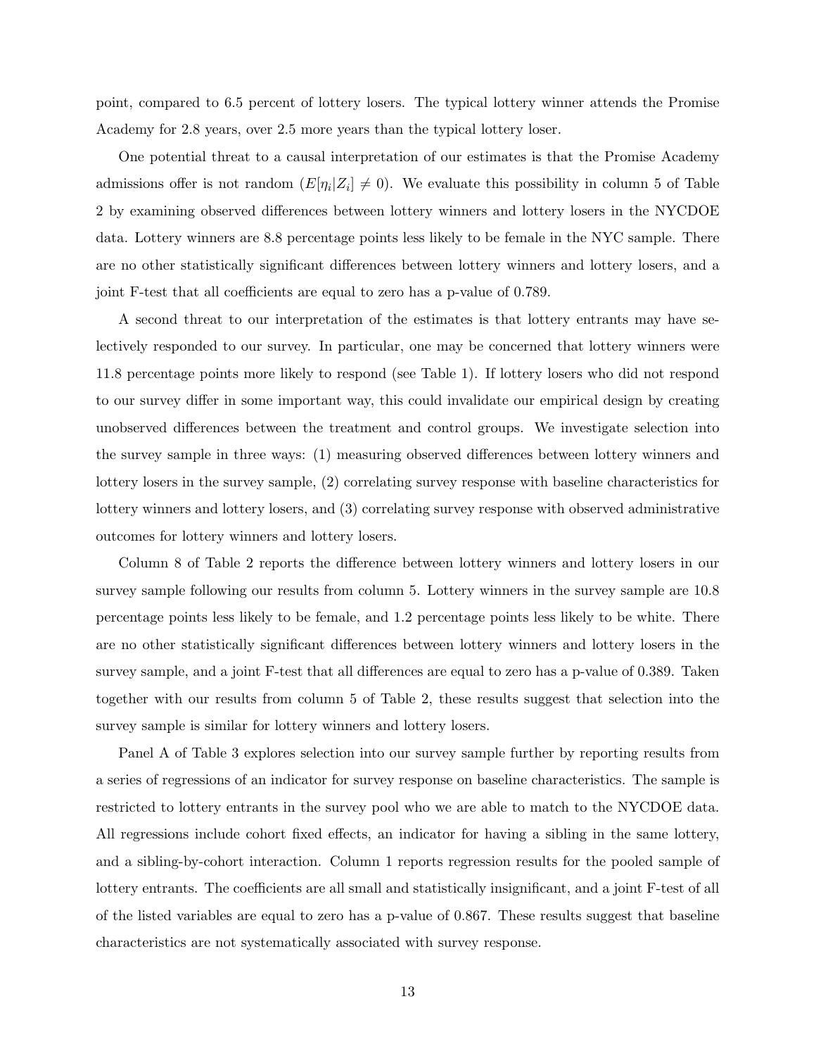point, compared to 6.5 percent of lottery losers. The typical lottery winner attends the Promise Academy for 2.8 years, over 2.5 more years than the typical lottery loser.

One potential threat to a causal interpretation of our estimates is that the Promise Academy admissions offer is not random ($E[\eta_i|Z_i] \neq 0$). We evaluate this possibility in column 5 of Table 2 by examining observed differences between lottery winners and lottery losers in the NYCDOE data. Lottery winners are 8.8 percentage points less likely to be female in the NYC sample. There are no other statistically significant differences between lottery winners and lottery losers, and a joint F-test that all coefficients are equal to zero has a p-value of 0.789.

A second threat to our interpretation of the estimates is that lottery entrants may have selectively responded to our survey. In particular, one may be concerned that lottery winners were 11.8 percentage points more likely to respond (see Table 1). If lottery losers who did not respond to our survey differ in some important way, this could invalidate our empirical design by creating unobserved differences between the treatment and control groups. We investigate selection into the survey sample in three ways: (1) measuring observed differences between lottery winners and lottery losers in the survey sample, (2) correlating survey response with baseline characteristics for lottery winners and lottery losers, and (3) correlating survey response with observed administrative outcomes for lottery winners and lottery losers.

Column 8 of Table 2 reports the difference between lottery winners and lottery losers in our survey sample following our results from column 5. Lottery winners in the survey sample are 10.8 percentage points less likely to be female, and 1.2 percentage points less likely to be white. There are no other statistically significant differences between lottery winners and lottery losers in the survey sample, and a joint F-test that all differences are equal to zero has a p-value of 0.389. Taken together with our results from column 5 of Table 2, these results suggest that selection into the survey sample is similar for lottery winners and lottery losers.

Panel A of Table 3 explores selection into our survey sample further by reporting results from a series of regressions of an indicator for survey response on baseline characteristics. The sample is restricted to lottery entrants in the survey pool who we are able to match to the NYCDOE data. All regressions include cohort fixed effects, an indicator for having a sibling in the same lottery, and a sibling-by-cohort interaction. Column 1 reports regression results for the pooled sample of lottery entrants. The coefficients are all small and statistically insignificant, and a joint F-test of all of the listed variables are equal to zero has a p-value of 0.867. These results suggest that baseline characteristics are not systematically associated with survey response.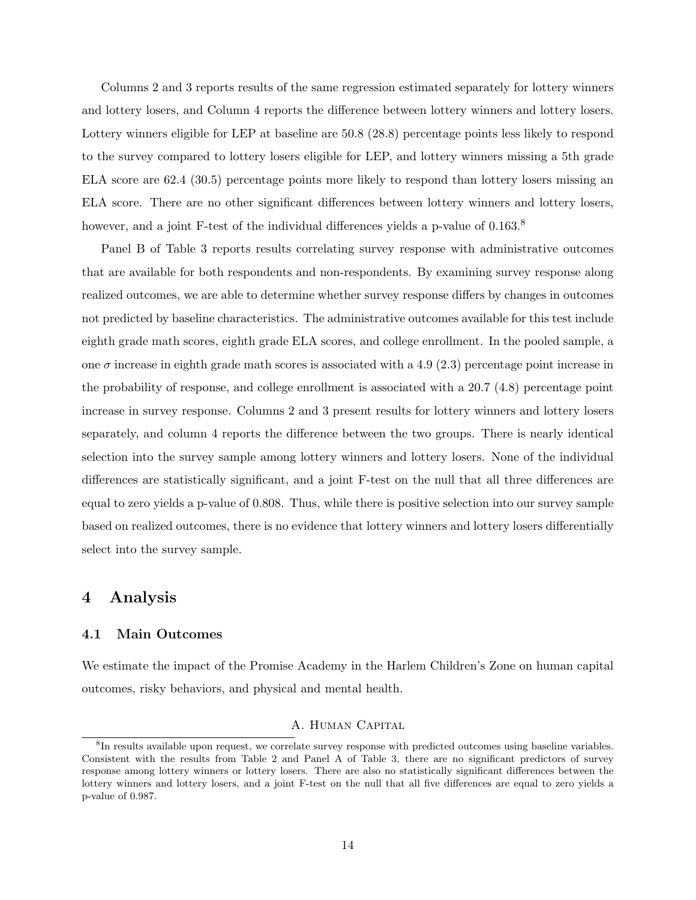Columns 2 and 3 reports results of the same regression estimated separately for lottery winners and lottery losers, and Column 4 reports the difference between lottery winners and lottery losers. Lottery winners eligible for LEP at baseline are 50.8 (28.8) percentage points less likely to respond to the survey compared to lottery losers eligible for LEP, and lottery winners missing a 5th grade ELA score are 62.4 (30.5) percentage points more likely to respond than lottery losers missing an ELA score. There are no other significant differences between lottery winners and lottery losers, however, and a joint F-test of the individual differences yields a p-value of 0.163.[8]

Panel B of Table 3 reports results correlating survey response with administrative outcomes that are available for both respondents and non-respondents. By examining survey response along realized outcomes, we are able to determine whether survey response differs by changes in outcomes not predicted by baseline characteristics. The administrative outcomes available for this test include eighth grade math scores, eighth grade ELA scores, and college enrollment. In the pooled sample, a one $\sigma$ increase in eighth grade math scores is associated with a 4.9 (2.3) percentage point increase in the probability of response, and college enrollment is associated with a 20.7 (4.8) percentage point increase in survey response. Columns 2 and 3 present results for lottery winners and lottery losers separately, and column 4 reports the difference between the two groups. There is nearly identical selection into the survey sample among lottery winners and lottery losers. None of the individual differences are statistically significant, and a joint F-test on the null that all three differences are equal to zero yields a p-value of 0.808. Thus, while there is positive selection into our survey sample based on realized outcomes, there is no evidence that lottery winners and lottery losers differentially select into the survey sample.

## 4 Analysis

### 4.1 Main Outcomes

We estimate the impact of the Promise Academy in the Harlem Children's Zone on human capital outcomes, risky behaviors, and physical and mental health.

A. Human Capital

[8] In results available upon request, we correlate survey response with predicted outcomes using baseline variables. Consistent with the results from Table 2 and Panel A of Table 3, there are no significant predictors of survey response among lottery winners or lottery losers. There are also no statistically significant differences between the lottery winners and lottery losers, and a joint F-test on the null that all five differences are equal to zero yields a p-value of 0.987.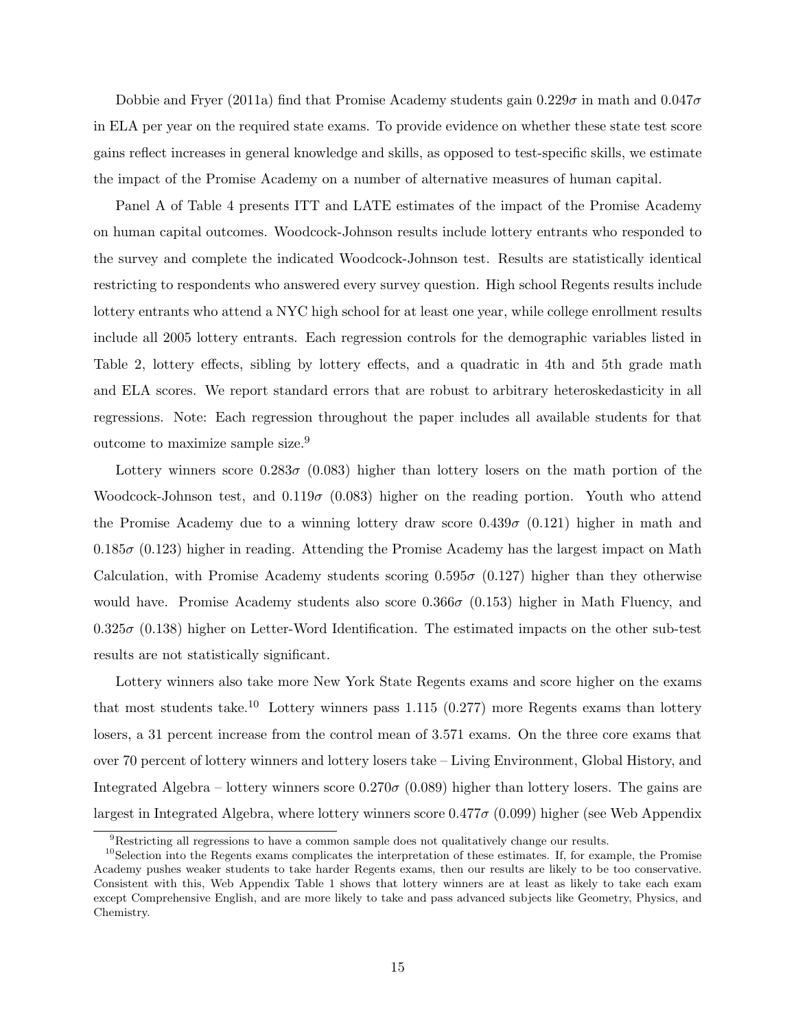Dobbie and Fryer (2011a) find that Promise Academy students gain $0.229\sigma$ in math and $0.047\sigma$ in ELA per year on the required state exams. To provide evidence on whether these state test score gains reflect increases in general knowledge and skills, as opposed to test-specific skills, we estimate the impact of the Promise Academy on a number of alternative measures of human capital.

Panel A of Table 4 presents ITT and LATE estimates of the impact of the Promise Academy on human capital outcomes. Woodcock-Johnson results include lottery entrants who responded to the survey and complete the indicated Woodcock-Johnson test. Results are statistically identical restricting to respondents who answered every survey question. High school Regents results include lottery entrants who attend a NYC high school for at least one year, while college enrollment results include all 2005 lottery entrants. Each regression controls for the demographic variables listed in Table 2, lottery effects, sibling by lottery effects, and a quadratic in 4th and 5th grade math and ELA scores. We report standard errors that are robust to arbitrary heteroskedasticity in all regressions. Note: Each regression throughout the paper includes all available students for that outcome to maximize sample size.[9]

Lottery winners score $0.283\sigma$ (0.083) higher than lottery losers on the math portion of the Woodcock-Johnson test, and $0.119\sigma$ (0.083) higher on the reading portion. Youth who attend the Promise Academy due to a winning lottery draw score $0.439\sigma$ (0.121) higher in math and $0.185\sigma$ (0.123) higher in reading. Attending the Promise Academy has the largest impact on Math Calculation, with Promise Academy students scoring $0.595\sigma$ (0.127) higher than they otherwise would have. Promise Academy students also score $0.366\sigma$ (0.153) higher in Math Fluency, and $0.325\sigma$ (0.138) higher on Letter-Word Identification. The estimated impacts on the other sub-test results are not statistically significant.

Lottery winners also take more New York State Regents exams and score higher on the exams that most students take.[10] Lottery winners pass 1.115 (0.277) more Regents exams than lottery losers, a 31 percent increase from the control mean of 3.571 exams. On the three core exams that over 70 percent of lottery winners and lottery losers take – Living Environment, Global History, and Integrated Algebra – lottery winners score $0.270\sigma$ (0.089) higher than lottery losers. The gains are largest in Integrated Algebra, where lottery winners score $0.477\sigma$ (0.099) higher (see Web Appendix

[9]Restricting all regressions to have a common sample does not qualitatively change our results.

[10]Selection into the Regents exams complicates the interpretation of these estimates. If, for example, the Promise Academy pushes weaker students to take harder Regents exams, then our results are likely to be too conservative. Consistent with this, Web Appendix Table 1 shows that lottery winners are at least as likely to take each exam except Comprehensive English, and are more likely to take and pass advanced subjects like Geometry, Physics, and Chemistry.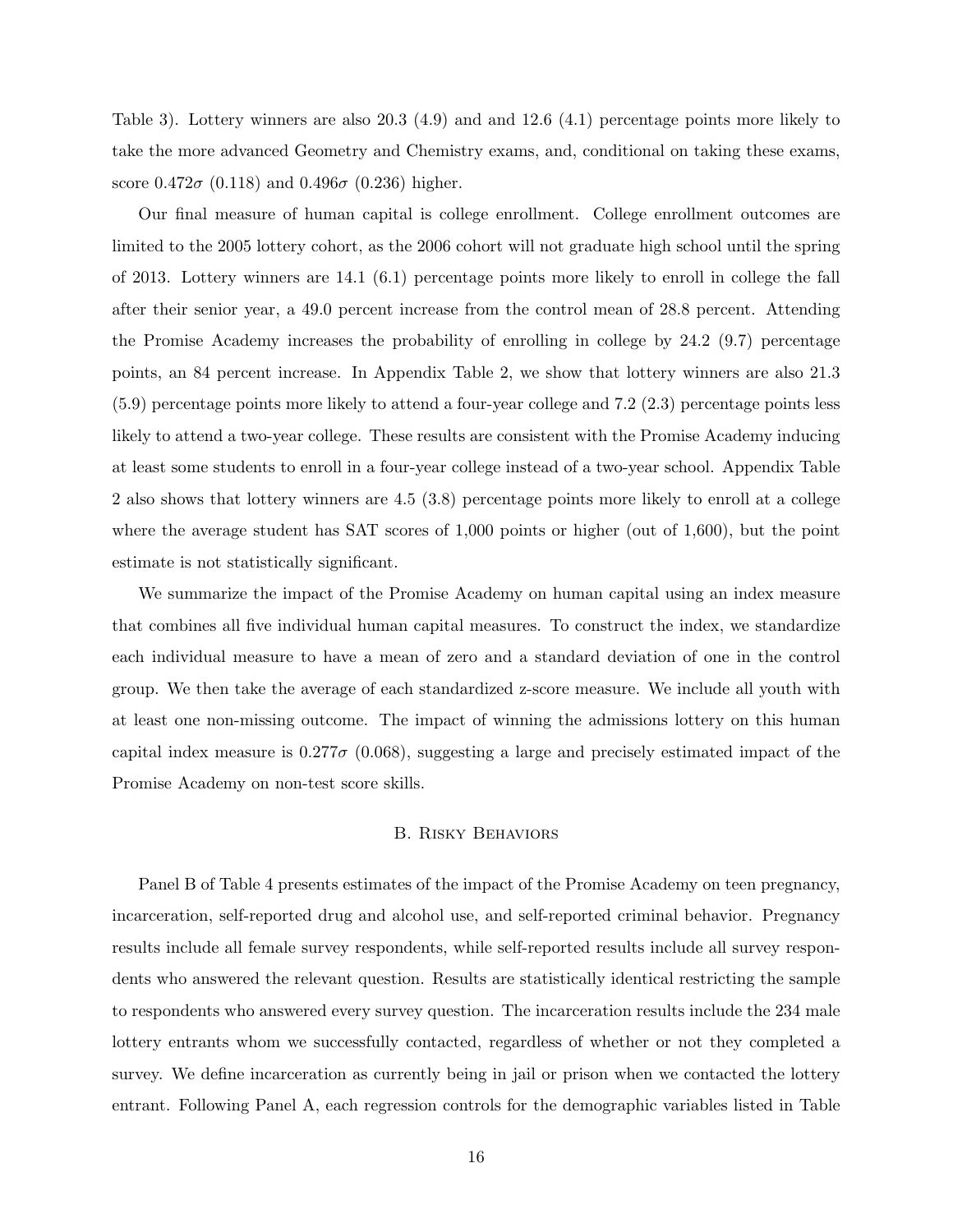Table 3). Lottery winners are also 20.3 (4.9) and and 12.6 (4.1) percentage points more likely to take the more advanced Geometry and Chemistry exams, and, conditional on taking these exams, score $0.472\sigma$ (0.118) and $0.496\sigma$ (0.236) higher.

Our final measure of human capital is college enrollment. College enrollment outcomes are limited to the 2005 lottery cohort, as the 2006 cohort will not graduate high school until the spring of 2013. Lottery winners are 14.1 (6.1) percentage points more likely to enroll in college the fall after their senior year, a 49.0 percent increase from the control mean of 28.8 percent. Attending the Promise Academy increases the probability of enrolling in college by 24.2 (9.7) percentage points, an 84 percent increase. In Appendix Table 2, we show that lottery winners are also 21.3 (5.9) percentage points more likely to attend a four-year college and 7.2 (2.3) percentage points less likely to attend a two-year college. These results are consistent with the Promise Academy inducing at least some students to enroll in a four-year college instead of a two-year school. Appendix Table 2 also shows that lottery winners are 4.5 (3.8) percentage points more likely to enroll at a college where the average student has SAT scores of 1,000 points or higher (out of 1,600), but the point estimate is not statistically significant.

We summarize the impact of the Promise Academy on human capital using an index measure that combines all five individual human capital measures. To construct the index, we standardize each individual measure to have a mean of zero and a standard deviation of one in the control group. We then take the average of each standardized z-score measure. We include all youth with at least one non-missing outcome. The impact of winning the admissions lottery on this human capital index measure is $0.277\sigma$ (0.068), suggesting a large and precisely estimated impact of the Promise Academy on non-test score skills.

## B. Risky Behaviors

Panel B of Table 4 presents estimates of the impact of the Promise Academy on teen pregnancy, incarceration, self-reported drug and alcohol use, and self-reported criminal behavior. Pregnancy results include all female survey respondents, while self-reported results include all survey respondents who answered the relevant question. Results are statistically identical restricting the sample to respondents who answered every survey question. The incarceration results include the 234 male lottery entrants whom we successfully contacted, regardless of whether or not they completed a survey. We define incarceration as currently being in jail or prison when we contacted the lottery entrant. Following Panel A, each regression controls for the demographic variables listed in Table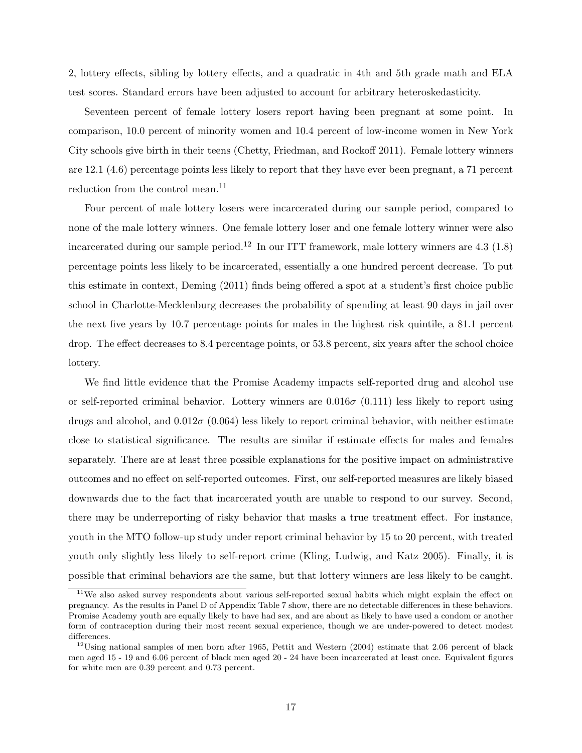2, lottery effects, sibling by lottery effects, and a quadratic in 4th and 5th grade math and ELA test scores. Standard errors have been adjusted to account for arbitrary heteroskedasticity.

Seventeen percent of female lottery losers report having been pregnant at some point. In comparison, 10.0 percent of minority women and 10.4 percent of low-income women in New York City schools give birth in their teens (Chetty, Friedman, and Rockoff 2011). Female lottery winners are 12.1 (4.6) percentage points less likely to report that they have ever been pregnant, a 71 percent reduction from the control mean.[11]

Four percent of male lottery losers were incarcerated during our sample period, compared to none of the male lottery winners. One female lottery loser and one female lottery winner were also incarcerated during our sample period.[12] In our ITT framework, male lottery winners are 4.3 (1.8) percentage points less likely to be incarcerated, essentially a one hundred percent decrease. To put this estimate in context, Deming (2011) finds being offered a spot at a student's first choice public school in Charlotte-Mecklenburg decreases the probability of spending at least 90 days in jail over the next five years by 10.7 percentage points for males in the highest risk quintile, a 81.1 percent drop. The effect decreases to 8.4 percentage points, or 53.8 percent, six years after the school choice lottery.

We find little evidence that the Promise Academy impacts self-reported drug and alcohol use or self-reported criminal behavior. Lottery winners are $0.016\sigma$ (0.111) less likely to report using drugs and alcohol, and $0.012\sigma$ (0.064) less likely to report criminal behavior, with neither estimate close to statistical significance. The results are similar if estimate effects for males and females separately. There are at least three possible explanations for the positive impact on administrative outcomes and no effect on self-reported outcomes. First, our self-reported measures are likely biased downwards due to the fact that incarcerated youth are unable to respond to our survey. Second, there may be underreporting of risky behavior that masks a true treatment effect. For instance, youth in the MTO follow-up study under report criminal behavior by 15 to 20 percent, with treated youth only slightly less likely to self-report crime (Kling, Ludwig, and Katz 2005). Finally, it is possible that criminal behaviors are the same, but that lottery winners are less likely to be caught.

[11] We also asked survey respondents about various self-reported sexual habits which might explain the effect on pregnancy. As the results in Panel D of Appendix Table 7 show, there are no detectable differences in these behaviors. Promise Academy youth are equally likely to have had sex, and are about as likely to have used a condom or another form of contraception during their most recent sexual experience, though we are under-powered to detect modest differences.

[12] Using national samples of men born after 1965, Pettit and Western (2004) estimate that 2.06 percent of black men aged 15 - 19 and 6.06 percent of black men aged 20 - 24 have been incarcerated at least once. Equivalent figures for white men are 0.39 percent and 0.73 percent.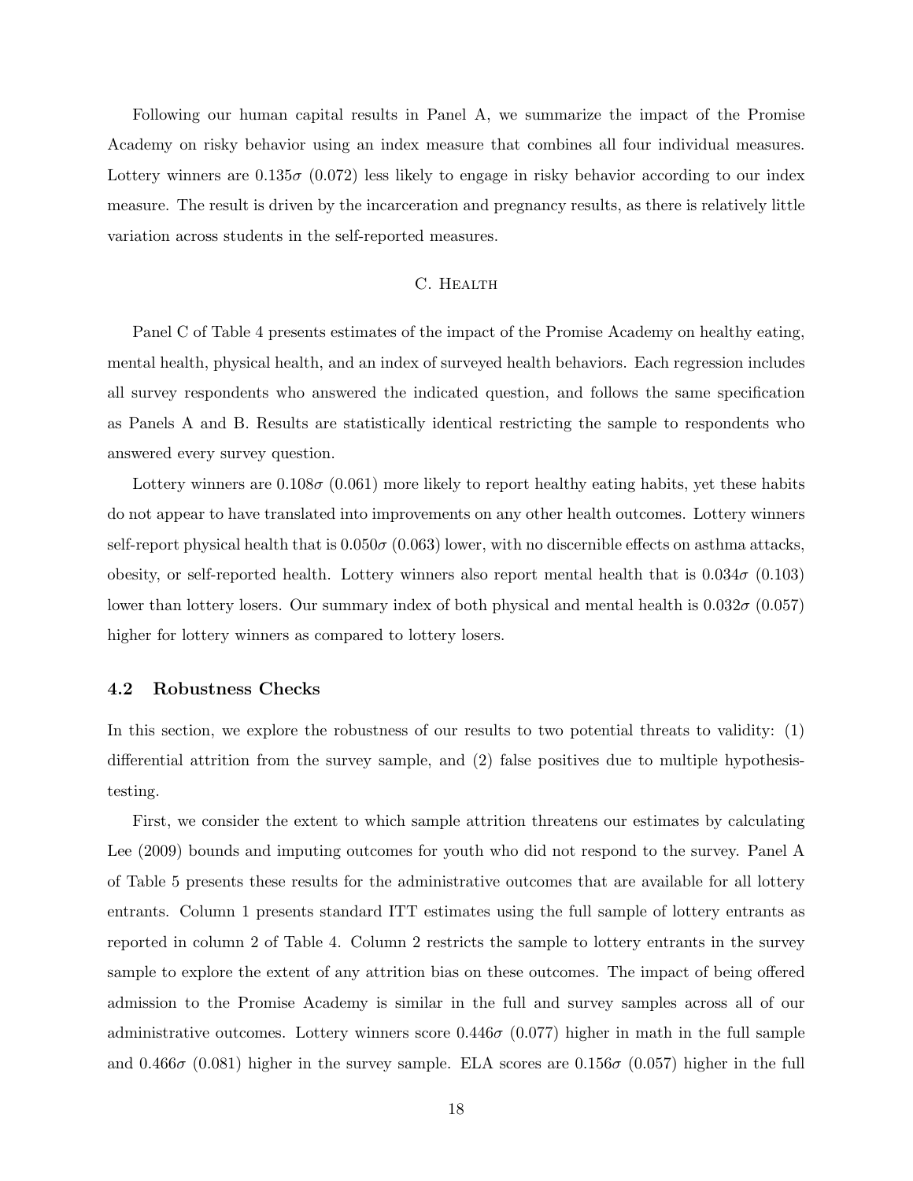Following our human capital results in Panel A, we summarize the impact of the Promise Academy on risky behavior using an index measure that combines all four individual measures. Lottery winners are $0.135\sigma$ (0.072) less likely to engage in risky behavior according to our index measure. The result is driven by the incarceration and pregnancy results, as there is relatively little variation across students in the self-reported measures.

### C. Health

Panel C of Table 4 presents estimates of the impact of the Promise Academy on healthy eating, mental health, physical health, and an index of surveyed health behaviors. Each regression includes all survey respondents who answered the indicated question, and follows the same specification as Panels A and B. Results are statistically identical restricting the sample to respondents who answered every survey question.

Lottery winners are $0.108\sigma$ (0.061) more likely to report healthy eating habits, yet these habits do not appear to have translated into improvements on any other health outcomes. Lottery winners self-report physical health that is $0.050\sigma$ (0.063) lower, with no discernible effects on asthma attacks, obesity, or self-reported health. Lottery winners also report mental health that is $0.034\sigma$ (0.103) lower than lottery losers. Our summary index of both physical and mental health is $0.032\sigma$ (0.057) higher for lottery winners as compared to lottery losers.

## 4.2 Robustness Checks

In this section, we explore the robustness of our results to two potential threats to validity: (1) differential attrition from the survey sample, and (2) false positives due to multiple hypothesis-testing.

First, we consider the extent to which sample attrition threatens our estimates by calculating Lee (2009) bounds and imputing outcomes for youth who did not respond to the survey. Panel A of Table 5 presents these results for the administrative outcomes that are available for all lottery entrants. Column 1 presents standard ITT estimates using the full sample of lottery entrants as reported in column 2 of Table 4. Column 2 restricts the sample to lottery entrants in the survey sample to explore the extent of any attrition bias on these outcomes. The impact of being offered admission to the Promise Academy is similar in the full and survey samples across all of our administrative outcomes. Lottery winners score $0.446\sigma$ (0.077) higher in math in the full sample and $0.466\sigma$ (0.081) higher in the survey sample. ELA scores are $0.156\sigma$ (0.057) higher in the full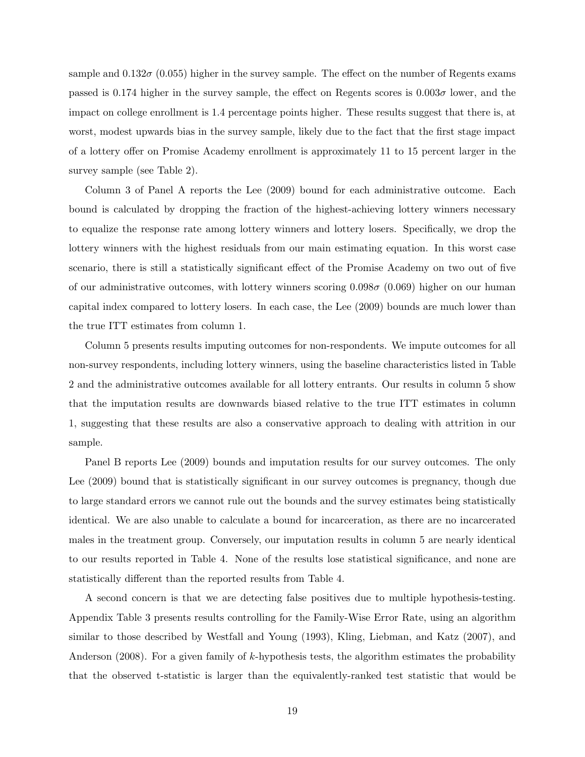sample and $0.132\sigma$ (0.055) higher in the survey sample. The effect on the number of Regents exams passed is 0.174 higher in the survey sample, the effect on Regents scores is $0.003\sigma$ lower, and the impact on college enrollment is 1.4 percentage points higher. These results suggest that there is, at worst, modest upwards bias in the survey sample, likely due to the fact that the first stage impact of a lottery offer on Promise Academy enrollment is approximately 11 to 15 percent larger in the survey sample (see Table 2).

Column 3 of Panel A reports the Lee (2009) bound for each administrative outcome. Each bound is calculated by dropping the fraction of the highest-achieving lottery winners necessary to equalize the response rate among lottery winners and lottery losers. Specifically, we drop the lottery winners with the highest residuals from our main estimating equation. In this worst case scenario, there is still a statistically significant effect of the Promise Academy on two out of five of our administrative outcomes, with lottery winners scoring $0.098\sigma$ (0.069) higher on our human capital index compared to lottery losers. In each case, the Lee (2009) bounds are much lower than the true ITT estimates from column 1.

Column 5 presents results imputing outcomes for non-respondents. We impute outcomes for all non-survey respondents, including lottery winners, using the baseline characteristics listed in Table 2 and the administrative outcomes available for all lottery entrants. Our results in column 5 show that the imputation results are downwards biased relative to the true ITT estimates in column 1, suggesting that these results are also a conservative approach to dealing with attrition in our sample.

Panel B reports Lee (2009) bounds and imputation results for our survey outcomes. The only Lee (2009) bound that is statistically significant in our survey outcomes is pregnancy, though due to large standard errors we cannot rule out the bounds and the survey estimates being statistically identical. We are also unable to calculate a bound for incarceration, as there are no incarcerated males in the treatment group. Conversely, our imputation results in column 5 are nearly identical to our results reported in Table 4. None of the results lose statistical significance, and none are statistically different than the reported results from Table 4.

A second concern is that we are detecting false positives due to multiple hypothesis-testing. Appendix Table 3 presents results controlling for the Family-Wise Error Rate, using an algorithm similar to those described by Westfall and Young (1993), Kling, Liebman, and Katz (2007), and Anderson (2008). For a given family of $k$-hypothesis tests, the algorithm estimates the probability that the observed t-statistic is larger than the equivalently-ranked test statistic that would be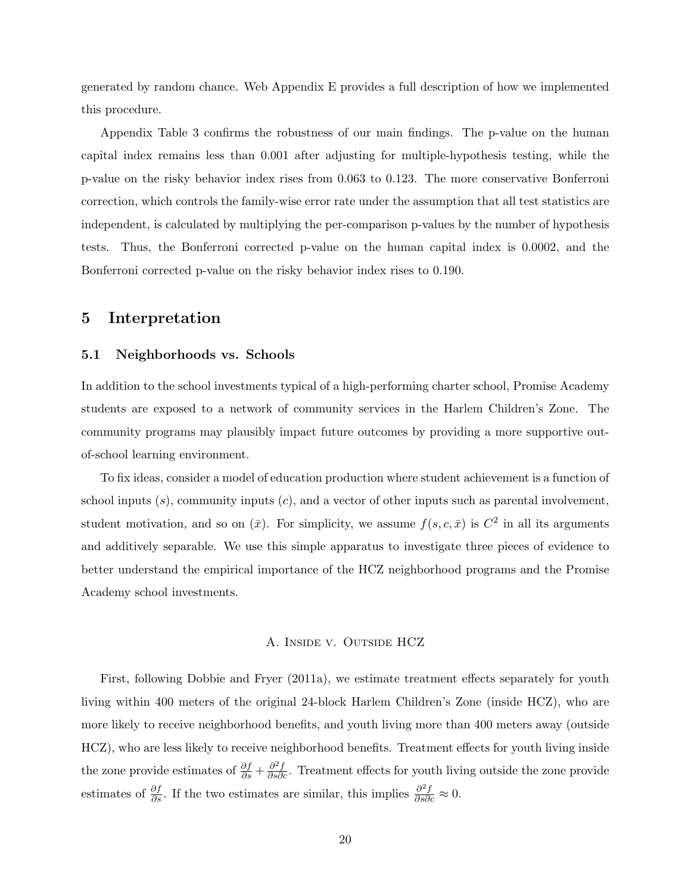generated by random chance. Web Appendix E provides a full description of how we implemented this procedure.

Appendix Table 3 confirms the robustness of our main findings. The p-value on the human capital index remains less than 0.001 after adjusting for multiple-hypothesis testing, while the p-value on the risky behavior index rises from 0.063 to 0.123. The more conservative Bonferroni correction, which controls the family-wise error rate under the assumption that all test statistics are independent, is calculated by multiplying the per-comparison p-values by the number of hypothesis tests. Thus, the Bonferroni corrected p-value on the human capital index is 0.0002, and the Bonferroni corrected p-value on the risky behavior index rises to 0.190.

# 5 Interpretation

## 5.1 Neighborhoods vs. Schools

In addition to the school investments typical of a high-performing charter school, Promise Academy students are exposed to a network of community services in the Harlem Children's Zone. The community programs may plausibly impact future outcomes by providing a more supportive out-of-school learning environment.

To fix ideas, consider a model of education production where student achievement is a function of school inputs ($s$), community inputs ($c$), and a vector of other inputs such as parental involvement, student motivation, and so on ($\bar{x}$). For simplicity, we assume $f(s, c, \bar{x})$ is $C^2$ in all its arguments and additively separable. We use this simple apparatus to investigate three pieces of evidence to better understand the empirical importance of the HCZ neighborhood programs and the Promise Academy school investments.

### A. Inside v. Outside HCZ

First, following Dobbie and Fryer (2011a), we estimate treatment effects separately for youth living within 400 meters of the original 24-block Harlem Children's Zone (inside HCZ), who are more likely to receive neighborhood benefits, and youth living more than 400 meters away (outside HCZ), who are less likely to receive neighborhood benefits. Treatment effects for youth living inside the zone provide estimates of $\frac{\partial f}{\partial s} + \frac{\partial^2 f}{\partial s \partial c}$. Treatment effects for youth living outside the zone provide estimates of $\frac{\partial f}{\partial s}$. If the two estimates are similar, this implies $\frac{\partial^2 f}{\partial s \partial c} \approx 0$.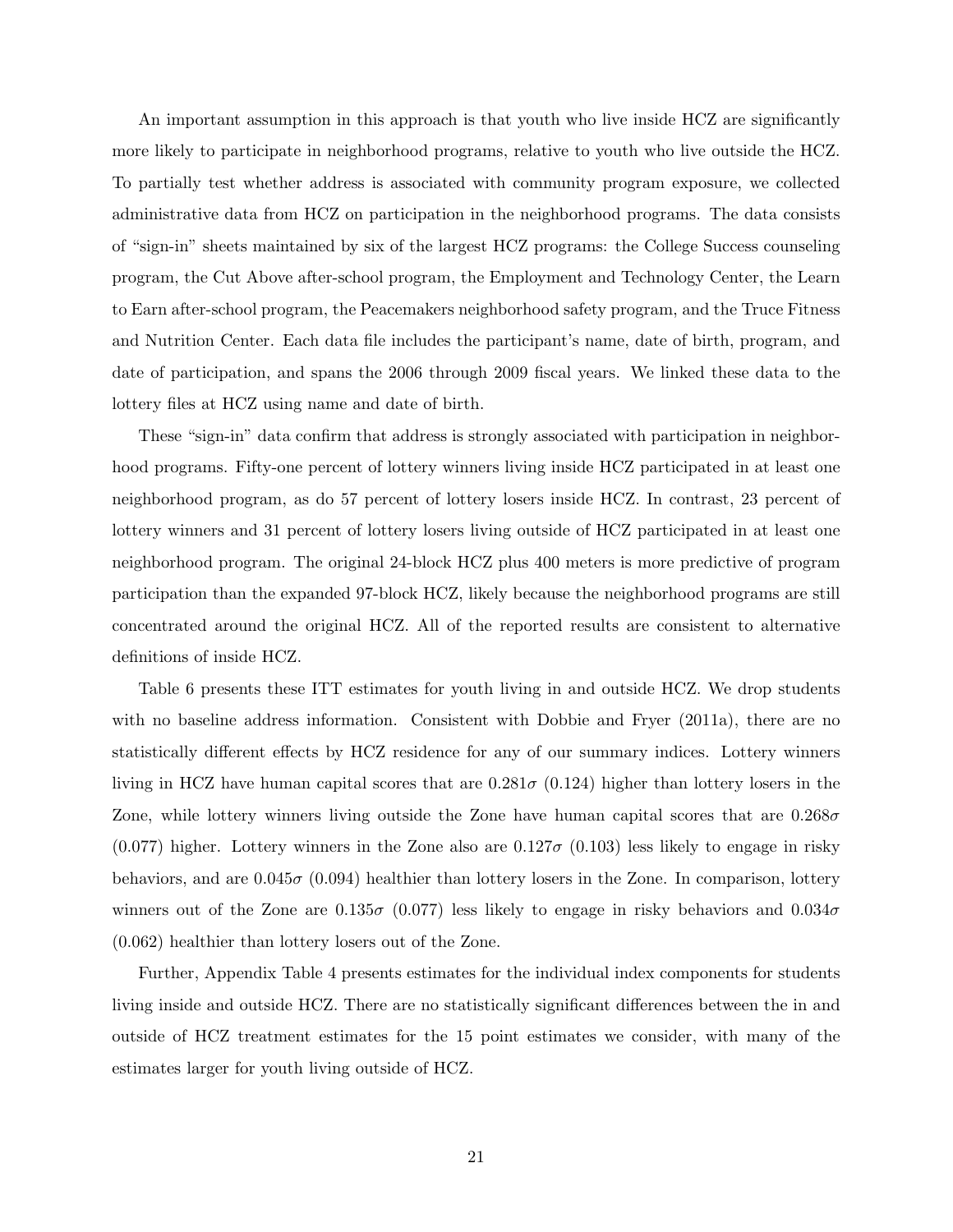An important assumption in this approach is that youth who live inside HCZ are significantly more likely to participate in neighborhood programs, relative to youth who live outside the HCZ. To partially test whether address is associated with community program exposure, we collected administrative data from HCZ on participation in the neighborhood programs. The data consists of "sign-in" sheets maintained by six of the largest HCZ programs: the College Success counseling program, the Cut Above after-school program, the Employment and Technology Center, the Learn to Earn after-school program, the Peacemakers neighborhood safety program, and the Truce Fitness and Nutrition Center. Each data file includes the participant's name, date of birth, program, and date of participation, and spans the 2006 through 2009 fiscal years. We linked these data to the lottery files at HCZ using name and date of birth.

These "sign-in" data confirm that address is strongly associated with participation in neighborhood programs. Fifty-one percent of lottery winners living inside HCZ participated in at least one neighborhood program, as do 57 percent of lottery losers inside HCZ. In contrast, 23 percent of lottery winners and 31 percent of lottery losers living outside of HCZ participated in at least one neighborhood program. The original 24-block HCZ plus 400 meters is more predictive of program participation than the expanded 97-block HCZ, likely because the neighborhood programs are still concentrated around the original HCZ. All of the reported results are consistent to alternative definitions of inside HCZ.

Table 6 presents these ITT estimates for youth living in and outside HCZ. We drop students with no baseline address information. Consistent with Dobbie and Fryer (2011a), there are no statistically different effects by HCZ residence for any of our summary indices. Lottery winners living in HCZ have human capital scores that are $0.281\sigma$ (0.124) higher than lottery losers in the Zone, while lottery winners living outside the Zone have human capital scores that are $0.268\sigma$ (0.077) higher. Lottery winners in the Zone also are $0.127\sigma$ (0.103) less likely to engage in risky behaviors, and are $0.045\sigma$ (0.094) healthier than lottery losers in the Zone. In comparison, lottery winners out of the Zone are $0.135\sigma$ (0.077) less likely to engage in risky behaviors and $0.034\sigma$ (0.062) healthier than lottery losers out of the Zone.

Further, Appendix Table 4 presents estimates for the individual index components for students living inside and outside HCZ. There are no statistically significant differences between the in and outside of HCZ treatment estimates for the 15 point estimates we consider, with many of the estimates larger for youth living outside of HCZ.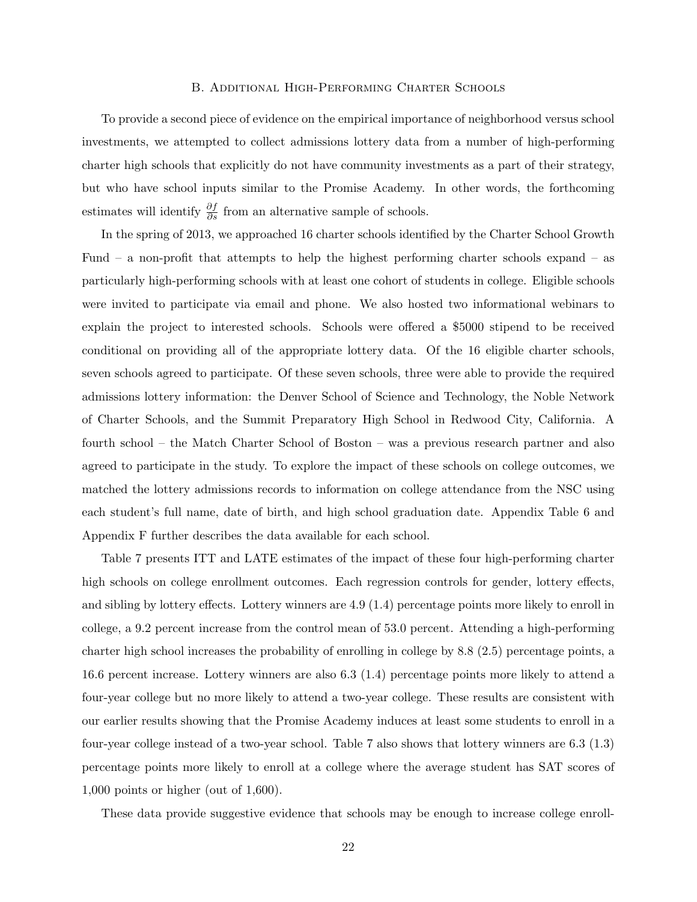### B. Additional High-Performing Charter Schools

To provide a second piece of evidence on the empirical importance of neighborhood versus school investments, we attempted to collect admissions lottery data from a number of high-performing charter high schools that explicitly do not have community investments as a part of their strategy, but who have school inputs similar to the Promise Academy. In other words, the forthcoming estimates will identify $\frac{\partial f}{\partial s}$ from an alternative sample of schools.

In the spring of 2013, we approached 16 charter schools identified by the Charter School Growth Fund – a non-profit that attempts to help the highest performing charter schools expand – as particularly high-performing schools with at least one cohort of students in college. Eligible schools were invited to participate via email and phone. We also hosted two informational webinars to explain the project to interested schools. Schools were offered a $5000 stipend to be received conditional on providing all of the appropriate lottery data. Of the 16 eligible charter schools, seven schools agreed to participate. Of these seven schools, three were able to provide the required admissions lottery information: the Denver School of Science and Technology, the Noble Network of Charter Schools, and the Summit Preparatory High School in Redwood City, California. A fourth school – the Match Charter School of Boston – was a previous research partner and also agreed to participate in the study. To explore the impact of these schools on college outcomes, we matched the lottery admissions records to information on college attendance from the NSC using each student's full name, date of birth, and high school graduation date. Appendix Table 6 and Appendix F further describes the data available for each school.

Table 7 presents ITT and LATE estimates of the impact of these four high-performing charter high schools on college enrollment outcomes. Each regression controls for gender, lottery effects, and sibling by lottery effects. Lottery winners are 4.9 (1.4) percentage points more likely to enroll in college, a 9.2 percent increase from the control mean of 53.0 percent. Attending a high-performing charter high school increases the probability of enrolling in college by 8.8 (2.5) percentage points, a 16.6 percent increase. Lottery winners are also 6.3 (1.4) percentage points more likely to attend a four-year college but no more likely to attend a two-year college. These results are consistent with our earlier results showing that the Promise Academy induces at least some students to enroll in a four-year college instead of a two-year school. Table 7 also shows that lottery winners are 6.3 (1.3) percentage points more likely to enroll at a college where the average student has SAT scores of 1,000 points or higher (out of 1,600).

These data provide suggestive evidence that schools may be enough to increase college enroll-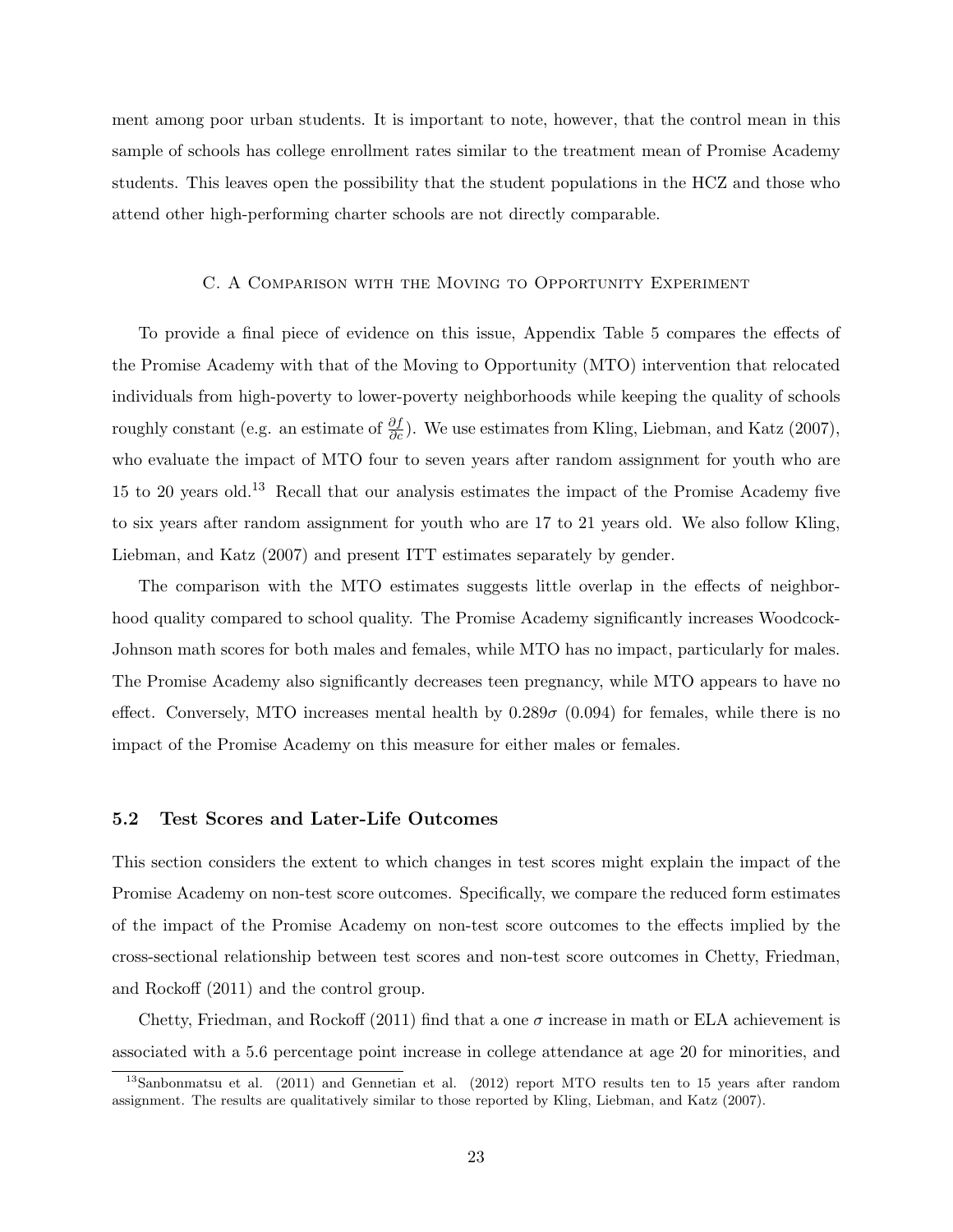ment among poor urban students. It is important to note, however, that the control mean in this sample of schools has college enrollment rates similar to the treatment mean of Promise Academy students. This leaves open the possibility that the student populations in the HCZ and those who attend other high-performing charter schools are not directly comparable.

### C. A Comparison with the Moving to Opportunity Experiment

To provide a final piece of evidence on this issue, Appendix Table 5 compares the effects of the Promise Academy with that of the Moving to Opportunity (MTO) intervention that relocated individuals from high-poverty to lower-poverty neighborhoods while keeping the quality of schools roughly constant (e.g. an estimate of $\frac{\partial f}{\partial c}$). We use estimates from Kling, Liebman, and Katz (2007), who evaluate the impact of MTO four to seven years after random assignment for youth who are 15 to 20 years old.[13] Recall that our analysis estimates the impact of the Promise Academy five to six years after random assignment for youth who are 17 to 21 years old. We also follow Kling, Liebman, and Katz (2007) and present ITT estimates separately by gender.

The comparison with the MTO estimates suggests little overlap in the effects of neighborhood quality compared to school quality. The Promise Academy significantly increases Woodcock-Johnson math scores for both males and females, while MTO has no impact, particularly for males. The Promise Academy also significantly decreases teen pregnancy, while MTO appears to have no effect. Conversely, MTO increases mental health by $0.289\sigma$ (0.094) for females, while there is no impact of the Promise Academy on this measure for either males or females.

## 5.2 Test Scores and Later-Life Outcomes

This section considers the extent to which changes in test scores might explain the impact of the Promise Academy on non-test score outcomes. Specifically, we compare the reduced form estimates of the impact of the Promise Academy on non-test score outcomes to the effects implied by the cross-sectional relationship between test scores and non-test score outcomes in Chetty, Friedman, and Rockoff (2011) and the control group.

Chetty, Friedman, and Rockoff (2011) find that a one $\sigma$ increase in math or ELA achievement is associated with a 5.6 percentage point increase in college attendance at age 20 for minorities, and

[13] Sanbonmatsu et al. (2011) and Gennetian et al. (2012) report MTO results ten to 15 years after random assignment. The results are qualitatively similar to those reported by Kling, Liebman, and Katz (2007).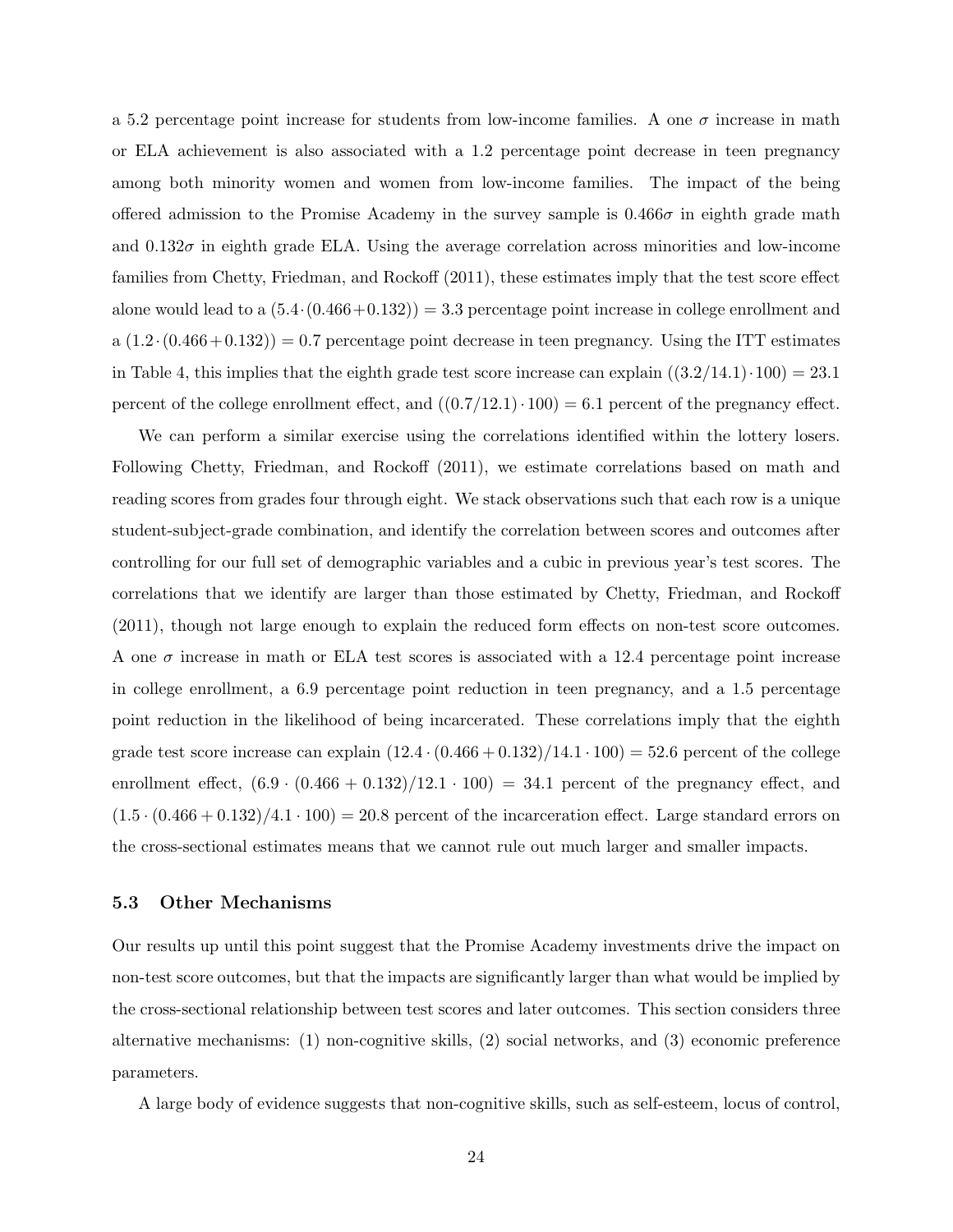a 5.2 percentage point increase for students from low-income families. A one $\sigma$ increase in math or ELA achievement is also associated with a 1.2 percentage point decrease in teen pregnancy among both minority women and women from low-income families. The impact of the being offered admission to the Promise Academy in the survey sample is $0.466\sigma$ in eighth grade math and $0.132\sigma$ in eighth grade ELA. Using the average correlation across minorities and low-income families from Chetty, Friedman, and Rockoff (2011), these estimates imply that the test score effect alone would lead to a $(5.4 \cdot (0.466 + 0.132)) = 3.3$ percentage point increase in college enrollment and a $(1.2 \cdot (0.466 + 0.132)) = 0.7$ percentage point decrease in teen pregnancy. Using the ITT estimates in Table 4, this implies that the eighth grade test score increase can explain $((3.2/14.1) \cdot 100) = 23.1$ percent of the college enrollment effect, and $((0.7/12.1) \cdot 100) = 6.1$ percent of the pregnancy effect.

We can perform a similar exercise using the correlations identified within the lottery losers. Following Chetty, Friedman, and Rockoff (2011), we estimate correlations based on math and reading scores from grades four through eight. We stack observations such that each row is a unique student-subject-grade combination, and identify the correlation between scores and outcomes after controlling for our full set of demographic variables and a cubic in previous year's test scores. The correlations that we identify are larger than those estimated by Chetty, Friedman, and Rockoff (2011), though not large enough to explain the reduced form effects on non-test score outcomes. A one $\sigma$ increase in math or ELA test scores is associated with a 12.4 percentage point increase in college enrollment, a 6.9 percentage point reduction in teen pregnancy, and a 1.5 percentage point reduction in the likelihood of being incarcerated. These correlations imply that the eighth grade test score increase can explain $(12.4 \cdot (0.466 + 0.132)/14.1 \cdot 100) = 52.6$ percent of the college enrollment effect, $(6.9 \cdot (0.466 + 0.132)/12.1 \cdot 100) = 34.1$ percent of the pregnancy effect, and $(1.5 \cdot (0.466 + 0.132)/4.1 \cdot 100) = 20.8$ percent of the incarceration effect. Large standard errors on the cross-sectional estimates means that we cannot rule out much larger and smaller impacts.

### 5.3 Other Mechanisms

Our results up until this point suggest that the Promise Academy investments drive the impact on non-test score outcomes, but that the impacts are significantly larger than what would be implied by the cross-sectional relationship between test scores and later outcomes. This section considers three alternative mechanisms: (1) non-cognitive skills, (2) social networks, and (3) economic preference parameters.

A large body of evidence suggests that non-cognitive skills, such as self-esteem, locus of control,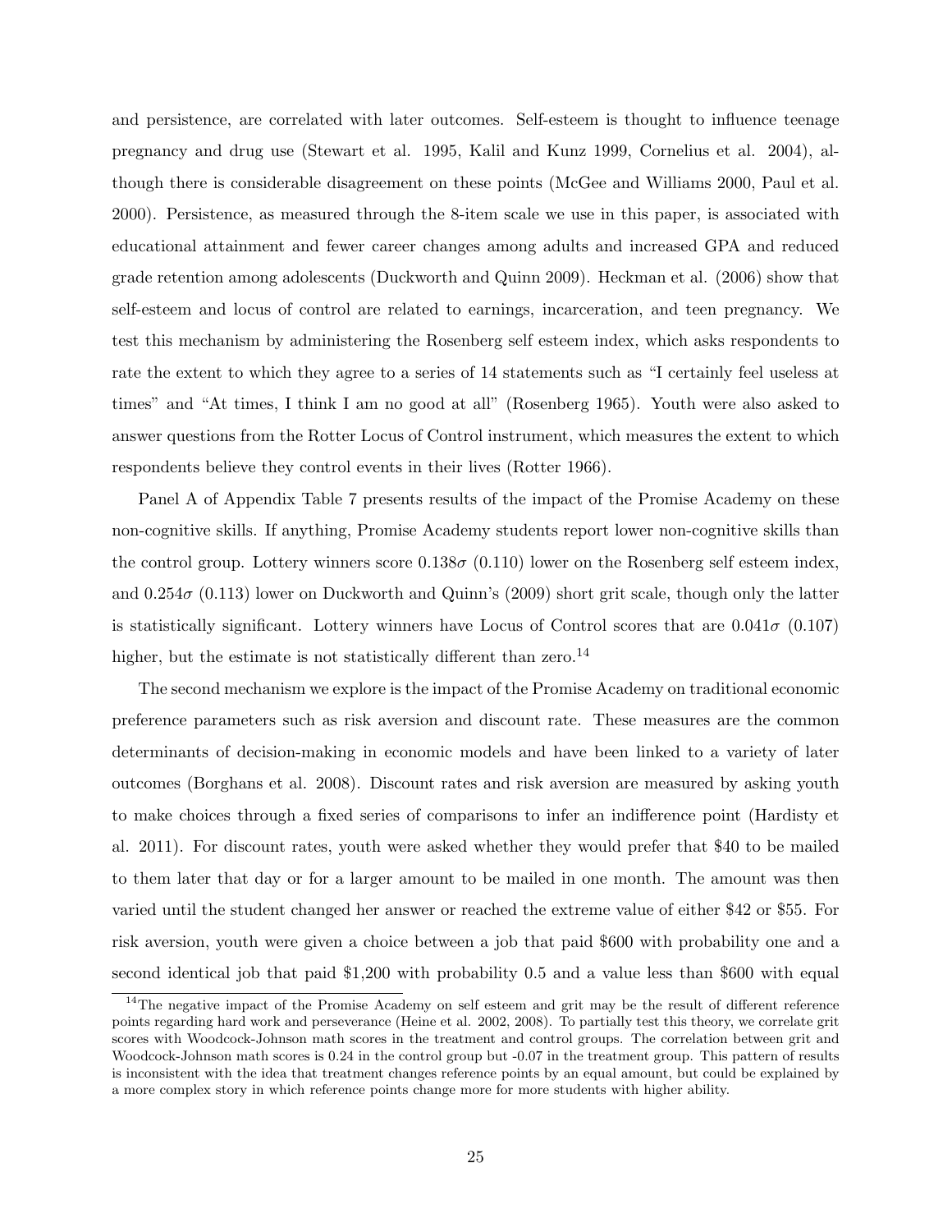and persistence, are correlated with later outcomes. Self-esteem is thought to influence teenage pregnancy and drug use (Stewart et al. 1995, Kalil and Kunz 1999, Cornelius et al. 2004), although there is considerable disagreement on these points (McGee and Williams 2000, Paul et al. 2000). Persistence, as measured through the 8-item scale we use in this paper, is associated with educational attainment and fewer career changes among adults and increased GPA and reduced grade retention among adolescents (Duckworth and Quinn 2009). Heckman et al. (2006) show that self-esteem and locus of control are related to earnings, incarceration, and teen pregnancy. We test this mechanism by administering the Rosenberg self esteem index, which asks respondents to rate the extent to which they agree to a series of 14 statements such as "I certainly feel useless at times" and "At times, I think I am no good at all" (Rosenberg 1965). Youth were also asked to answer questions from the Rotter Locus of Control instrument, which measures the extent to which respondents believe they control events in their lives (Rotter 1966).

Panel A of Appendix Table 7 presents results of the impact of the Promise Academy on these non-cognitive skills. If anything, Promise Academy students report lower non-cognitive skills than the control group. Lottery winners score $0.138\sigma$ (0.110) lower on the Rosenberg self esteem index, and $0.254\sigma$ (0.113) lower on Duckworth and Quinn's (2009) short grit scale, though only the latter is statistically significant. Lottery winners have Locus of Control scores that are $0.041\sigma$ (0.107) higher, but the estimate is not statistically different than zero.[14]

The second mechanism we explore is the impact of the Promise Academy on traditional economic preference parameters such as risk aversion and discount rate. These measures are the common determinants of decision-making in economic models and have been linked to a variety of later outcomes (Borghans et al. 2008). Discount rates and risk aversion are measured by asking youth to make choices through a fixed series of comparisons to infer an indifference point (Hardisty et al. 2011). For discount rates, youth were asked whether they would prefer that \$40 to be mailed to them later that day or for a larger amount to be mailed in one month. The amount was then varied until the student changed her answer or reached the extreme value of either \$42 or \$55. For risk aversion, youth were given a choice between a job that paid \$600 with probability one and a second identical job that paid \$1,200 with probability 0.5 and a value less than \$600 with equal

[14] The negative impact of the Promise Academy on self esteem and grit may be the result of different reference points regarding hard work and perseverance (Heine et al. 2002, 2008). To partially test this theory, we correlate grit scores with Woodcock-Johnson math scores in the treatment and control groups. The correlation between grit and Woodcock-Johnson math scores is 0.24 in the control group but -0.07 in the treatment group. This pattern of results is inconsistent with the idea that treatment changes reference points by an equal amount, but could be explained by a more complex story in which reference points change more for more students with higher ability.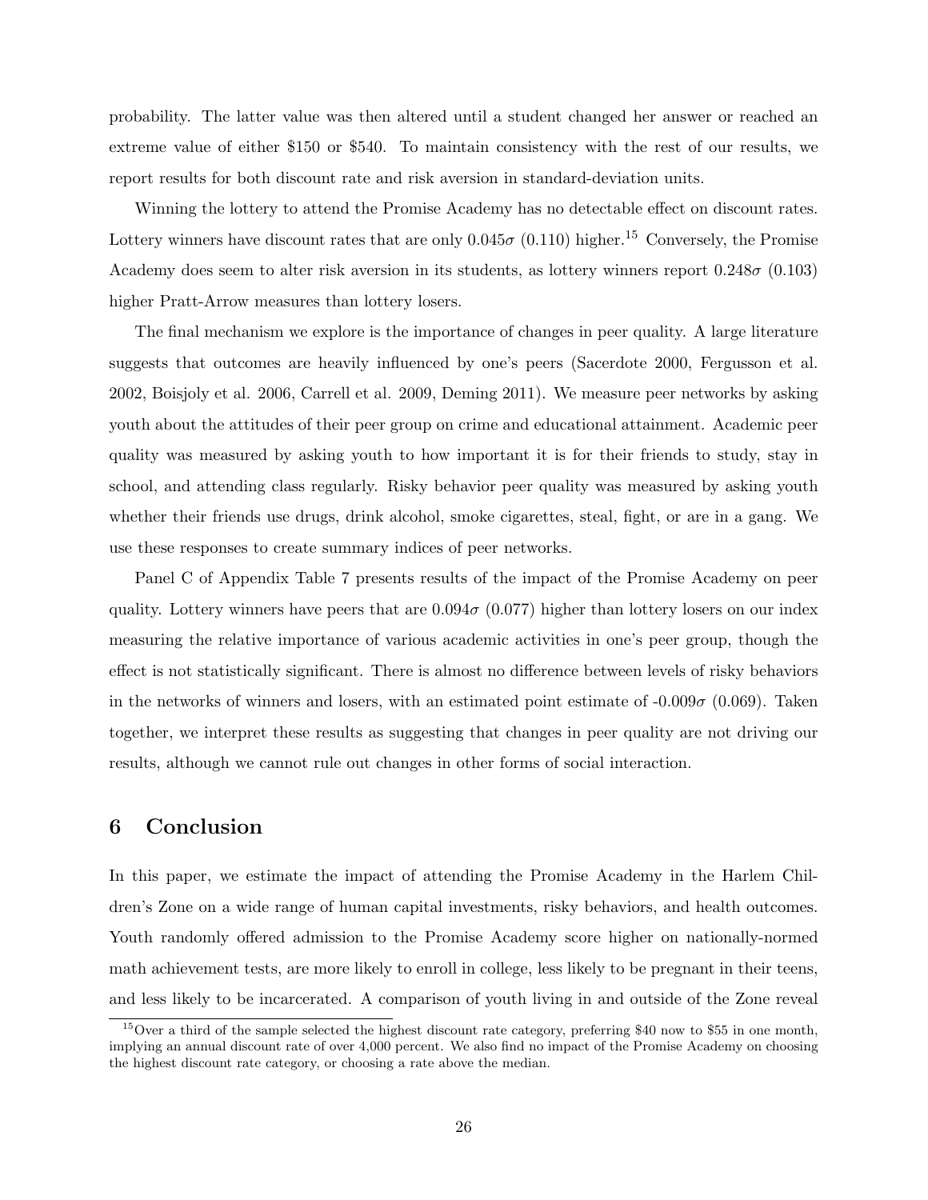probability. The latter value was then altered until a student changed her answer or reached an extreme value of either \$150 or \$540. To maintain consistency with the rest of our results, we report results for both discount rate and risk aversion in standard-deviation units.

Winning the lottery to attend the Promise Academy has no detectable effect on discount rates. Lottery winners have discount rates that are only $0.045\sigma$ (0.110) higher.[15] Conversely, the Promise Academy does seem to alter risk aversion in its students, as lottery winners report $0.248\sigma$ (0.103) higher Pratt-Arrow measures than lottery losers.

The final mechanism we explore is the importance of changes in peer quality. A large literature suggests that outcomes are heavily influenced by one's peers (Sacerdote 2000, Fergusson et al. 2002, Boisjoly et al. 2006, Carrell et al. 2009, Deming 2011). We measure peer networks by asking youth about the attitudes of their peer group on crime and educational attainment. Academic peer quality was measured by asking youth to how important it is for their friends to study, stay in school, and attending class regularly. Risky behavior peer quality was measured by asking youth whether their friends use drugs, drink alcohol, smoke cigarettes, steal, fight, or are in a gang. We use these responses to create summary indices of peer networks.

Panel C of Appendix Table 7 presents results of the impact of the Promise Academy on peer quality. Lottery winners have peers that are $0.094\sigma$ (0.077) higher than lottery losers on our index measuring the relative importance of various academic activities in one's peer group, though the effect is not statistically significant. There is almost no difference between levels of risky behaviors in the networks of winners and losers, with an estimated point estimate of $-0.009\sigma$ (0.069). Taken together, we interpret these results as suggesting that changes in peer quality are not driving our results, although we cannot rule out changes in other forms of social interaction.

## 6 Conclusion

In this paper, we estimate the impact of attending the Promise Academy in the Harlem Children's Zone on a wide range of human capital investments, risky behaviors, and health outcomes. Youth randomly offered admission to the Promise Academy score higher on nationally-normed math achievement tests, are more likely to enroll in college, less likely to be pregnant in their teens, and less likely to be incarcerated. A comparison of youth living in and outside of the Zone reveal

[15] Over a third of the sample selected the highest discount rate category, preferring \$40 now to \$55 in one month, implying an annual discount rate of over 4,000 percent. We also find no impact of the Promise Academy on choosing the highest discount rate category, or choosing a rate above the median.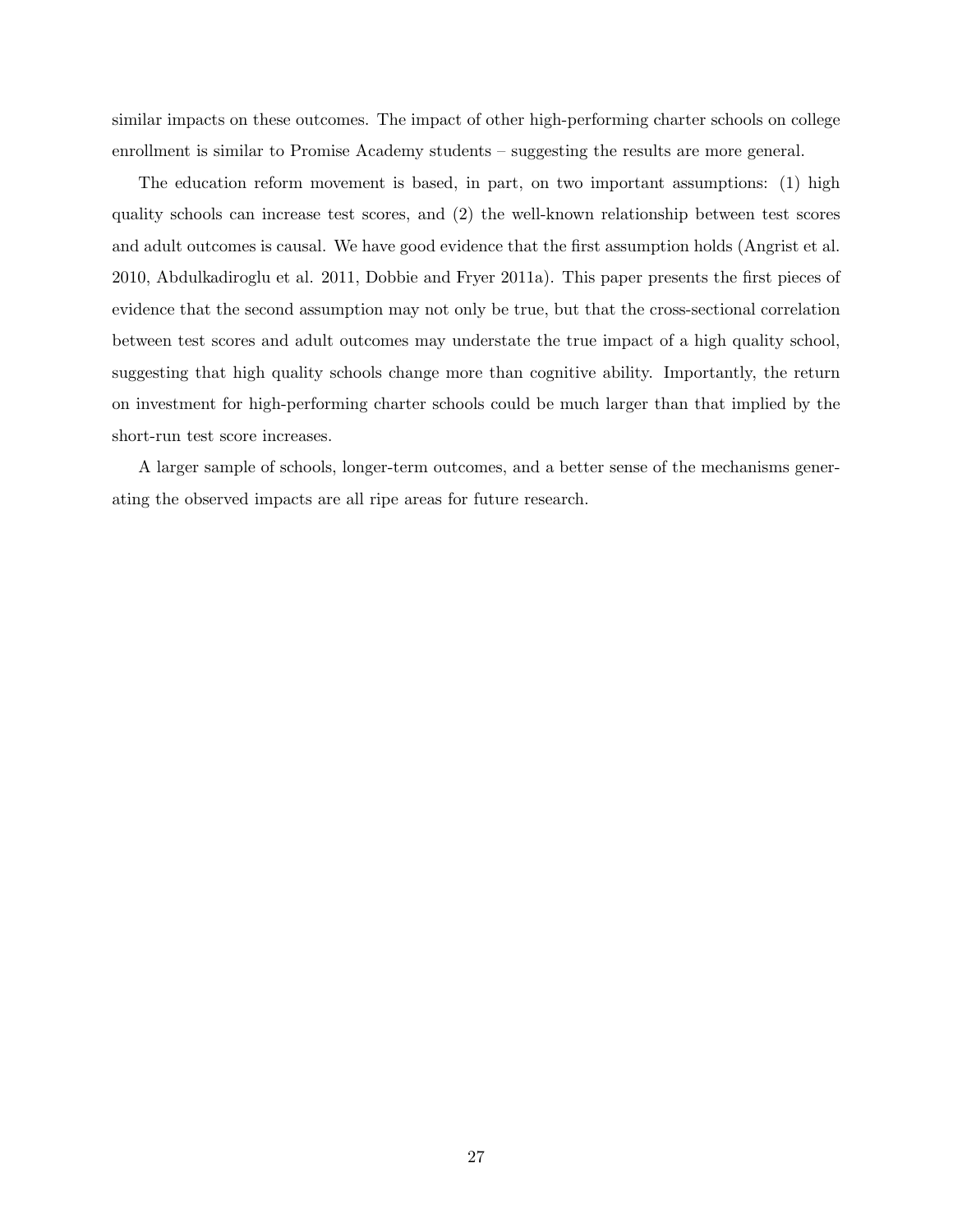similar impacts on these outcomes. The impact of other high-performing charter schools on college enrollment is similar to Promise Academy students – suggesting the results are more general.

The education reform movement is based, in part, on two important assumptions: (1) high quality schools can increase test scores, and (2) the well-known relationship between test scores and adult outcomes is causal. We have good evidence that the first assumption holds (Angrist et al. 2010, Abdulkadiroglu et al. 2011, Dobbie and Fryer 2011a). This paper presents the first pieces of evidence that the second assumption may not only be true, but that the cross-sectional correlation between test scores and adult outcomes may understate the true impact of a high quality school, suggesting that high quality schools change more than cognitive ability. Importantly, the return on investment for high-performing charter schools could be much larger than that implied by the short-run test score increases.

A larger sample of schools, longer-term outcomes, and a better sense of the mechanisms generating the observed impacts are all ripe areas for future research.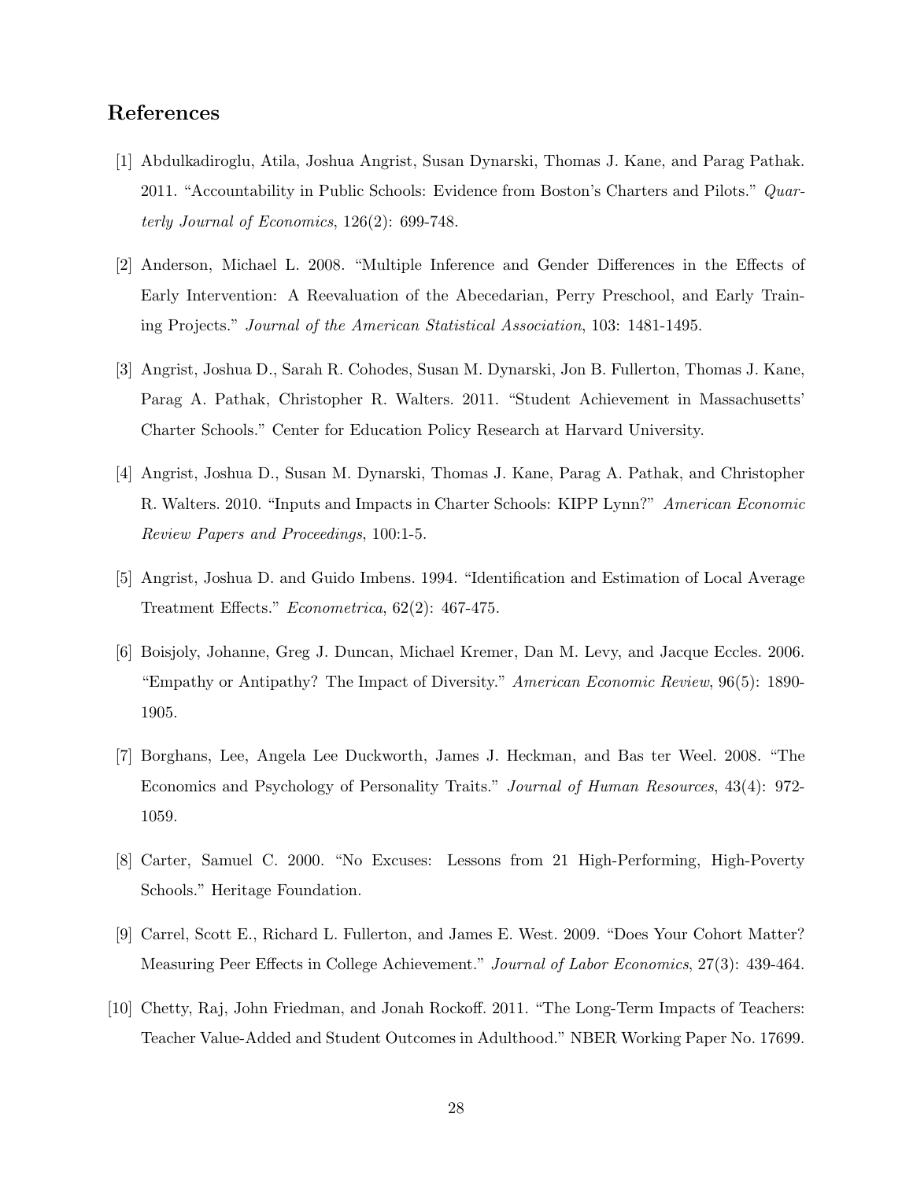# References

[1] Abdulkadiroglu, Atila, Joshua Angrist, Susan Dynarski, Thomas J. Kane, and Parag Pathak. 2011. "Accountability in Public Schools: Evidence from Boston's Charters and Pilots." *Quarterly Journal of Economics*, 126(2): 699-748.

[2] Anderson, Michael L. 2008. "Multiple Inference and Gender Differences in the Effects of Early Intervention: A Reevaluation of the Abecedarian, Perry Preschool, and Early Training Projects." *Journal of the American Statistical Association*, 103: 1481-1495.

[3] Angrist, Joshua D., Sarah R. Cohodes, Susan M. Dynarski, Jon B. Fullerton, Thomas J. Kane, Parag A. Pathak, Christopher R. Walters. 2011. "Student Achievement in Massachusetts' Charter Schools." Center for Education Policy Research at Harvard University.

[4] Angrist, Joshua D., Susan M. Dynarski, Thomas J. Kane, Parag A. Pathak, and Christopher R. Walters. 2010. "Inputs and Impacts in Charter Schools: KIPP Lynn?" *American Economic Review Papers and Proceedings*, 100:1-5.

[5] Angrist, Joshua D. and Guido Imbens. 1994. "Identification and Estimation of Local Average Treatment Effects." *Econometrica*, 62(2): 467-475.

[6] Boisjoly, Johanne, Greg J. Duncan, Michael Kremer, Dan M. Levy, and Jacque Eccles. 2006. "Empathy or Antipathy? The Impact of Diversity." *American Economic Review*, 96(5): 1890-1905.

[7] Borghans, Lee, Angela Lee Duckworth, James J. Heckman, and Bas ter Weel. 2008. "The Economics and Psychology of Personality Traits." *Journal of Human Resources*, 43(4): 972-1059.

[8] Carter, Samuel C. 2000. "No Excuses: Lessons from 21 High-Performing, High-Poverty Schools." Heritage Foundation.

[9] Carrel, Scott E., Richard L. Fullerton, and James E. West. 2009. "Does Your Cohort Matter? Measuring Peer Effects in College Achievement." *Journal of Labor Economics*, 27(3): 439-464.

[10] Chetty, Raj, John Friedman, and Jonah Rockoff. 2011. "The Long-Term Impacts of Teachers: Teacher Value-Added and Student Outcomes in Adulthood." NBER Working Paper No. 17699.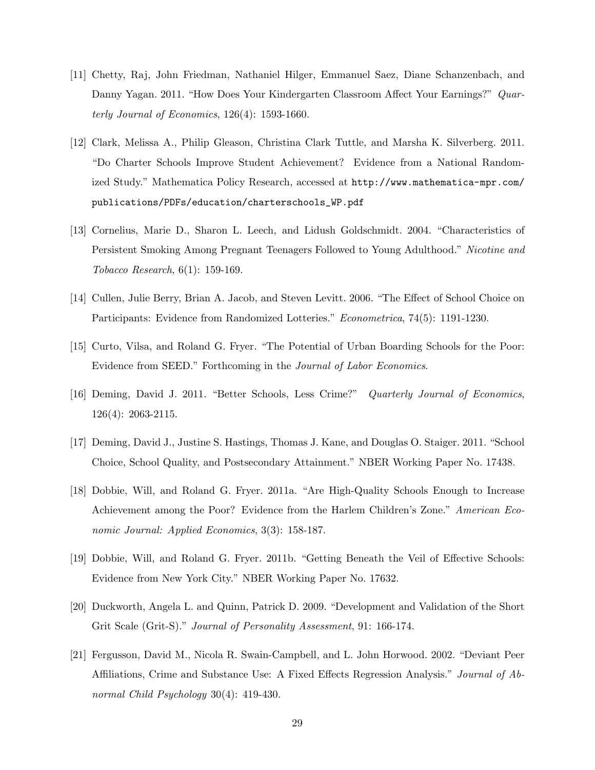[11] Chetty, Raj, John Friedman, Nathaniel Hilger, Emmanuel Saez, Diane Schanzenbach, and Danny Yagan. 2011. "How Does Your Kindergarten Classroom Affect Your Earnings?" *Quarterly Journal of Economics*, 126(4): 1593-1660.

[12] Clark, Melissa A., Philip Gleason, Christina Clark Tuttle, and Marsha K. Silverberg. 2011. "Do Charter Schools Improve Student Achievement? Evidence from a National Randomized Study." Mathematica Policy Research, accessed at `http://www.mathematica-mpr.com/publications/PDFs/education/charterschools_WP.pdf`

[13] Cornelius, Marie D., Sharon L. Leech, and Lidush Goldschmidt. 2004. "Characteristics of Persistent Smoking Among Pregnant Teenagers Followed to Young Adulthood." *Nicotine and Tobacco Research*, 6(1): 159-169.

[14] Cullen, Julie Berry, Brian A. Jacob, and Steven Levitt. 2006. "The Effect of School Choice on Participants: Evidence from Randomized Lotteries." *Econometrica*, 74(5): 1191-1230.

[15] Curto, Vilsa, and Roland G. Fryer. "The Potential of Urban Boarding Schools for the Poor: Evidence from SEED." Forthcoming in the *Journal of Labor Economics*.

[16] Deming, David J. 2011. "Better Schools, Less Crime?" *Quarterly Journal of Economics*, 126(4): 2063-2115.

[17] Deming, David J., Justine S. Hastings, Thomas J. Kane, and Douglas O. Staiger. 2011. "School Choice, School Quality, and Postsecondary Attainment." NBER Working Paper No. 17438.

[18] Dobbie, Will, and Roland G. Fryer. 2011a. "Are High-Quality Schools Enough to Increase Achievement among the Poor? Evidence from the Harlem Children's Zone." *American Economic Journal: Applied Economics*, 3(3): 158-187.

[19] Dobbie, Will, and Roland G. Fryer. 2011b. "Getting Beneath the Veil of Effective Schools: Evidence from New York City." NBER Working Paper No. 17632.

[20] Duckworth, Angela L. and Quinn, Patrick D. 2009. "Development and Validation of the Short Grit Scale (Grit-S)." *Journal of Personality Assessment*, 91: 166-174.

[21] Fergusson, David M., Nicola R. Swain-Campbell, and L. John Horwood. 2002. "Deviant Peer Affiliations, Crime and Substance Use: A Fixed Effects Regression Analysis." *Journal of Abnormal Child Psychology* 30(4): 419-430.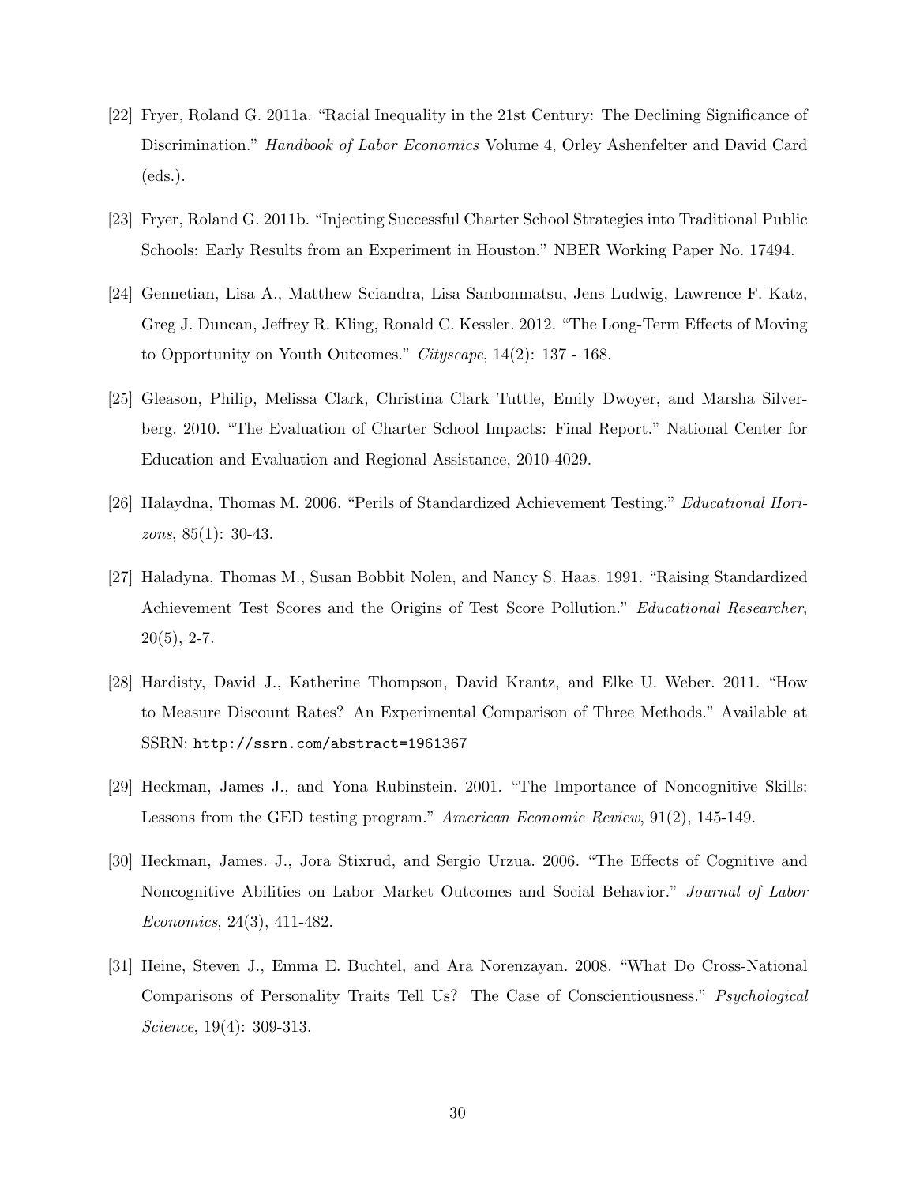[22] Fryer, Roland G. 2011a. "Racial Inequality in the 21st Century: The Declining Significance of Discrimination." *Handbook of Labor Economics* Volume 4, Orley Ashenfelter and David Card (eds.).

[23] Fryer, Roland G. 2011b. "Injecting Successful Charter School Strategies into Traditional Public Schools: Early Results from an Experiment in Houston." NBER Working Paper No. 17494.

[24] Gennetian, Lisa A., Matthew Sciandra, Lisa Sanbonmatsu, Jens Ludwig, Lawrence F. Katz, Greg J. Duncan, Jeffrey R. Kling, Ronald C. Kessler. 2012. "The Long-Term Effects of Moving to Opportunity on Youth Outcomes." *Cityscape*, 14(2): 137 - 168.

[25] Gleason, Philip, Melissa Clark, Christina Clark Tuttle, Emily Dwoyer, and Marsha Silverberg. 2010. "The Evaluation of Charter School Impacts: Final Report." National Center for Education and Evaluation and Regional Assistance, 2010-4029.

[26] Halaydna, Thomas M. 2006. "Perils of Standardized Achievement Testing." *Educational Horizons*, 85(1): 30-43.

[27] Haladyna, Thomas M., Susan Bobbit Nolen, and Nancy S. Haas. 1991. "Raising Standardized Achievement Test Scores and the Origins of Test Score Pollution." *Educational Researcher*, 20(5), 2-7.

[28] Hardisty, David J., Katherine Thompson, David Krantz, and Elke U. Weber. 2011. "How to Measure Discount Rates? An Experimental Comparison of Three Methods." Available at SSRN: http://ssrn.com/abstract=1961367

[29] Heckman, James J., and Yona Rubinstein. 2001. "The Importance of Noncognitive Skills: Lessons from the GED testing program." *American Economic Review*, 91(2), 145-149.

[30] Heckman, James. J., Jora Stixrud, and Sergio Urzua. 2006. "The Effects of Cognitive and Noncognitive Abilities on Labor Market Outcomes and Social Behavior." *Journal of Labor Economics*, 24(3), 411-482.

[31] Heine, Steven J., Emma E. Buchtel, and Ara Norenzayan. 2008. "What Do Cross-National Comparisons of Personality Traits Tell Us? The Case of Conscientiousness." *Psychological Science*, 19(4): 309-313.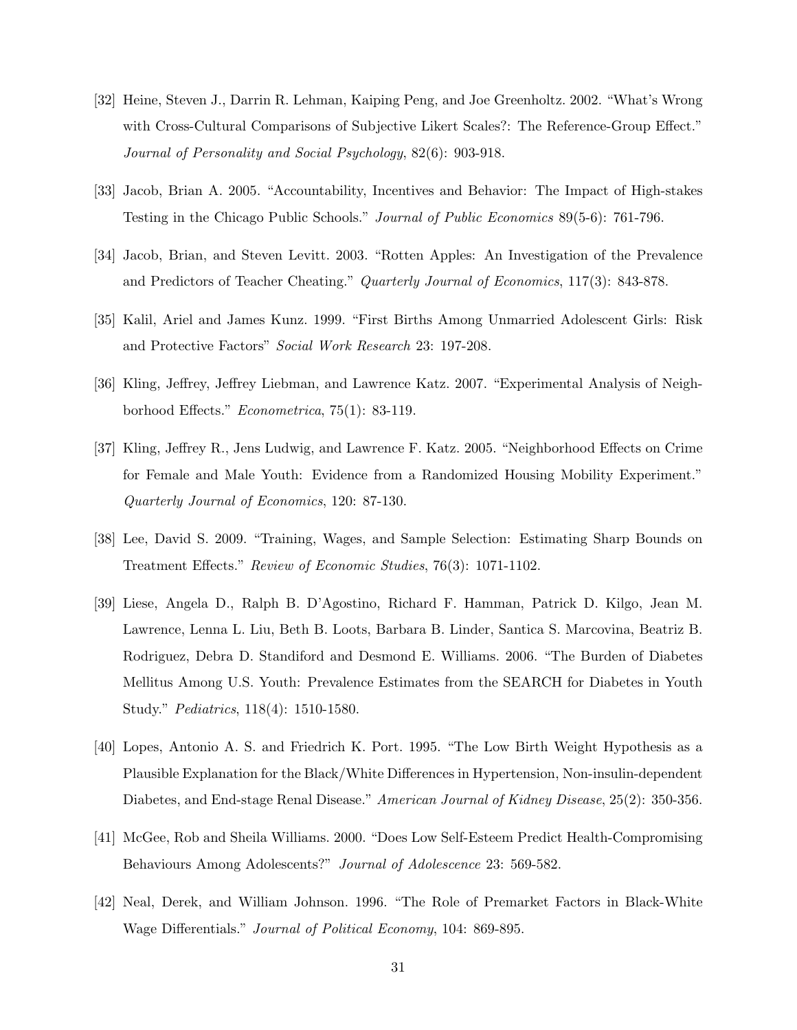[32] Heine, Steven J., Darrin R. Lehman, Kaiping Peng, and Joe Greenholtz. 2002. "What's Wrong with Cross-Cultural Comparisons of Subjective Likert Scales?: The Reference-Group Effect." *Journal of Personality and Social Psychology*, 82(6): 903-918.

[33] Jacob, Brian A. 2005. "Accountability, Incentives and Behavior: The Impact of High-stakes Testing in the Chicago Public Schools." *Journal of Public Economics* 89(5-6): 761-796.

[34] Jacob, Brian, and Steven Levitt. 2003. "Rotten Apples: An Investigation of the Prevalence and Predictors of Teacher Cheating." *Quarterly Journal of Economics*, 117(3): 843-878.

[35] Kalil, Ariel and James Kunz. 1999. "First Births Among Unmarried Adolescent Girls: Risk and Protective Factors" *Social Work Research* 23: 197-208.

[36] Kling, Jeffrey, Jeffrey Liebman, and Lawrence Katz. 2007. "Experimental Analysis of Neighborhood Effects." *Econometrica*, 75(1): 83-119.

[37] Kling, Jeffrey R., Jens Ludwig, and Lawrence F. Katz. 2005. "Neighborhood Effects on Crime for Female and Male Youth: Evidence from a Randomized Housing Mobility Experiment." *Quarterly Journal of Economics*, 120: 87-130.

[38] Lee, David S. 2009. "Training, Wages, and Sample Selection: Estimating Sharp Bounds on Treatment Effects." *Review of Economic Studies*, 76(3): 1071-1102.

[39] Liese, Angela D., Ralph B. D'Agostino, Richard F. Hamman, Patrick D. Kilgo, Jean M. Lawrence, Lenna L. Liu, Beth B. Loots, Barbara B. Linder, Santica S. Marcovina, Beatriz B. Rodriguez, Debra D. Standiford and Desmond E. Williams. 2006. "The Burden of Diabetes Mellitus Among U.S. Youth: Prevalence Estimates from the SEARCH for Diabetes in Youth Study." *Pediatrics*, 118(4): 1510-1580.

[40] Lopes, Antonio A. S. and Friedrich K. Port. 1995. "The Low Birth Weight Hypothesis as a Plausible Explanation for the Black/White Differences in Hypertension, Non-insulin-dependent Diabetes, and End-stage Renal Disease." *American Journal of Kidney Disease*, 25(2): 350-356.

[41] McGee, Rob and Sheila Williams. 2000. "Does Low Self-Esteem Predict Health-Compromising Behaviours Among Adolescents?" *Journal of Adolescence* 23: 569-582.

[42] Neal, Derek, and William Johnson. 1996. "The Role of Premarket Factors in Black-White Wage Differentials." *Journal of Political Economy*, 104: 869-895.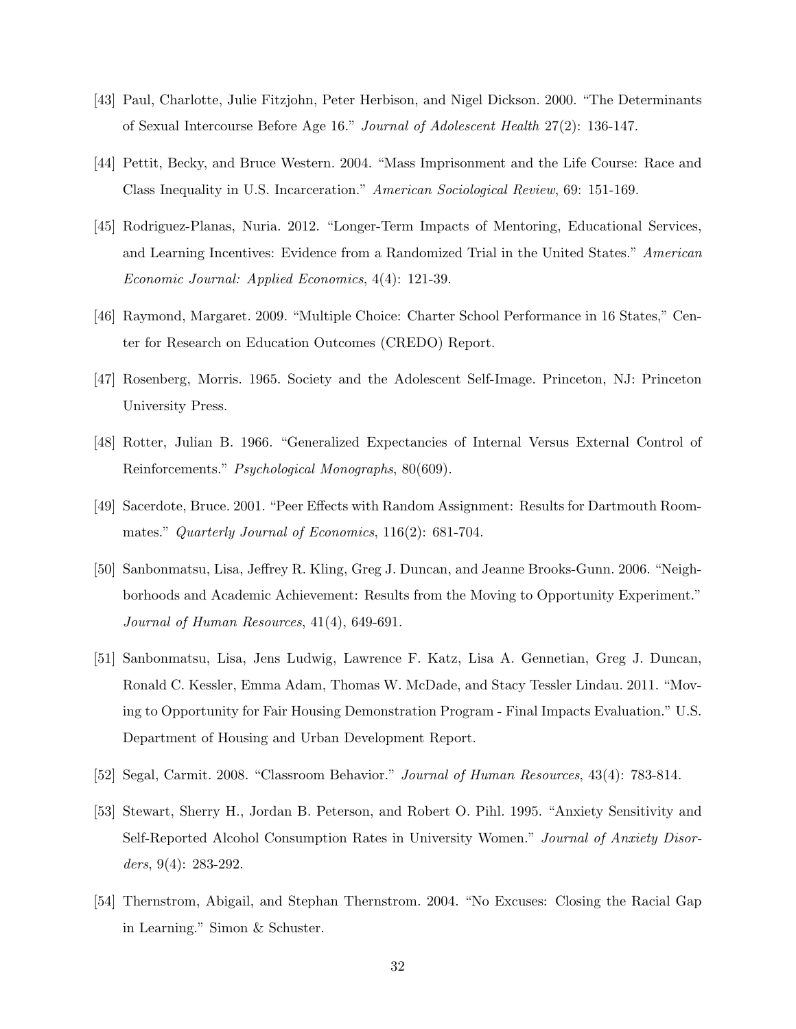[43] Paul, Charlotte, Julie Fitzjohn, Peter Herbison, and Nigel Dickson. 2000. "The Determinants of Sexual Intercourse Before Age 16." *Journal of Adolescent Health* 27(2): 136-147.

[44] Pettit, Becky, and Bruce Western. 2004. "Mass Imprisonment and the Life Course: Race and Class Inequality in U.S. Incarceration." *American Sociological Review*, 69: 151-169.

[45] Rodriguez-Planas, Nuria. 2012. "Longer-Term Impacts of Mentoring, Educational Services, and Learning Incentives: Evidence from a Randomized Trial in the United States." *American Economic Journal: Applied Economics*, 4(4): 121-39.

[46] Raymond, Margaret. 2009. "Multiple Choice: Charter School Performance in 16 States," Center for Research on Education Outcomes (CREDO) Report.

[47] Rosenberg, Morris. 1965. Society and the Adolescent Self-Image. Princeton, NJ: Princeton University Press.

[48] Rotter, Julian B. 1966. "Generalized Expectancies of Internal Versus External Control of Reinforcements." *Psychological Monographs*, 80(609).

[49] Sacerdote, Bruce. 2001. "Peer Effects with Random Assignment: Results for Dartmouth Roommates." *Quarterly Journal of Economics*, 116(2): 681-704.

[50] Sanbonmatsu, Lisa, Jeffrey R. Kling, Greg J. Duncan, and Jeanne Brooks-Gunn. 2006. "Neighborhoods and Academic Achievement: Results from the Moving to Opportunity Experiment." *Journal of Human Resources*, 41(4), 649-691.

[51] Sanbonmatsu, Lisa, Jens Ludwig, Lawrence F. Katz, Lisa A. Gennetian, Greg J. Duncan, Ronald C. Kessler, Emma Adam, Thomas W. McDade, and Stacy Tessler Lindau. 2011. "Moving to Opportunity for Fair Housing Demonstration Program - Final Impacts Evaluation." U.S. Department of Housing and Urban Development Report.

[52] Segal, Carmit. 2008. "Classroom Behavior." *Journal of Human Resources*, 43(4): 783-814.

[53] Stewart, Sherry H., Jordan B. Peterson, and Robert O. Pihl. 1995. "Anxiety Sensitivity and Self-Reported Alcohol Consumption Rates in University Women." *Journal of Anxiety Disorders*, 9(4): 283-292.

[54] Thernstrom, Abigail, and Stephan Thernstrom. 2004. "No Excuses: Closing the Racial Gap in Learning." Simon & Schuster.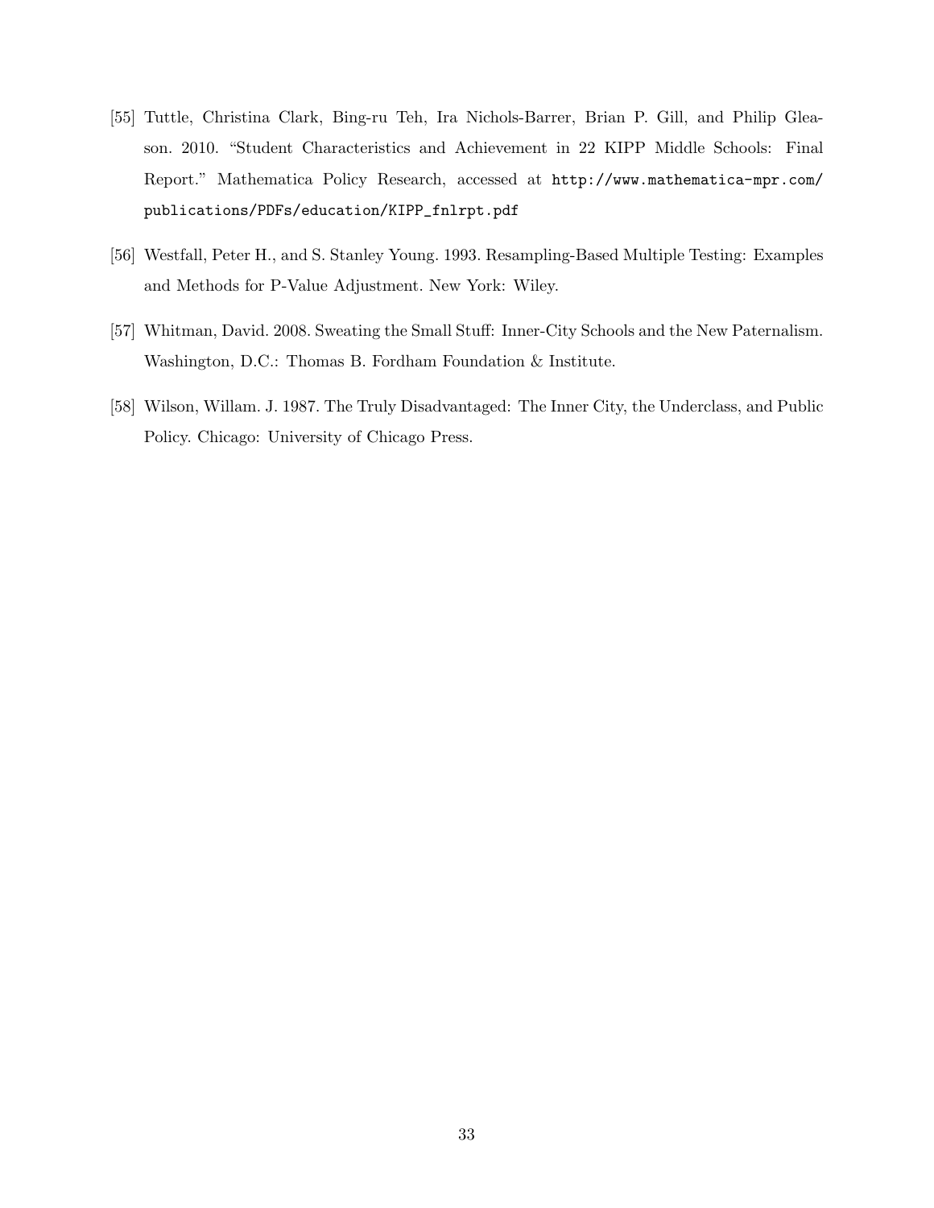[55] Tuttle, Christina Clark, Bing-ru Teh, Ira Nichols-Barrer, Brian P. Gill, and Philip Gleason. 2010. "Student Characteristics and Achievement in 22 KIPP Middle Schools: Final Report." Mathematica Policy Research, accessed at http://www.mathematica-mpr.com/publications/PDFs/education/KIPP_fnlrpt.pdf

[56] Westfall, Peter H., and S. Stanley Young. 1993. Resampling-Based Multiple Testing: Examples and Methods for P-Value Adjustment. New York: Wiley.

[57] Whitman, David. 2008. Sweating the Small Stuff: Inner-City Schools and the New Paternalism. Washington, D.C.: Thomas B. Fordham Foundation & Institute.

[58] Wilson, Willam. J. 1987. The Truly Disadvantaged: The Inner City, the Underclass, and Public Policy. Chicago: University of Chicago Press.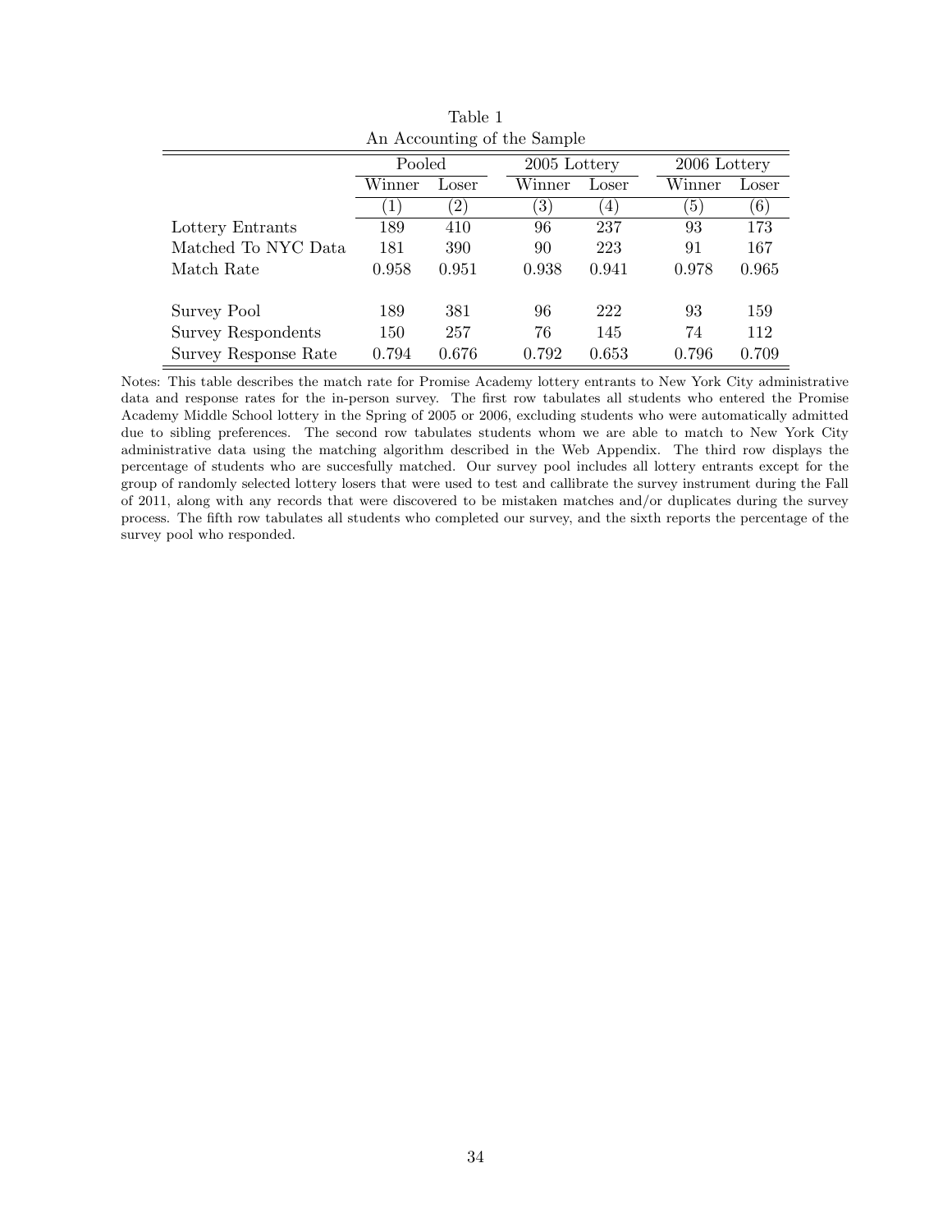Table 1

An Accounting of the Sample

| | Pooled | | 2005 Lottery | | 2006 Lottery | |
|---|---|---|---|---|---|---|
| | Winner | Loser | Winner | Loser | Winner | Loser |
| | (1) | (2) | (3) | (4) | (5) | (6) |
| Lottery Entrants | 189 | 410 | 96 | 237 | 93 | 173 |
| Matched To NYC Data | 181 | 390 | 90 | 223 | 91 | 167 |
| Match Rate | 0.958 | 0.951 | 0.938 | 0.941 | 0.978 | 0.965 |
| | | | | | | |
| Survey Pool | 189 | 381 | 96 | 222 | 93 | 159 |
| Survey Respondents | 150 | 257 | 76 | 145 | 74 | 112 |
| Survey Response Rate | 0.794 | 0.676 | 0.792 | 0.653 | 0.796 | 0.709 |

Notes: This table describes the match rate for Promise Academy lottery entrants to New York City administrative data and response rates for the in-person survey. The first row tabulates all students who entered the Promise Academy Middle School lottery in the Spring of 2005 or 2006, excluding students who were automatically admitted due to sibling preferences. The second row tabulates students whom we are able to match to New York City administrative data using the matching algorithm described in the Web Appendix. The third row displays the percentage of students who are succesfully matched. Our survey pool includes all lottery entrants except for the group of randomly selected lottery losers that were used to test and callibrate the survey instrument during the Fall of 2011, along with any records that were discovered to be mistaken matches and/or duplicates during the survey process. The fifth row tabulates all students who completed our survey, and the sixth reports the percentage of the survey pool who responded.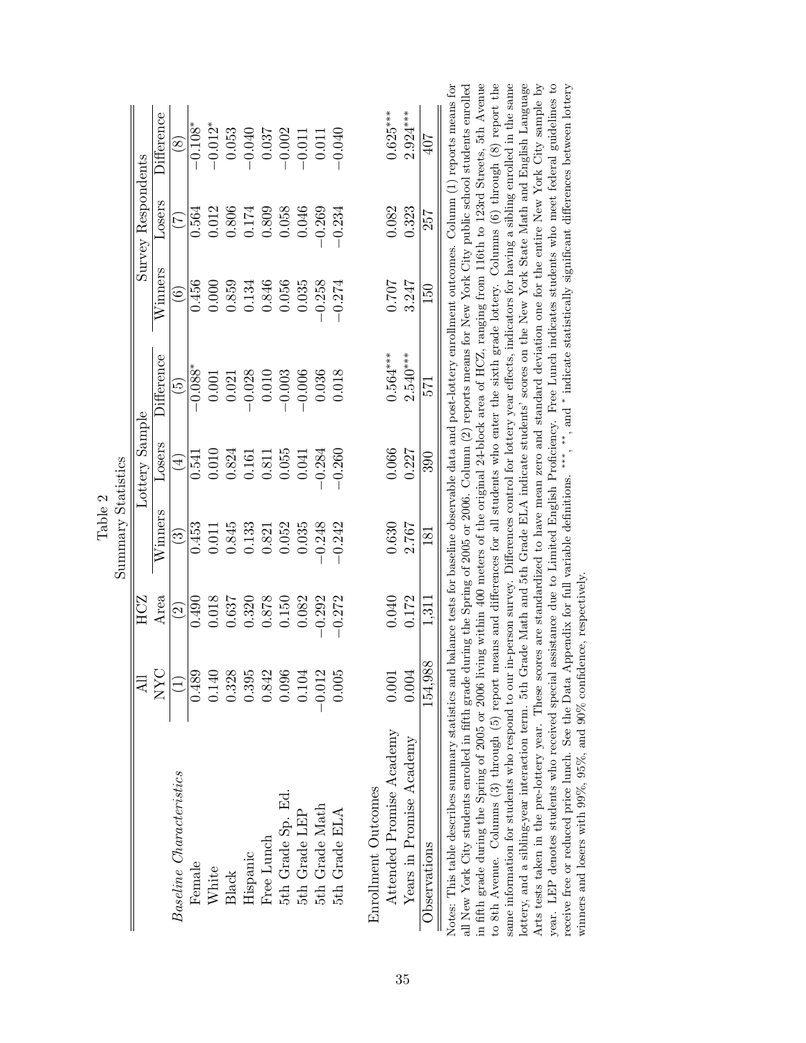Table 2

Summary Statistics

| | All NYC | HCZ Area | Lottery Sample | | | Survey Respondents | | |
|---|---|---|---|---|---|---|---|---|
| | | | Winners | Losers | Difference | Winners | Losers | Difference |
| | (1) | (2) | (3) | (4) | (5) | (6) | (7) | (8) |
| *Baseline Characteristics* | | | | | | | | |
| Female | 0.489 | 0.490 | 0.453 | 0.541 | −0.088* | 0.456 | 0.564 | −0.108* |
| White | 0.140 | 0.018 | 0.011 | 0.010 | 0.001 | 0.000 | 0.012 | −0.012* |
| Black | 0.328 | 0.637 | 0.845 | 0.824 | 0.021 | 0.859 | 0.806 | 0.053 |
| Hispanic | 0.395 | 0.320 | 0.133 | 0.161 | −0.028 | 0.134 | 0.174 | −0.040 |
| Free Lunch | 0.842 | 0.878 | 0.821 | 0.811 | 0.010 | 0.846 | 0.809 | 0.037 |
| 5th Grade Sp. Ed. | 0.096 | 0.150 | 0.052 | 0.055 | −0.003 | 0.056 | 0.058 | −0.002 |
| 5th Grade LEP | 0.104 | 0.082 | 0.035 | 0.041 | −0.006 | 0.035 | 0.046 | −0.011 |
| 5th Grade Math | −0.012 | −0.292 | −0.248 | −0.284 | 0.036 | −0.258 | −0.269 | 0.011 |
| 5th Grade ELA | 0.005 | −0.272 | −0.242 | −0.260 | 0.018 | −0.274 | −0.234 | −0.040 |
| Enrollment Outcomes | | | | | | | | |
| Attended Promise Academy | 0.001 | 0.040 | 0.630 | 0.066 | 0.564*** | 0.707 | 0.082 | 0.625*** |
| Years in Promise Academy | 0.004 | 0.172 | 2.767 | 0.227 | 2.540*** | 3.247 | 0.323 | 2.924*** |
| Observations | 154,988 | 1,311 | 181 | 390 | 571 | 150 | 257 | 407 |

Notes: This table describes summary statistics and balance tests for baseline observable data and post-lottery enrollment outcomes. Column (1) reports means for all New York City students enrolled in fifth grade during the Spring of 2005 or 2006. Column (2) reports means for New York City public school students enrolled in fifth grade during the Spring of 2005 or 2006 living within 400 meters of the original 24-block area of HCZ, ranging from 116th to 123rd Streets, 5th Avenue to 8th Avenue. Columns (3) through (5) report means and differences for all students who enter the sixth grade lottery. Columns (6) through (8) report the same information for students who respond to our in-person survey. Differences control for lottery year effects, indicators for having a sibling enrolled in the same lottery, and a sibling-year interaction term. 5th Grade Math and 5th Grade ELA indicate students' scores on the New York State Math and English Language Arts tests taken in the pre-lottery year. These scores are standardized to have mean zero and standard deviation one for the entire New York City sample by year. LEP denotes students who received special assistance due to Limited English Proficiency. Free Lunch indicates students who meet federal guidelines to receive free or reduced price lunch. See the Data Appendix for full variable definitions. ***, **, and * indicate statistically significant differences between lottery winners and losers with 99%, 95%, and 90% confidence, respectively.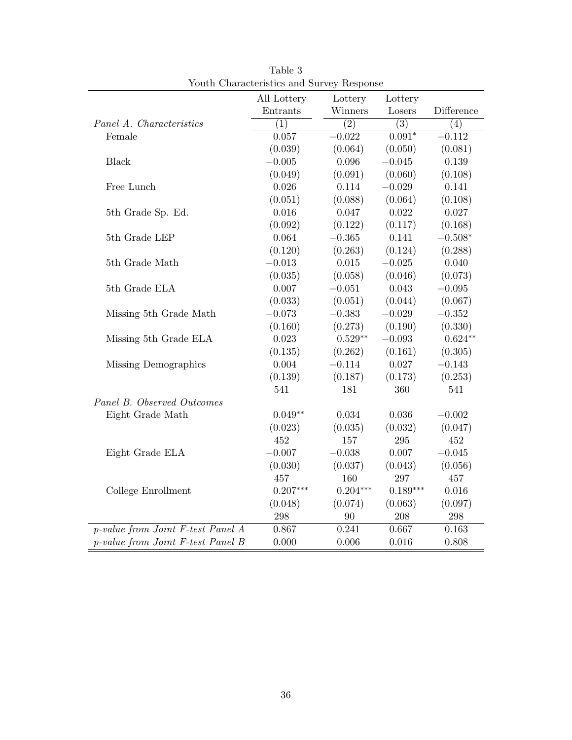Table 3
Youth Characteristics and Survey Response

| | All Lottery Entrants | Lottery Winners | Lottery Losers | Difference |
|---|---|---|---|---|
| *Panel A. Characteristics* | (1) | (2) | (3) | (4) |
| Female | 0.057 | −0.022 | 0.091* | −0.112 |
| | (0.039) | (0.064) | (0.050) | (0.081) |
| Black | −0.005 | 0.096 | −0.045 | 0.139 |
| | (0.049) | (0.091) | (0.060) | (0.108) |
| Free Lunch | 0.026 | 0.114 | −0.029 | 0.141 |
| | (0.051) | (0.088) | (0.064) | (0.108) |
| 5th Grade Sp. Ed. | 0.016 | 0.047 | 0.022 | 0.027 |
| | (0.092) | (0.122) | (0.117) | (0.168) |
| 5th Grade LEP | 0.064 | −0.365 | 0.141 | −0.508* |
| | (0.120) | (0.263) | (0.124) | (0.288) |
| 5th Grade Math | −0.013 | 0.015 | −0.025 | 0.040 |
| | (0.035) | (0.058) | (0.046) | (0.073) |
| 5th Grade ELA | 0.007 | −0.051 | 0.043 | −0.095 |
| | (0.033) | (0.051) | (0.044) | (0.067) |
| Missing 5th Grade Math | −0.073 | −0.383 | −0.029 | −0.352 |
| | (0.160) | (0.273) | (0.190) | (0.330) |
| Missing 5th Grade ELA | 0.023 | 0.529** | −0.093 | 0.624** |
| | (0.135) | (0.262) | (0.161) | (0.305) |
| Missing Demographics | 0.004 | −0.114 | 0.027 | −0.143 |
| | (0.139) | (0.187) | (0.173) | (0.253) |
| | 541 | 181 | 360 | 541 |
| *Panel B. Observed Outcomes* | | | | |
| Eight Grade Math | 0.049** | 0.034 | 0.036 | −0.002 |
| | (0.023) | (0.035) | (0.032) | (0.047) |
| | 452 | 157 | 295 | 452 |
| Eight Grade ELA | −0.007 | −0.038 | 0.007 | −0.045 |
| | (0.030) | (0.037) | (0.043) | (0.056) |
| | 457 | 160 | 297 | 457 |
| College Enrollment | 0.207*** | 0.204*** | 0.189*** | 0.016 |
| | (0.048) | (0.074) | (0.063) | (0.097) |
| | 298 | 90 | 208 | 298 |
| *p-value from Joint F-test Panel A* | 0.867 | 0.241 | 0.667 | 0.163 |
| *p-value from Joint F-test Panel B* | 0.000 | 0.006 | 0.016 | 0.808 |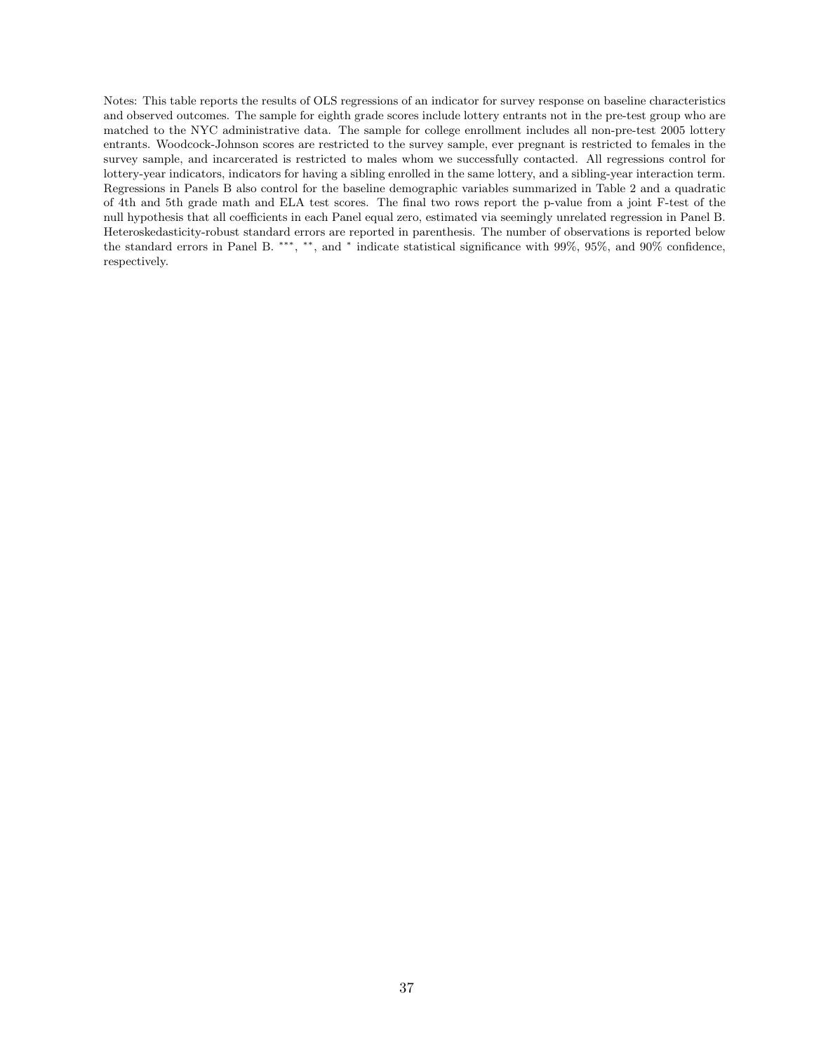Notes: This table reports the results of OLS regressions of an indicator for survey response on baseline characteristics and observed outcomes. The sample for eighth grade scores include lottery entrants not in the pre-test group who are matched to the NYC administrative data. The sample for college enrollment includes all non-pre-test 2005 lottery entrants. Woodcock-Johnson scores are restricted to the survey sample, ever pregnant is restricted to females in the survey sample, and incarcerated is restricted to males whom we successfully contacted. All regressions control for lottery-year indicators, indicators for having a sibling enrolled in the same lottery, and a sibling-year interaction term. Regressions in Panels B also control for the baseline demographic variables summarized in Table 2 and a quadratic of 4th and 5th grade math and ELA test scores. The final two rows report the p-value from a joint F-test of the null hypothesis that all coefficients in each Panel equal zero, estimated via seemingly unrelated regression in Panel B. Heteroskedasticity-robust standard errors are reported in parenthesis. The number of observations is reported below the standard errors in Panel B. ***, **, and * indicate statistical significance with 99%, 95%, and 90% confidence, respectively.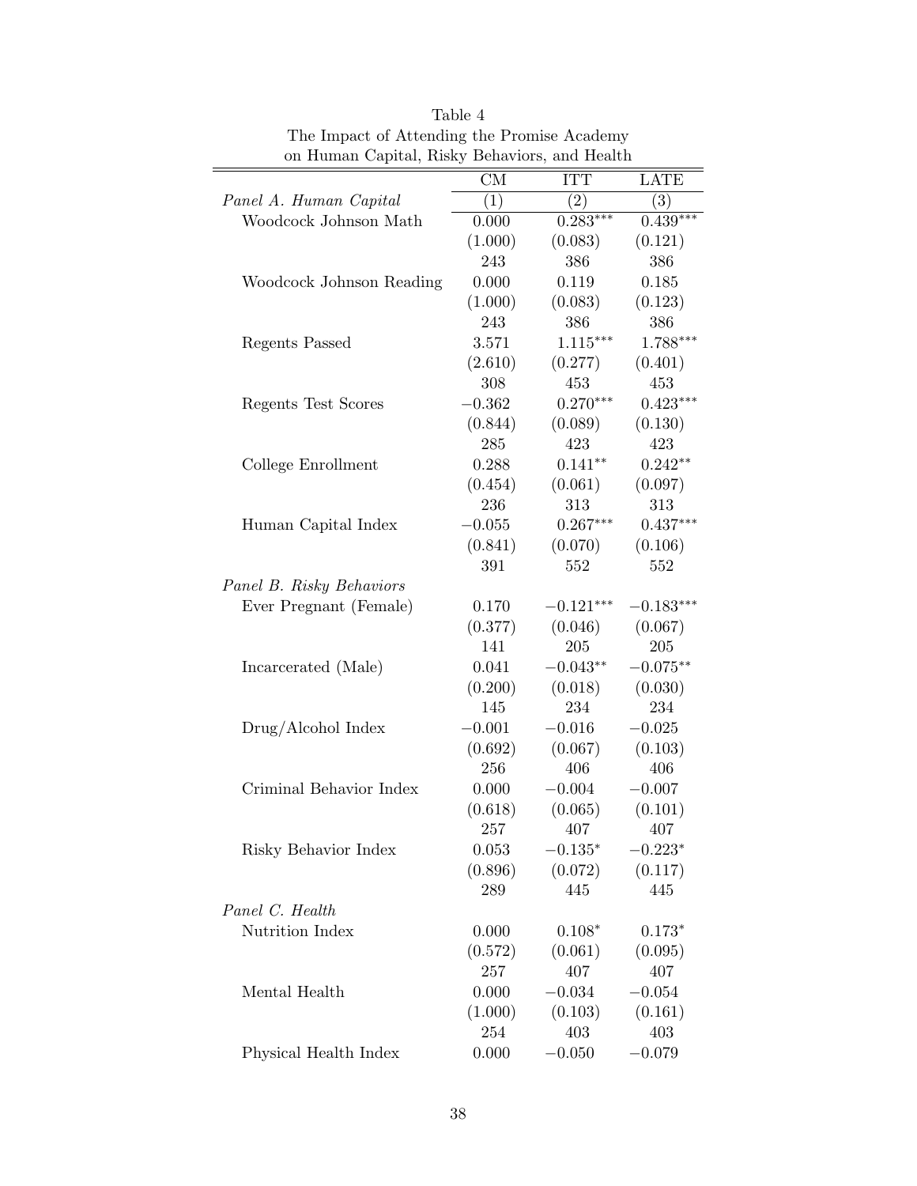Table 4
The Impact of Attending the Promise Academy on Human Capital, Risky Behaviors, and Health

| | CM | ITT | LATE |
|---|---|---|---|
| *Panel A. Human Capital* | (1) | (2) | (3) |
| Woodcock Johnson Math | 0.000 | $0.283^{***}$ | $0.439^{***}$ |
| | (1.000) | (0.083) | (0.121) |
| | 243 | 386 | 386 |
| Woodcock Johnson Reading | 0.000 | 0.119 | 0.185 |
| | (1.000) | (0.083) | (0.123) |
| | 243 | 386 | 386 |
| Regents Passed | 3.571 | $1.115^{***}$ | $1.788^{***}$ |
| | (2.610) | (0.277) | (0.401) |
| | 308 | 453 | 453 |
| Regents Test Scores | $-0.362$ | $0.270^{***}$ | $0.423^{***}$ |
| | (0.844) | (0.089) | (0.130) |
| | 285 | 423 | 423 |
| College Enrollment | 0.288 | $0.141^{**}$ | $0.242^{**}$ |
| | (0.454) | (0.061) | (0.097) |
| | 236 | 313 | 313 |
| Human Capital Index | $-0.055$ | $0.267^{***}$ | $0.437^{***}$ |
| | (0.841) | (0.070) | (0.106) |
| | 391 | 552 | 552 |
| *Panel B. Risky Behaviors* | | | |
| Ever Pregnant (Female) | 0.170 | $-0.121^{***}$ | $-0.183^{***}$ |
| | (0.377) | (0.046) | (0.067) |
| | 141 | 205 | 205 |
| Incarcerated (Male) | 0.041 | $-0.043^{**}$ | $-0.075^{**}$ |
| | (0.200) | (0.018) | (0.030) |
| | 145 | 234 | 234 |
| Drug/Alcohol Index | $-0.001$ | $-0.016$ | $-0.025$ |
| | (0.692) | (0.067) | (0.103) |
| | 256 | 406 | 406 |
| Criminal Behavior Index | 0.000 | $-0.004$ | $-0.007$ |
| | (0.618) | (0.065) | (0.101) |
| | 257 | 407 | 407 |
| Risky Behavior Index | 0.053 | $-0.135^{*}$ | $-0.223^{*}$ |
| | (0.896) | (0.072) | (0.117) |
| | 289 | 445 | 445 |
| *Panel C. Health* | | | |
| Nutrition Index | 0.000 | $0.108^{*}$ | $0.173^{*}$ |
| | (0.572) | (0.061) | (0.095) |
| | 257 | 407 | 407 |
| Mental Health | 0.000 | $-0.034$ | $-0.054$ |
| | (1.000) | (0.103) | (0.161) |
| | 254 | 403 | 403 |
| Physical Health Index | 0.000 | $-0.050$ | $-0.079$ |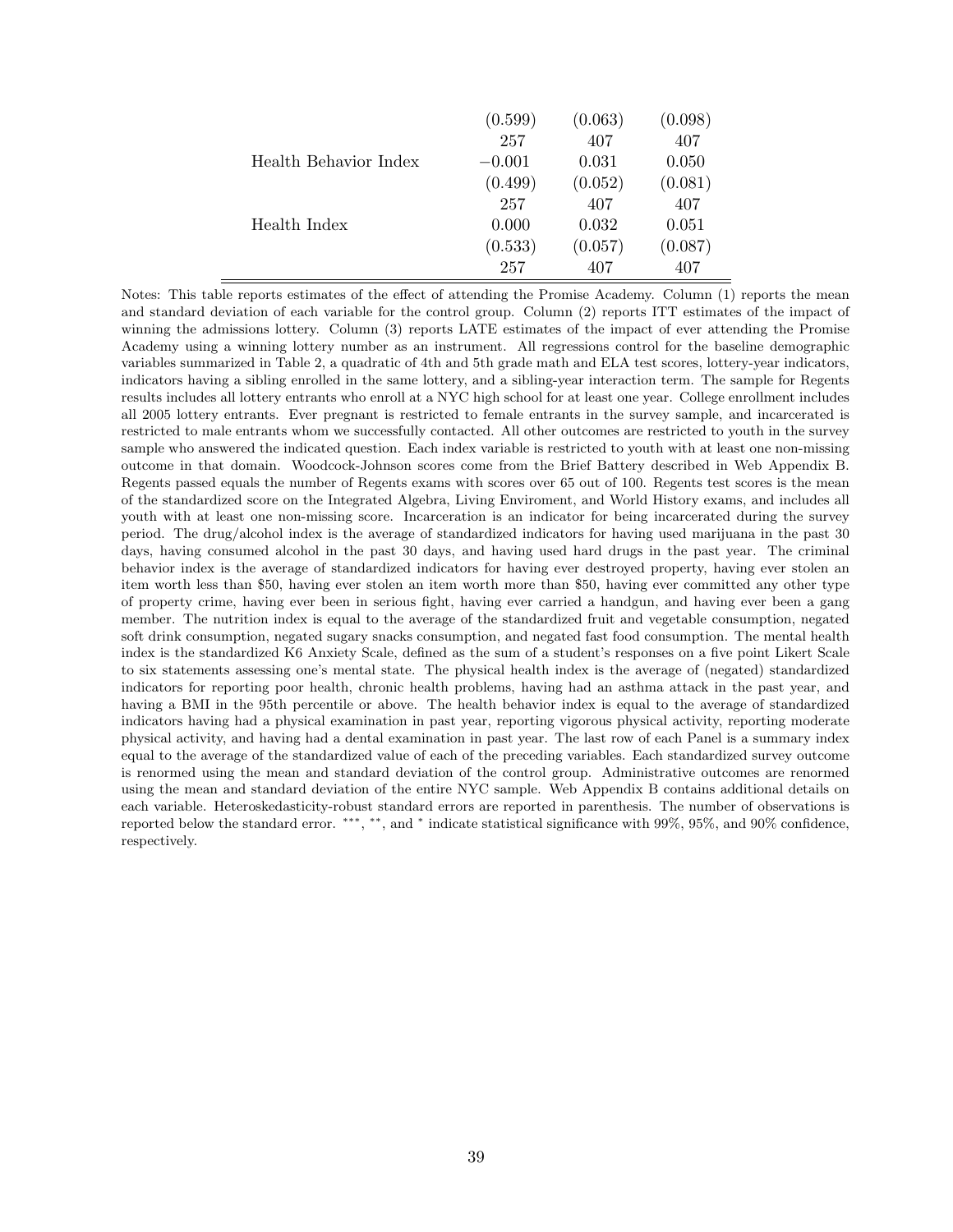| | | | |
|---|---|---|---|
| | (0.599) | (0.063) | (0.098) |
| | 257 | 407 | 407 |
| Health Behavior Index | −0.001 | 0.031 | 0.050 |
| | (0.499) | (0.052) | (0.081) |
| | 257 | 407 | 407 |
| Health Index | 0.000 | 0.032 | 0.051 |
| | (0.533) | (0.057) | (0.087) |
| | 257 | 407 | 407 |

Notes: This table reports estimates of the effect of attending the Promise Academy. Column (1) reports the mean and standard deviation of each variable for the control group. Column (2) reports ITT estimates of the impact of winning the admissions lottery. Column (3) reports LATE estimates of the impact of ever attending the Promise Academy using a winning lottery number as an instrument. All regressions control for the baseline demographic variables summarized in Table 2, a quadratic of 4th and 5th grade math and ELA test scores, lottery-year indicators, indicators having a sibling enrolled in the same lottery, and a sibling-year interaction term. The sample for Regents results includes all lottery entrants who enroll at a NYC high school for at least one year. College enrollment includes all 2005 lottery entrants. Ever pregnant is restricted to female entrants in the survey sample, and incarcerated is restricted to male entrants whom we successfully contacted. All other outcomes are restricted to youth in the survey sample who answered the indicated question. Each index variable is restricted to youth with at least one non-missing outcome in that domain. Woodcock-Johnson scores come from the Brief Battery described in Web Appendix B. Regents passed equals the number of Regents exams with scores over 65 out of 100. Regents test scores is the mean of the standardized score on the Integrated Algebra, Living Enviroment, and World History exams, and includes all youth with at least one non-missing score. Incarceration is an indicator for being incarcerated during the survey period. The drug/alcohol index is the average of standardized indicators for having used marijuana in the past 30 days, having consumed alcohol in the past 30 days, and having used hard drugs in the past year. The criminal behavior index is the average of standardized indicators for having ever destroyed property, having ever stolen an item worth less than \$50, having ever stolen an item worth more than \$50, having ever committed any other type of property crime, having ever been in serious fight, having ever carried a handgun, and having ever been a gang member. The nutrition index is equal to the average of the standardized fruit and vegetable consumption, negated soft drink consumption, negated sugary snacks consumption, and negated fast food consumption. The mental health index is the standardized K6 Anxiety Scale, defined as the sum of a student's responses on a five point Likert Scale to six statements assessing one's mental state. The physical health index is the average of (negated) standardized indicators for reporting poor health, chronic health problems, having had an asthma attack in the past year, and having a BMI in the 95th percentile or above. The health behavior index is equal to the average of standardized indicators having had a physical examination in past year, reporting vigorous physical activity, reporting moderate physical activity, and having had a dental examination in past year. The last row of each Panel is a summary index equal to the average of the standardized value of each of the preceding variables. Each standardized survey outcome is renormed using the mean and standard deviation of the control group. Administrative outcomes are renormed using the mean and standard deviation of the entire NYC sample. Web Appendix B contains additional details on each variable. Heteroskedasticity-robust standard errors are reported in parenthesis. The number of observations is reported below the standard error. ***, **, and * indicate statistical significance with 99%, 95%, and 90% confidence, respectively.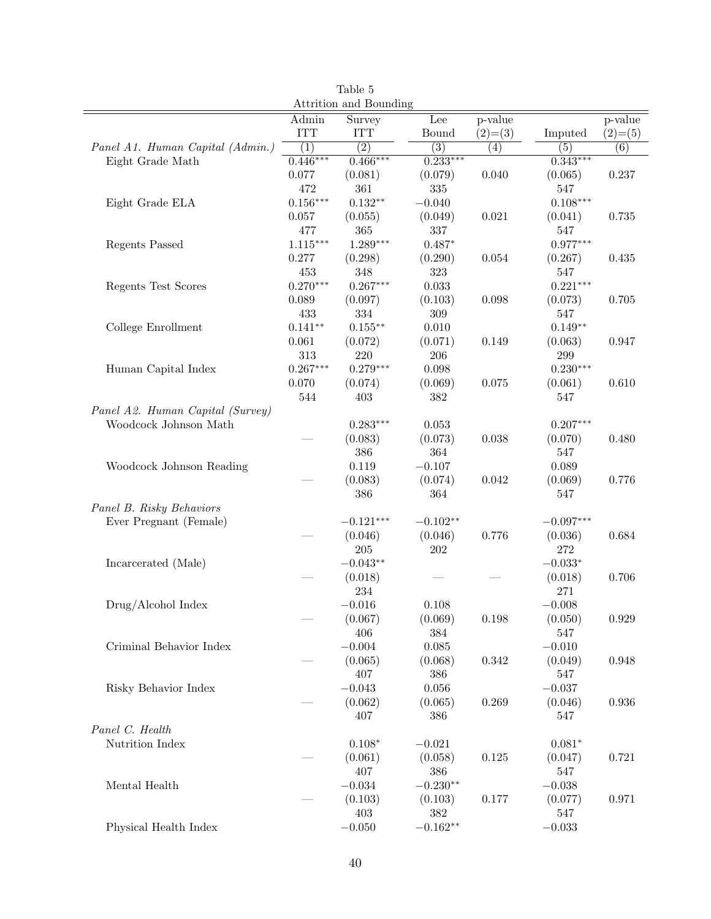Table 5

Attrition and Bounding

| | Admin ITT | Survey ITT | Lee Bound | p-value (2)=(3) | Imputed | p-value (2)=(5) |
|---|---|---|---|---|---|---|
| *Panel A1. Human Capital (Admin.)* | (1) | (2) | (3) | (4) | (5) | (6) |
| Eight Grade Math | $0.446^{***}$ | $0.466^{***}$ | $0.233^{***}$ | | $0.343^{***}$ | |
| | 0.077 | (0.081) | (0.079) | 0.040 | (0.065) | 0.237 |
| | 472 | 361 | 335 | | 547 | |
| Eight Grade ELA | $0.156^{***}$ | $0.132^{**}$ | $-0.040$ | | $0.108^{***}$ | |
| | 0.057 | (0.055) | (0.049) | 0.021 | (0.041) | 0.735 |
| | 477 | 365 | 337 | | 547 | |
| Regents Passed | $1.115^{***}$ | $1.289^{***}$ | $0.487^{*}$ | | $0.977^{***}$ | |
| | 0.277 | (0.298) | (0.290) | 0.054 | (0.267) | 0.435 |
| | 453 | 348 | 323 | | 547 | |
| Regents Test Scores | $0.270^{***}$ | $0.267^{***}$ | 0.033 | | $0.221^{***}$ | |
| | 0.089 | (0.097) | (0.103) | 0.098 | (0.073) | 0.705 |
| | 433 | 334 | 309 | | 547 | |
| College Enrollment | $0.141^{**}$ | $0.155^{**}$ | 0.010 | | $0.149^{**}$ | |
| | 0.061 | (0.072) | (0.071) | 0.149 | (0.063) | 0.947 |
| | 313 | 220 | 206 | | 299 | |
| Human Capital Index | $0.267^{***}$ | $0.279^{***}$ | 0.098 | | $0.230^{***}$ | |
| | 0.070 | (0.074) | (0.069) | 0.075 | (0.061) | 0.610 |
| | 544 | 403 | 382 | | 547 | |
| *Panel A2. Human Capital (Survey)* | | | | | | |
| Woodcock Johnson Math | | $0.283^{***}$ | 0.053 | | $0.207^{***}$ | |
| | — | (0.083) | (0.073) | 0.038 | (0.070) | 0.480 |
| | | 386 | 364 | | 547 | |
| Woodcock Johnson Reading | | 0.119 | $-0.107$ | | 0.089 | |
| | — | (0.083) | (0.074) | 0.042 | (0.069) | 0.776 |
| | | 386 | 364 | | 547 | |
| *Panel B. Risky Behaviors* | | | | | | |
| Ever Pregnant (Female) | | $-0.121^{***}$ | $-0.102^{**}$ | | $-0.097^{***}$ | |
| | — | (0.046) | (0.046) | 0.776 | (0.036) | 0.684 |
| | | 205 | 202 | | 272 | |
| Incarcerated (Male) | | $-0.043^{**}$ | | | $-0.033^{*}$ | |
| | — | (0.018) | — | — | (0.018) | 0.706 |
| | | 234 | | | 271 | |
| Drug/Alcohol Index | | $-0.016$ | 0.108 | | $-0.008$ | |
| | — | (0.067) | (0.069) | 0.198 | (0.050) | 0.929 |
| | | 406 | 384 | | 547 | |
| Criminal Behavior Index | | $-0.004$ | 0.085 | | $-0.010$ | |
| | — | (0.065) | (0.068) | 0.342 | (0.049) | 0.948 |
| | | 407 | 386 | | 547 | |
| Risky Behavior Index | | $-0.043$ | 0.056 | | $-0.037$ | |
| | — | (0.062) | (0.065) | 0.269 | (0.046) | 0.936 |
| | | 407 | 386 | | 547 | |
| *Panel C. Health* | | | | | | |
| Nutrition Index | | $0.108^{*}$ | $-0.021$ | | $0.081^{*}$ | |
| | — | (0.061) | (0.058) | 0.125 | (0.047) | 0.721 |
| | | 407 | 386 | | 547 | |
| Mental Health | | $-0.034$ | $-0.230^{**}$ | | $-0.038$ | |
| | — | (0.103) | (0.103) | 0.177 | (0.077) | 0.971 |
| | | 403 | 382 | | 547 | |
| Physical Health Index | | $-0.050$ | $-0.162^{**}$ | | $-0.033$ | |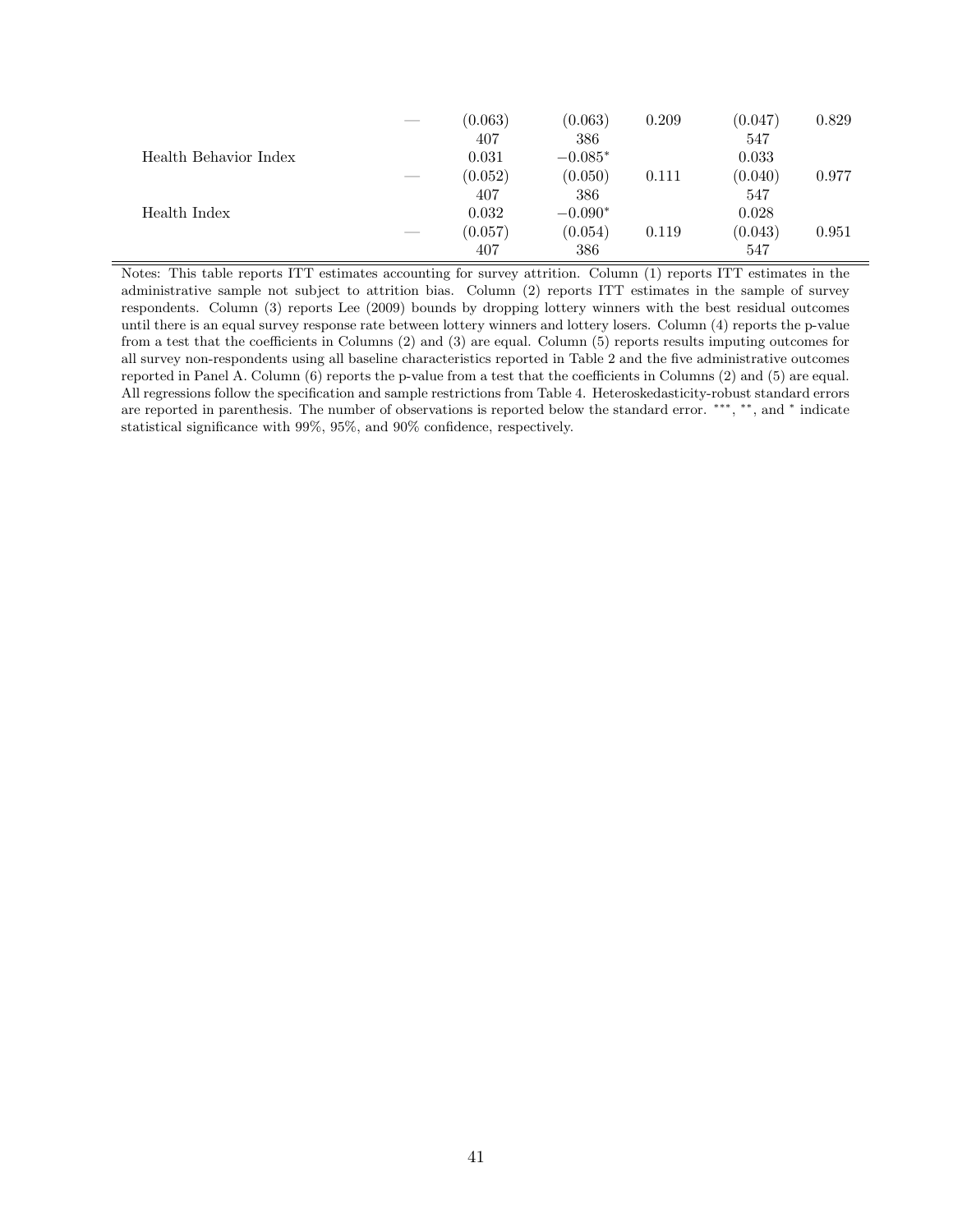| | | | | | | |
|---|---|---|---|---|---|---|
| | — | (0.063) | (0.063) | 0.209 | (0.047) | 0.829 |
| | | 407 | 386 | | 547 | |
| Health Behavior Index | | 0.031 | $-0.085^{*}$ | | 0.033 | |
| | — | (0.052) | (0.050) | 0.111 | (0.040) | 0.977 |
| | | 407 | 386 | | 547 | |
| Health Index | | 0.032 | $-0.090^{*}$ | | 0.028 | |
| | — | (0.057) | (0.054) | 0.119 | (0.043) | 0.951 |
| | | 407 | 386 | | 547 | |

Notes: This table reports ITT estimates accounting for survey attrition. Column (1) reports ITT estimates in the administrative sample not subject to attrition bias. Column (2) reports ITT estimates in the sample of survey respondents. Column (3) reports Lee (2009) bounds by dropping lottery winners with the best residual outcomes until there is an equal survey response rate between lottery winners and lottery losers. Column (4) reports the p-value from a test that the coefficients in Columns (2) and (3) are equal. Column (5) reports results imputing outcomes for all survey non-respondents using all baseline characteristics reported in Table 2 and the five administrative outcomes reported in Panel A. Column (6) reports the p-value from a test that the coefficients in Columns (2) and (5) are equal. All regressions follow the specification and sample restrictions from Table 4. Heteroskedasticity-robust standard errors are reported in parenthesis. The number of observations is reported below the standard error. $^{***}$, $^{**}$, and $^{*}$ indicate statistical significance with 99%, 95%, and 90% confidence, respectively.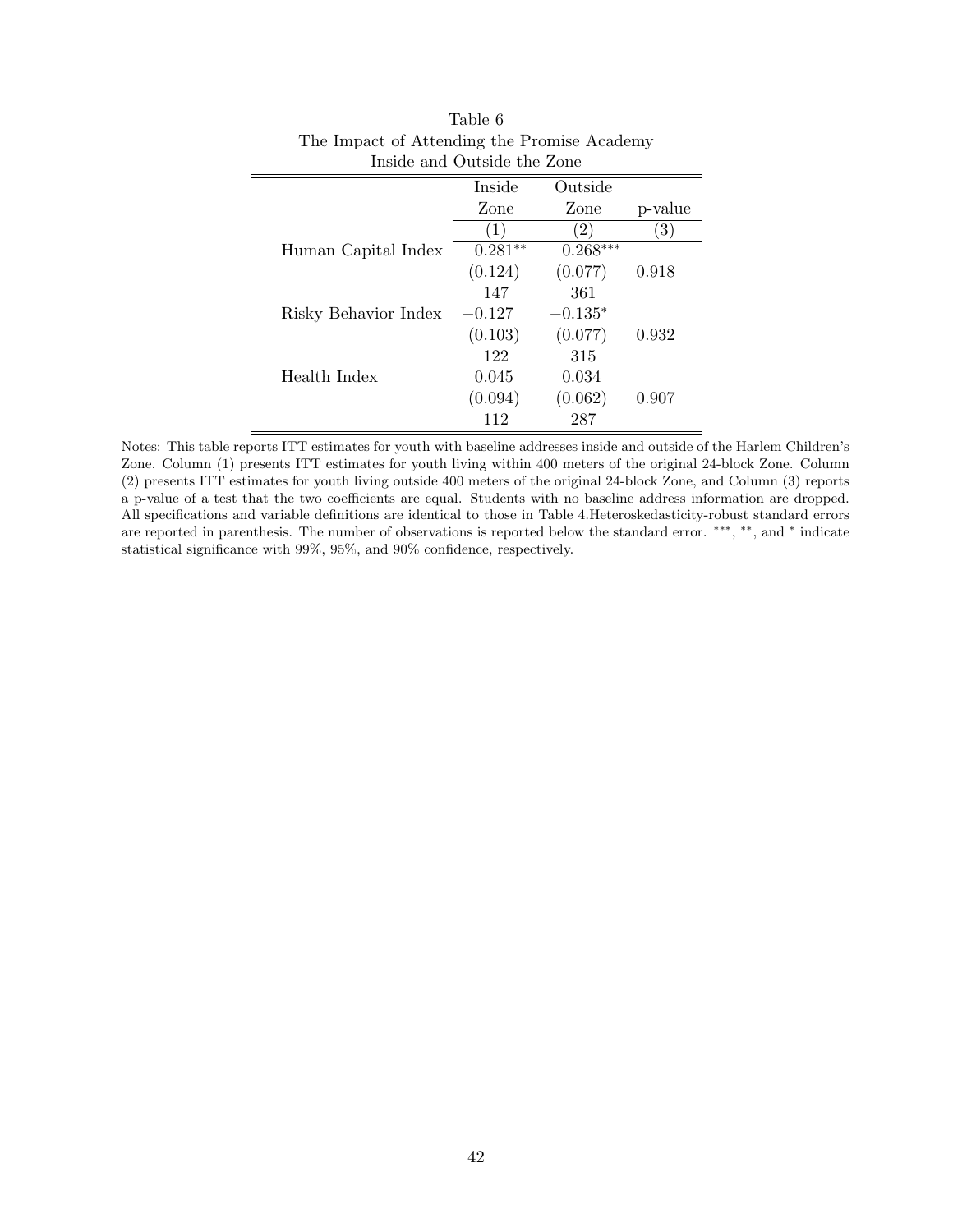Table 6
The Impact of Attending the Promise Academy
Inside and Outside the Zone

| | Inside Zone | Outside Zone | p-value |
|---|---|---|---|
| | (1) | (2) | (3) |
| Human Capital Index | $0.281^{**}$ | $0.268^{***}$ | |
| | (0.124) | (0.077) | 0.918 |
| | 147 | 361 | |
| Risky Behavior Index | $-0.127$ | $-0.135^{*}$ | |
| | (0.103) | (0.077) | 0.932 |
| | 122 | 315 | |
| Health Index | 0.045 | 0.034 | |
| | (0.094) | (0.062) | 0.907 |
| | 112 | 287 | |

Notes: This table reports ITT estimates for youth with baseline addresses inside and outside of the Harlem Children's Zone. Column (1) presents ITT estimates for youth living within 400 meters of the original 24-block Zone. Column (2) presents ITT estimates for youth living outside 400 meters of the original 24-block Zone, and Column (3) reports a p-value of a test that the two coefficients are equal. Students with no baseline address information are dropped. All specifications and variable definitions are identical to those in Table 4.Heteroskedasticity-robust standard errors are reported in parenthesis. The number of observations is reported below the standard error. $^{***}$, $^{**}$, and $^{*}$ indicate statistical significance with 99%, 95%, and 90% confidence, respectively.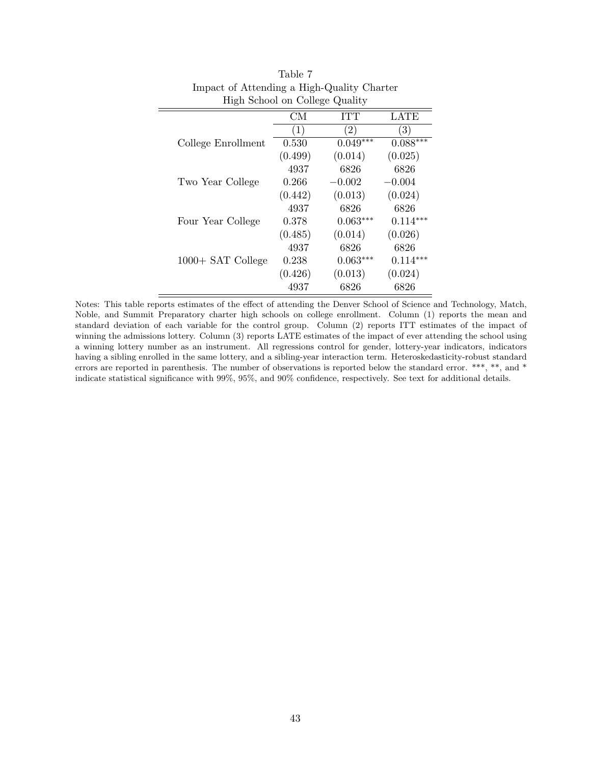Table 7
Impact of Attending a High-Quality Charter High School on College Quality

| | CM | ITT | LATE |
|---|---|---|---|
| | (1) | (2) | (3) |
| College Enrollment | 0.530 | 0.049*** | 0.088*** |
| | (0.499) | (0.014) | (0.025) |
| | 4937 | 6826 | 6826 |
| Two Year College | 0.266 | −0.002 | −0.004 |
| | (0.442) | (0.013) | (0.024) |
| | 4937 | 6826 | 6826 |
| Four Year College | 0.378 | 0.063*** | 0.114*** |
| | (0.485) | (0.014) | (0.026) |
| | 4937 | 6826 | 6826 |
| 1000+ SAT College | 0.238 | 0.063*** | 0.114*** |
| | (0.426) | (0.013) | (0.024) |
| | 4937 | 6826 | 6826 |

Notes: This table reports estimates of the effect of attending the Denver School of Science and Technology, Match, Noble, and Summit Preparatory charter high schools on college enrollment. Column (1) reports the mean and standard deviation of each variable for the control group. Column (2) reports ITT estimates of the impact of winning the admissions lottery. Column (3) reports LATE estimates of the impact of ever attending the school using a winning lottery number as an instrument. All regressions control for gender, lottery-year indicators, indicators having a sibling enrolled in the same lottery, and a sibling-year interaction term. Heteroskedasticity-robust standard errors are reported in parenthesis. The number of observations is reported below the standard error. ***, **, and * indicate statistical significance with 99%, 95%, and 90% confidence, respectively. See text for additional details.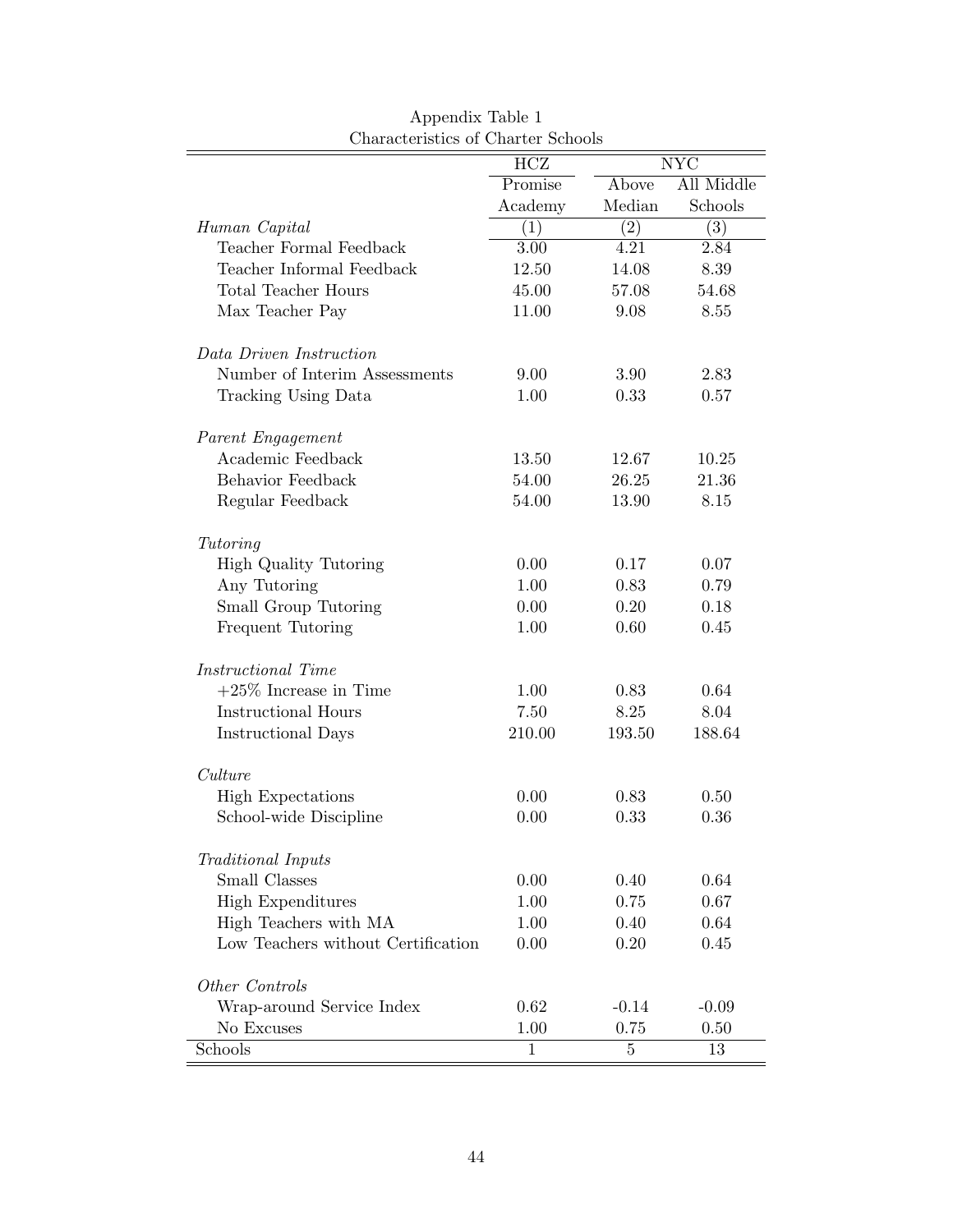Appendix Table 1
Characteristics of Charter Schools

| | HCZ | NYC | |
|---|---|---|---|
| | Promise Academy | Above Median | All Middle Schools |
| *Human Capital* | (1) | (2) | (3) |
| Teacher Formal Feedback | 3.00 | 4.21 | 2.84 |
| Teacher Informal Feedback | 12.50 | 14.08 | 8.39 |
| Total Teacher Hours | 45.00 | 57.08 | 54.68 |
| Max Teacher Pay | 11.00 | 9.08 | 8.55 |
| *Data Driven Instruction* | | | |
| Number of Interim Assessments | 9.00 | 3.90 | 2.83 |
| Tracking Using Data | 1.00 | 0.33 | 0.57 |
| *Parent Engagement* | | | |
| Academic Feedback | 13.50 | 12.67 | 10.25 |
| Behavior Feedback | 54.00 | 26.25 | 21.36 |
| Regular Feedback | 54.00 | 13.90 | 8.15 |
| *Tutoring* | | | |
| High Quality Tutoring | 0.00 | 0.17 | 0.07 |
| Any Tutoring | 1.00 | 0.83 | 0.79 |
| Small Group Tutoring | 0.00 | 0.20 | 0.18 |
| Frequent Tutoring | 1.00 | 0.60 | 0.45 |
| *Instructional Time* | | | |
| +25% Increase in Time | 1.00 | 0.83 | 0.64 |
| Instructional Hours | 7.50 | 8.25 | 8.04 |
| Instructional Days | 210.00 | 193.50 | 188.64 |
| *Culture* | | | |
| High Expectations | 0.00 | 0.83 | 0.50 |
| School-wide Discipline | 0.00 | 0.33 | 0.36 |
| *Traditional Inputs* | | | |
| Small Classes | 0.00 | 0.40 | 0.64 |
| High Expenditures | 1.00 | 0.75 | 0.67 |
| High Teachers with MA | 1.00 | 0.40 | 0.64 |
| Low Teachers without Certification | 0.00 | 0.20 | 0.45 |
| *Other Controls* | | | |
| Wrap-around Service Index | 0.62 | -0.14 | -0.09 |
| No Excuses | 1.00 | 0.75 | 0.50 |
| Schools | 1 | 5 | 13 |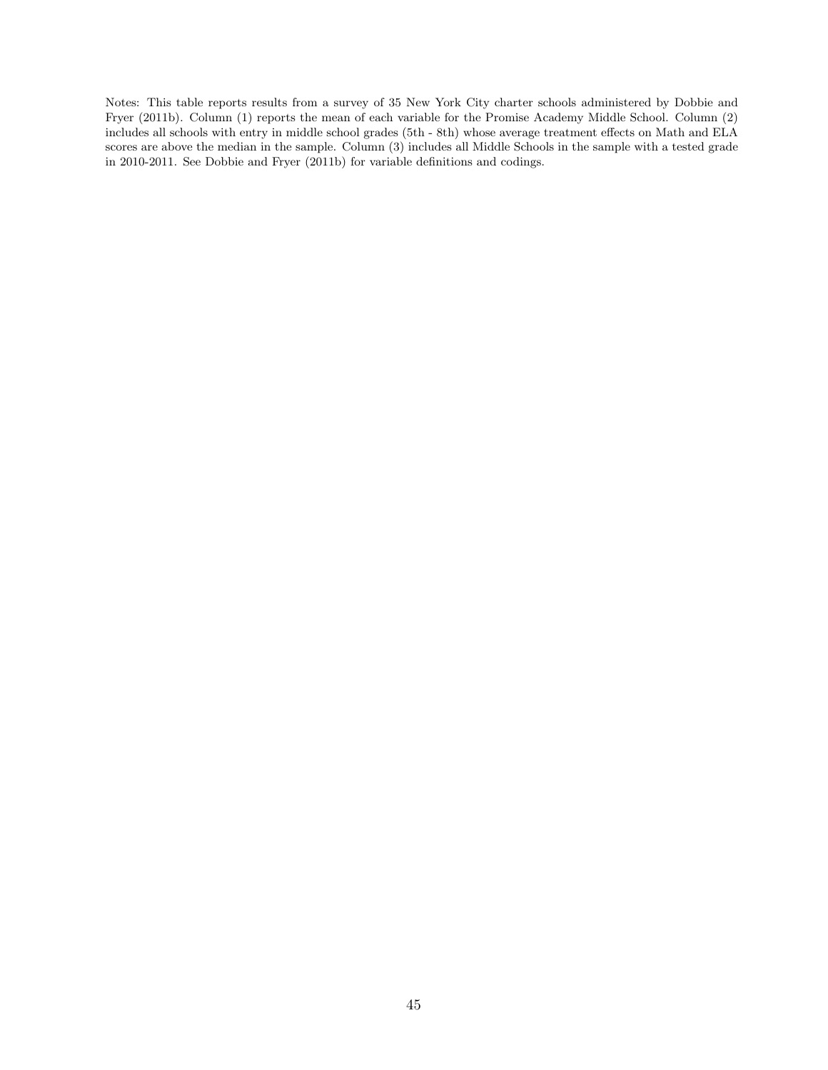Notes: This table reports results from a survey of 35 New York City charter schools administered by Dobbie and Fryer (2011b). Column (1) reports the mean of each variable for the Promise Academy Middle School. Column (2) includes all schools with entry in middle school grades (5th - 8th) whose average treatment effects on Math and ELA scores are above the median in the sample. Column (3) includes all Middle Schools in the sample with a tested grade in 2010-2011. See Dobbie and Fryer (2011b) for variable definitions and codings.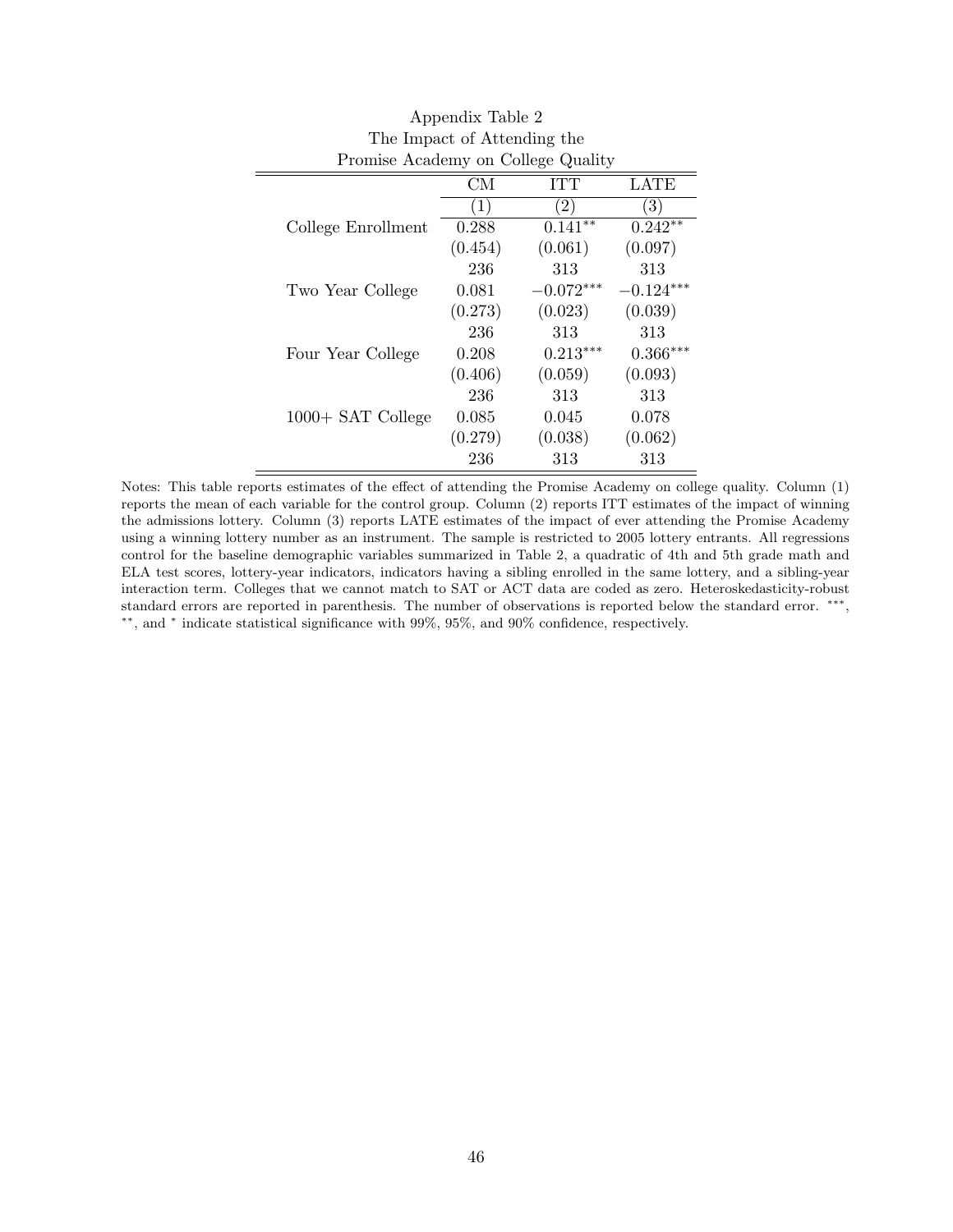Appendix Table 2
The Impact of Attending the
Promise Academy on College Quality

| | CM | ITT | LATE |
|---|---|---|---|
| | (1) | (2) | (3) |
| College Enrollment | 0.288 | $0.141^{**}$ | $0.242^{**}$ |
| | (0.454) | (0.061) | (0.097) |
| | 236 | 313 | 313 |
| Two Year College | 0.081 | $-0.072^{***}$ | $-0.124^{***}$ |
| | (0.273) | (0.023) | (0.039) |
| | 236 | 313 | 313 |
| Four Year College | 0.208 | $0.213^{***}$ | $0.366^{***}$ |
| | (0.406) | (0.059) | (0.093) |
| | 236 | 313 | 313 |
| 1000+ SAT College | 0.085 | 0.045 | 0.078 |
| | (0.279) | (0.038) | (0.062) |
| | 236 | 313 | 313 |

Notes: This table reports estimates of the effect of attending the Promise Academy on college quality. Column (1) reports the mean of each variable for the control group. Column (2) reports ITT estimates of the impact of winning the admissions lottery. Column (3) reports LATE estimates of the impact of ever attending the Promise Academy using a winning lottery number as an instrument. The sample is restricted to 2005 lottery entrants. All regressions control for the baseline demographic variables summarized in Table 2, a quadratic of 4th and 5th grade math and ELA test scores, lottery-year indicators, indicators having a sibling enrolled in the same lottery, and a sibling-year interaction term. Colleges that we cannot match to SAT or ACT data are coded as zero. Heteroskedasticity-robust standard errors are reported in parenthesis. The number of observations is reported below the standard error. $^{***}$, $^{**}$, and $^{*}$ indicate statistical significance with 99%, 95%, and 90% confidence, respectively.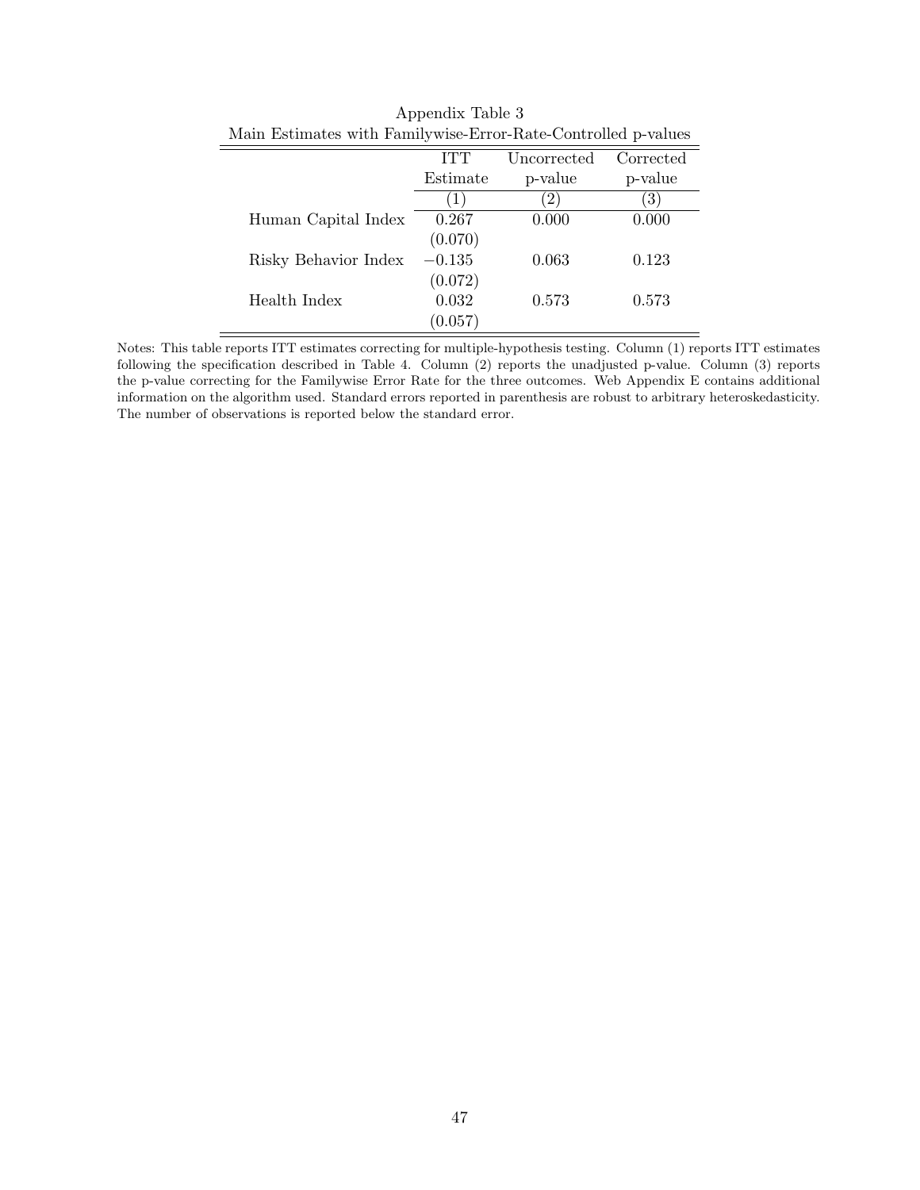Appendix Table 3

Main Estimates with Familywise-Error-Rate-Controlled p-values

| | ITT Estimate | Uncorrected p-value | Corrected p-value |
|---|---|---|---|
| | (1) | (2) | (3) |
| Human Capital Index | 0.267 | 0.000 | 0.000 |
| | (0.070) | | |
| Risky Behavior Index | $-0.135$ | 0.063 | 0.123 |
| | (0.072) | | |
| Health Index | 0.032 | 0.573 | 0.573 |
| | (0.057) | | |

Notes: This table reports ITT estimates correcting for multiple-hypothesis testing. Column (1) reports ITT estimates following the specification described in Table 4. Column (2) reports the unadjusted p-value. Column (3) reports the p-value correcting for the Familywise Error Rate for the three outcomes. Web Appendix E contains additional information on the algorithm used. Standard errors reported in parenthesis are robust to arbitrary heteroskedasticity. The number of observations is reported below the standard error.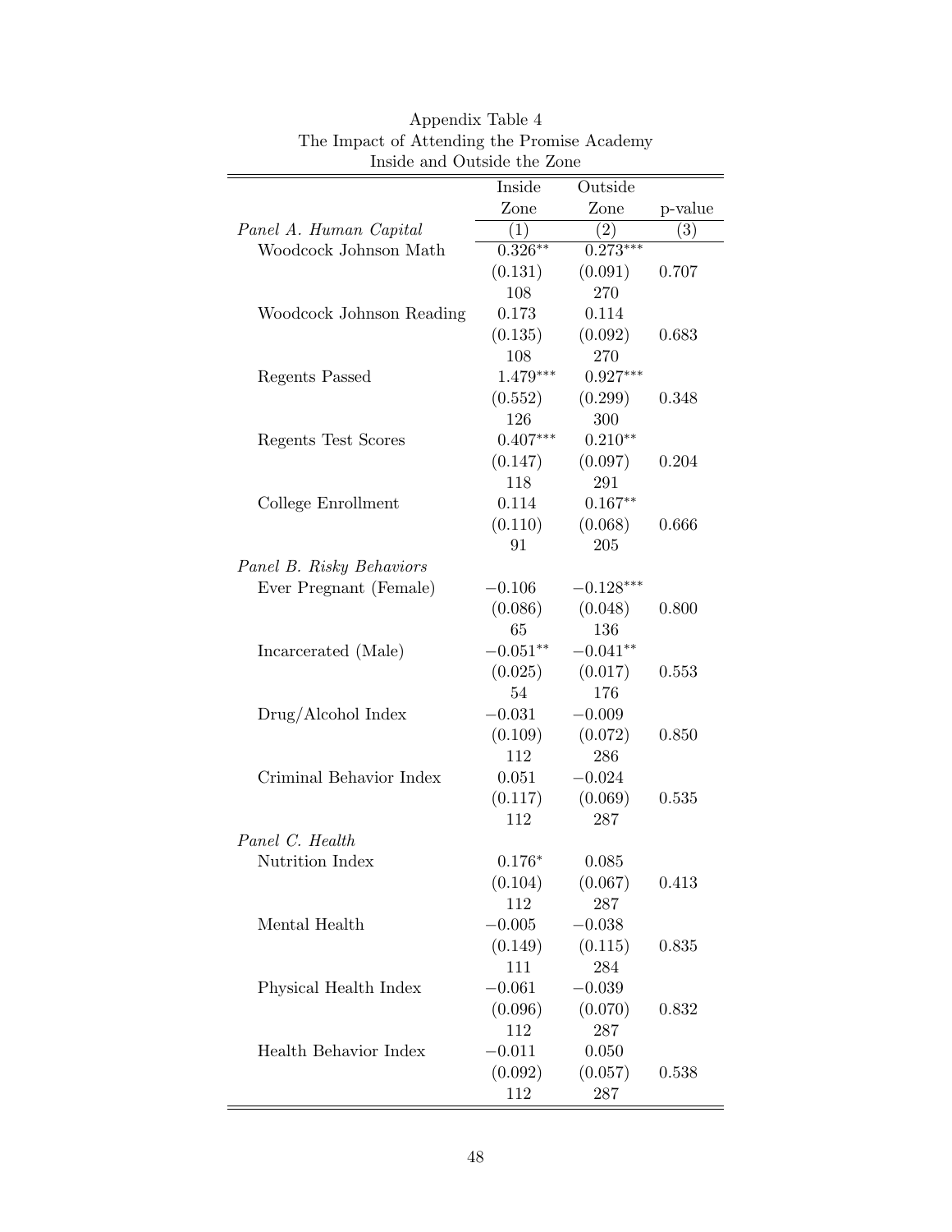Appendix Table 4
The Impact of Attending the Promise Academy
Inside and Outside the Zone

| | Inside Zone | Outside Zone | p-value |
|---|---|---|---|
| *Panel A. Human Capital* | (1) | (2) | (3) |
| Woodcock Johnson Math | $0.326^{**}$ | $0.273^{***}$ | |
| | (0.131) | (0.091) | 0.707 |
| | 108 | 270 | |
| Woodcock Johnson Reading | 0.173 | 0.114 | |
| | (0.135) | (0.092) | 0.683 |
| | 108 | 270 | |
| Regents Passed | $1.479^{***}$ | $0.927^{***}$ | |
| | (0.552) | (0.299) | 0.348 |
| | 126 | 300 | |
| Regents Test Scores | $0.407^{***}$ | $0.210^{**}$ | |
| | (0.147) | (0.097) | 0.204 |
| | 118 | 291 | |
| College Enrollment | 0.114 | $0.167^{**}$ | |
| | (0.110) | (0.068) | 0.666 |
| | 91 | 205 | |
| *Panel B. Risky Behaviors* | | | |
| Ever Pregnant (Female) | $-0.106$ | $-0.128^{***}$ | |
| | (0.086) | (0.048) | 0.800 |
| | 65 | 136 | |
| Incarcerated (Male) | $-0.051^{**}$ | $-0.041^{**}$ | |
| | (0.025) | (0.017) | 0.553 |
| | 54 | 176 | |
| Drug/Alcohol Index | $-0.031$ | $-0.009$ | |
| | (0.109) | (0.072) | 0.850 |
| | 112 | 286 | |
| Criminal Behavior Index | 0.051 | $-0.024$ | |
| | (0.117) | (0.069) | 0.535 |
| | 112 | 287 | |
| *Panel C. Health* | | | |
| Nutrition Index | $0.176^{*}$ | 0.085 | |
| | (0.104) | (0.067) | 0.413 |
| | 112 | 287 | |
| Mental Health | $-0.005$ | $-0.038$ | |
| | (0.149) | (0.115) | 0.835 |
| | 111 | 284 | |
| Physical Health Index | $-0.061$ | $-0.039$ | |
| | (0.096) | (0.070) | 0.832 |
| | 112 | 287 | |
| Health Behavior Index | $-0.011$ | 0.050 | |
| | (0.092) | (0.057) | 0.538 |
| | 112 | 287 | |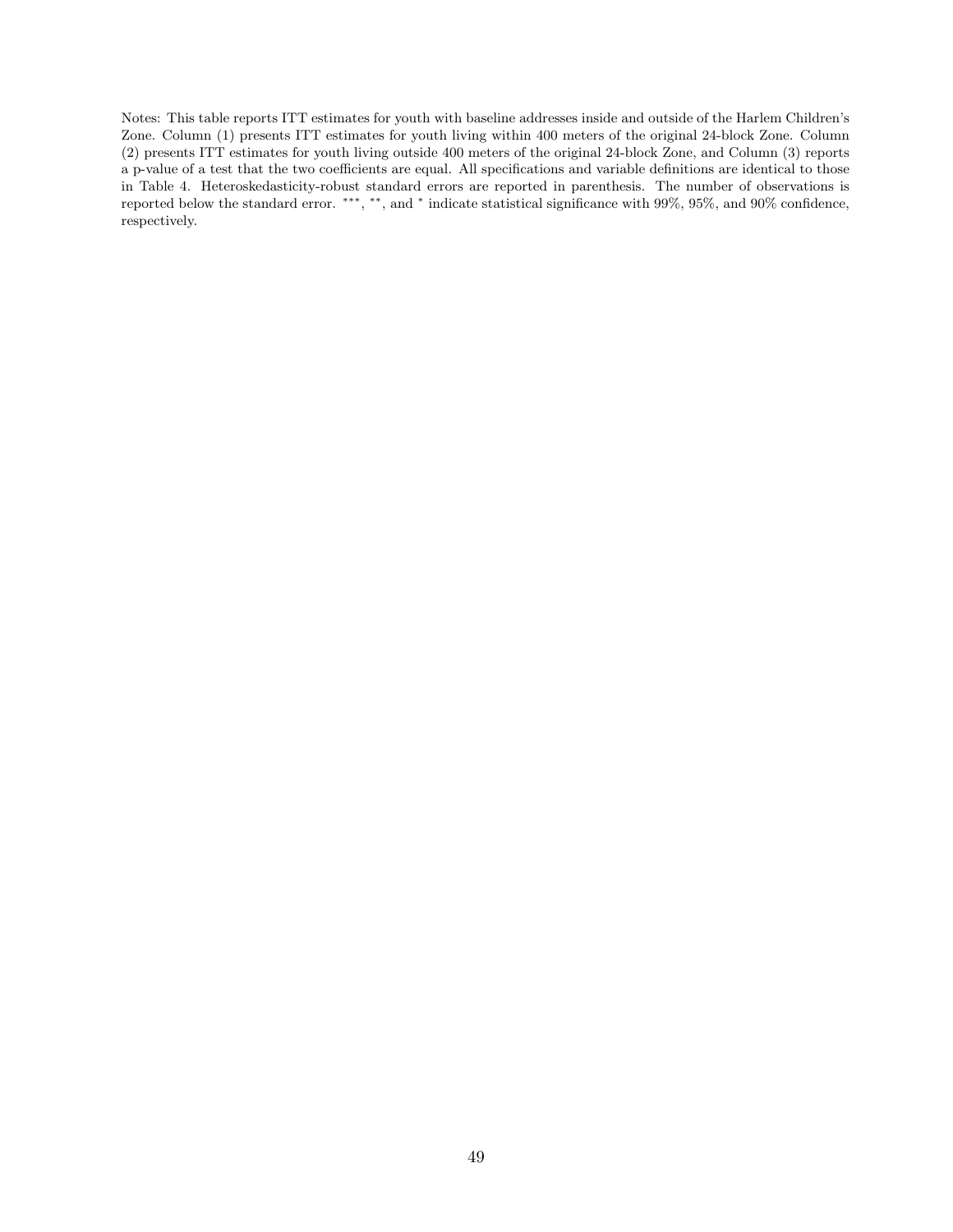Notes: This table reports ITT estimates for youth with baseline addresses inside and outside of the Harlem Children's Zone. Column (1) presents ITT estimates for youth living within 400 meters of the original 24-block Zone. Column (2) presents ITT estimates for youth living outside 400 meters of the original 24-block Zone, and Column (3) reports a p-value of a test that the two coefficients are equal. All specifications and variable definitions are identical to those in Table 4. Heteroskedasticity-robust standard errors are reported in parenthesis. The number of observations is reported below the standard error. ***, **, and * indicate statistical significance with 99%, 95%, and 90% confidence, respectively.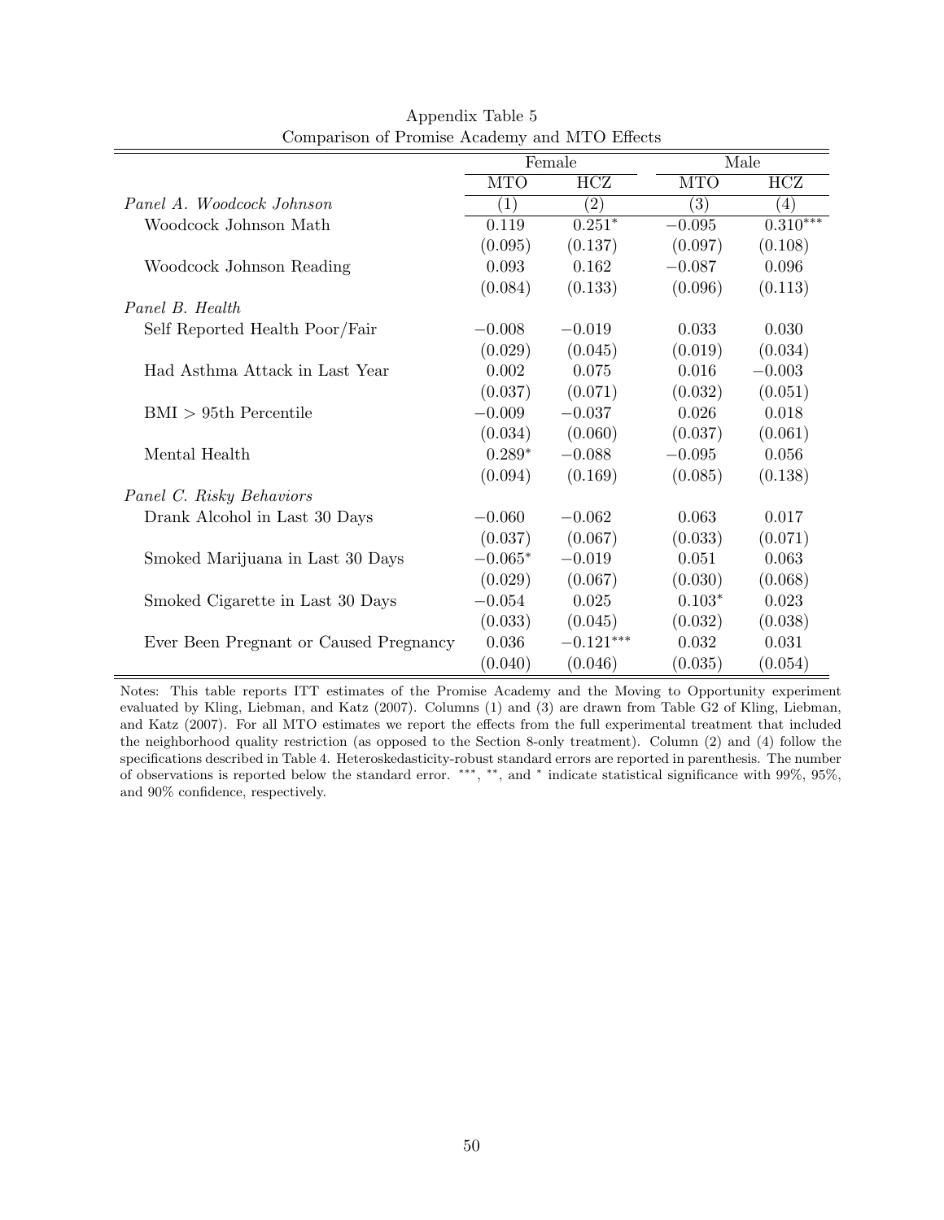Appendix Table 5
Comparison of Promise Academy and MTO Effects

| | Female | | Male | |
|---|---|---|---|---|
| | MTO | HCZ | MTO | HCZ |
| *Panel A. Woodcock Johnson* | (1) | (2) | (3) | (4) |
| Woodcock Johnson Math | 0.119 | $0.251^{*}$ | $-0.095$ | $0.310^{***}$ |
| | (0.095) | (0.137) | (0.097) | (0.108) |
| Woodcock Johnson Reading | 0.093 | 0.162 | $-0.087$ | 0.096 |
| | (0.084) | (0.133) | (0.096) | (0.113) |
| *Panel B. Health* | | | | |
| Self Reported Health Poor/Fair | $-0.008$ | $-0.019$ | 0.033 | 0.030 |
| | (0.029) | (0.045) | (0.019) | (0.034) |
| Had Asthma Attack in Last Year | 0.002 | 0.075 | 0.016 | $-0.003$ |
| | (0.037) | (0.071) | (0.032) | (0.051) |
| BMI > 95th Percentile | $-0.009$ | $-0.037$ | 0.026 | 0.018 |
| | (0.034) | (0.060) | (0.037) | (0.061) |
| Mental Health | $0.289^{*}$ | $-0.088$ | $-0.095$ | 0.056 |
| | (0.094) | (0.169) | (0.085) | (0.138) |
| *Panel C. Risky Behaviors* | | | | |
| Drank Alcohol in Last 30 Days | $-0.060$ | $-0.062$ | 0.063 | 0.017 |
| | (0.037) | (0.067) | (0.033) | (0.071) |
| Smoked Marijuana in Last 30 Days | $-0.065^{*}$ | $-0.019$ | 0.051 | 0.063 |
| | (0.029) | (0.067) | (0.030) | (0.068) |
| Smoked Cigarette in Last 30 Days | $-0.054$ | 0.025 | $0.103^{*}$ | 0.023 |
| | (0.033) | (0.045) | (0.032) | (0.038) |
| Ever Been Pregnant or Caused Pregnancy | 0.036 | $-0.121^{***}$ | 0.032 | 0.031 |
| | (0.040) | (0.046) | (0.035) | (0.054) |

Notes: This table reports ITT estimates of the Promise Academy and the Moving to Opportunity experiment evaluated by Kling, Liebman, and Katz (2007). Columns (1) and (3) are drawn from Table G2 of Kling, Liebman, and Katz (2007). For all MTO estimates we report the effects from the full experimental treatment that included the neighborhood quality restriction (as opposed to the Section 8-only treatment). Column (2) and (4) follow the specifications described in Table 4. Heteroskedasticity-robust standard errors are reported in parenthesis. The number of observations is reported below the standard error. ***, **, and * indicate statistical significance with 99%, 95%, and 90% confidence, respectively.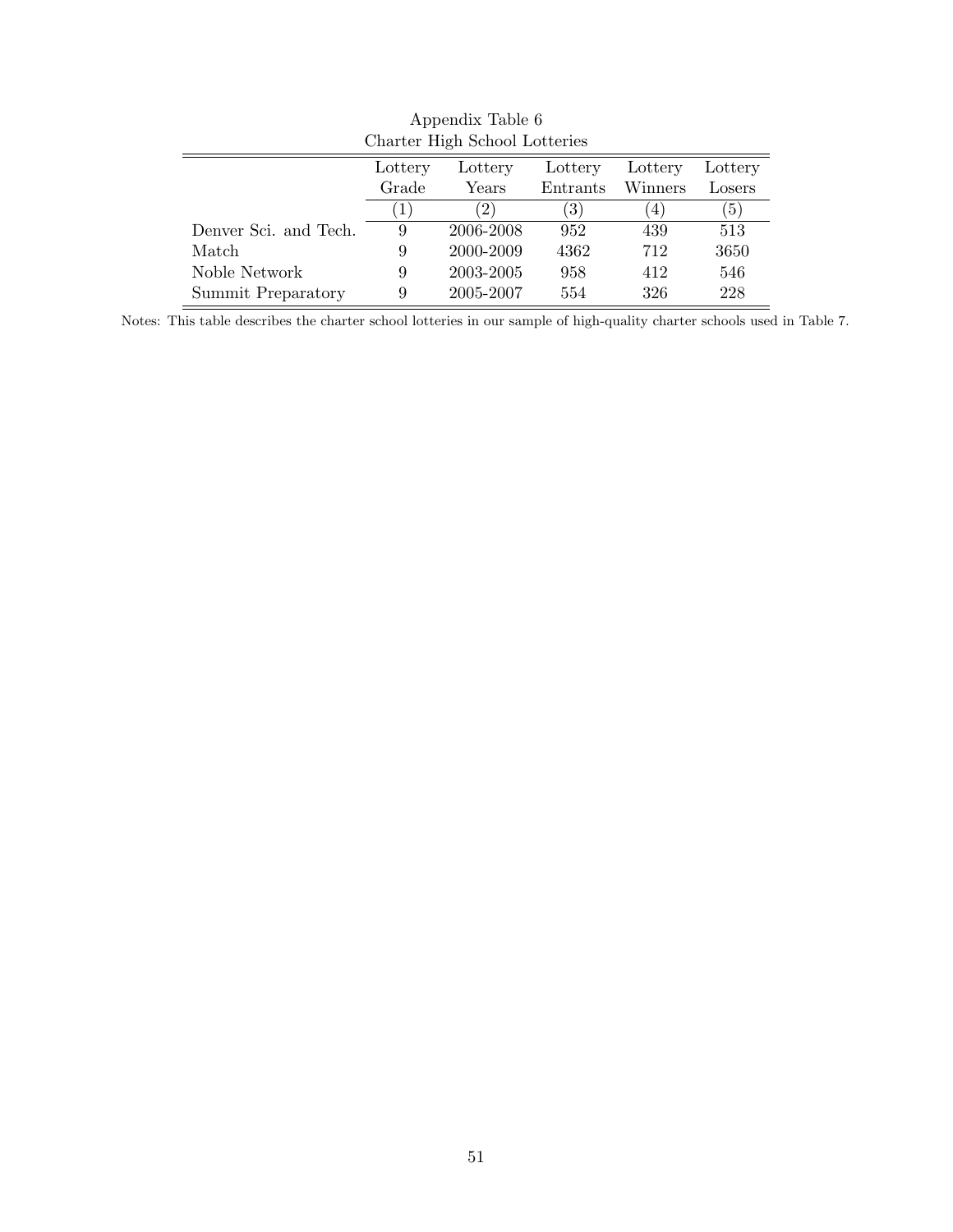Appendix Table 6

Charter High School Lotteries

| | Lottery Grade | Lottery Years | Lottery Entrants | Lottery Winners | Lottery Losers |
|---|---|---|---|---|---|
| | (1) | (2) | (3) | (4) | (5) |
| Denver Sci. and Tech. | 9 | 2006-2008 | 952 | 439 | 513 |
| Match | 9 | 2000-2009 | 4362 | 712 | 3650 |
| Noble Network | 9 | 2003-2005 | 958 | 412 | 546 |
| Summit Preparatory | 9 | 2005-2007 | 554 | 326 | 228 |

Notes: This table describes the charter school lotteries in our sample of high-quality charter schools used in Table 7.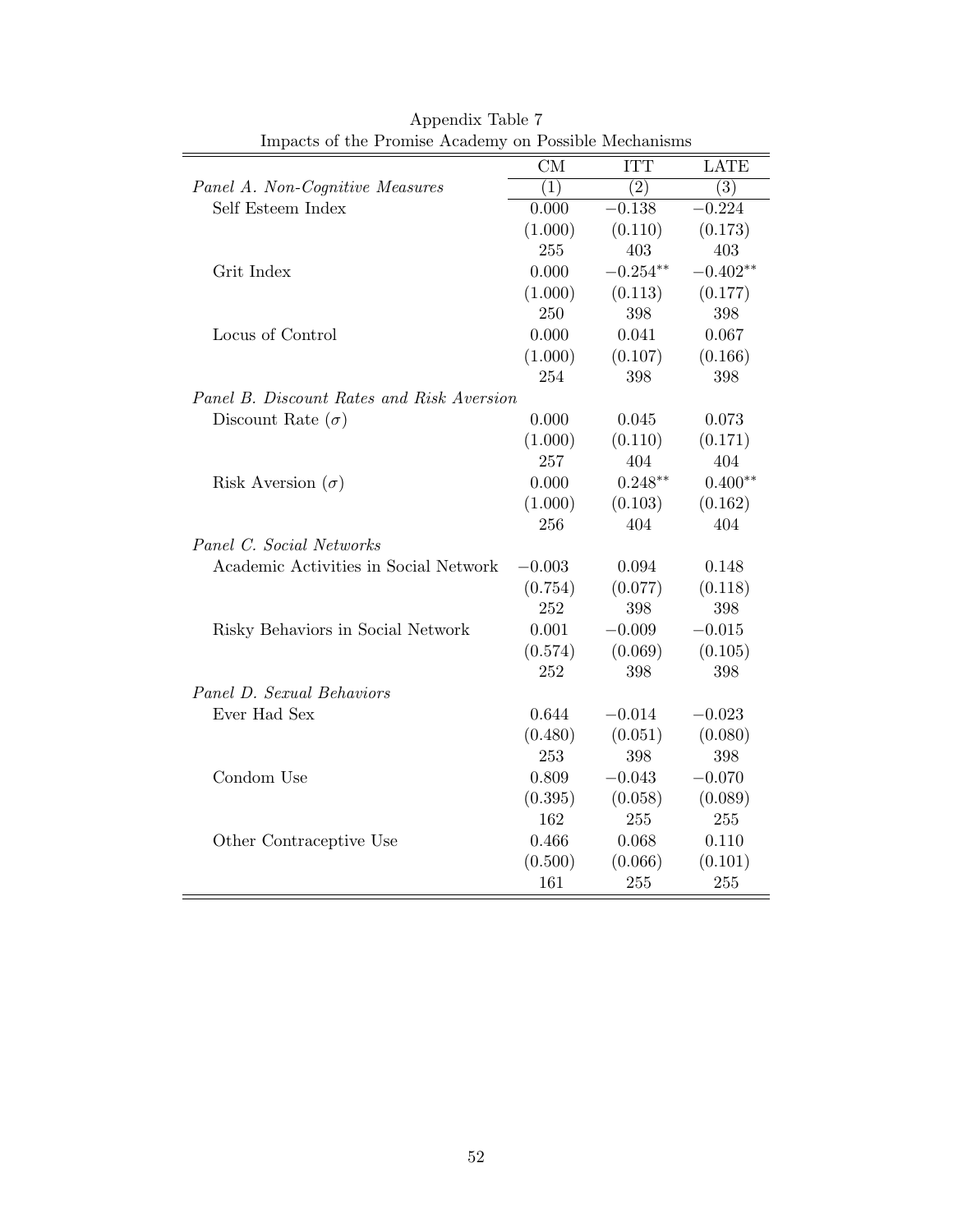Appendix Table 7

Impacts of the Promise Academy on Possible Mechanisms

| | CM | ITT | LATE |
|---|---|---|---|
| | (1) | (2) | (3) |
| *Panel A. Non-Cognitive Measures* | | | |
| Self Esteem Index | 0.000 | $-0.138$ | $-0.224$ |
| | (1.000) | (0.110) | (0.173) |
| | 255 | 403 | 403 |
| Grit Index | 0.000 | $-0.254^{**}$ | $-0.402^{**}$ |
| | (1.000) | (0.113) | (0.177) |
| | 250 | 398 | 398 |
| Locus of Control | 0.000 | 0.041 | 0.067 |
| | (1.000) | (0.107) | (0.166) |
| | 254 | 398 | 398 |
| *Panel B. Discount Rates and Risk Aversion* | | | |
| Discount Rate ($\sigma$) | 0.000 | 0.045 | 0.073 |
| | (1.000) | (0.110) | (0.171) |
| | 257 | 404 | 404 |
| Risk Aversion ($\sigma$) | 0.000 | $0.248^{**}$ | $0.400^{**}$ |
| | (1.000) | (0.103) | (0.162) |
| | 256 | 404 | 404 |
| *Panel C. Social Networks* | | | |
| Academic Activities in Social Network | $-0.003$ | 0.094 | 0.148 |
| | (0.754) | (0.077) | (0.118) |
| | 252 | 398 | 398 |
| Risky Behaviors in Social Network | 0.001 | $-0.009$ | $-0.015$ |
| | (0.574) | (0.069) | (0.105) |
| | 252 | 398 | 398 |
| *Panel D. Sexual Behaviors* | | | |
| Ever Had Sex | 0.644 | $-0.014$ | $-0.023$ |
| | (0.480) | (0.051) | (0.080) |
| | 253 | 398 | 398 |
| Condom Use | 0.809 | $-0.043$ | $-0.070$ |
| | (0.395) | (0.058) | (0.089) |
| | 162 | 255 | 255 |
| Other Contraceptive Use | 0.466 | 0.068 | 0.110 |
| | (0.500) | (0.066) | (0.101) |
| | 161 | 255 | 255 |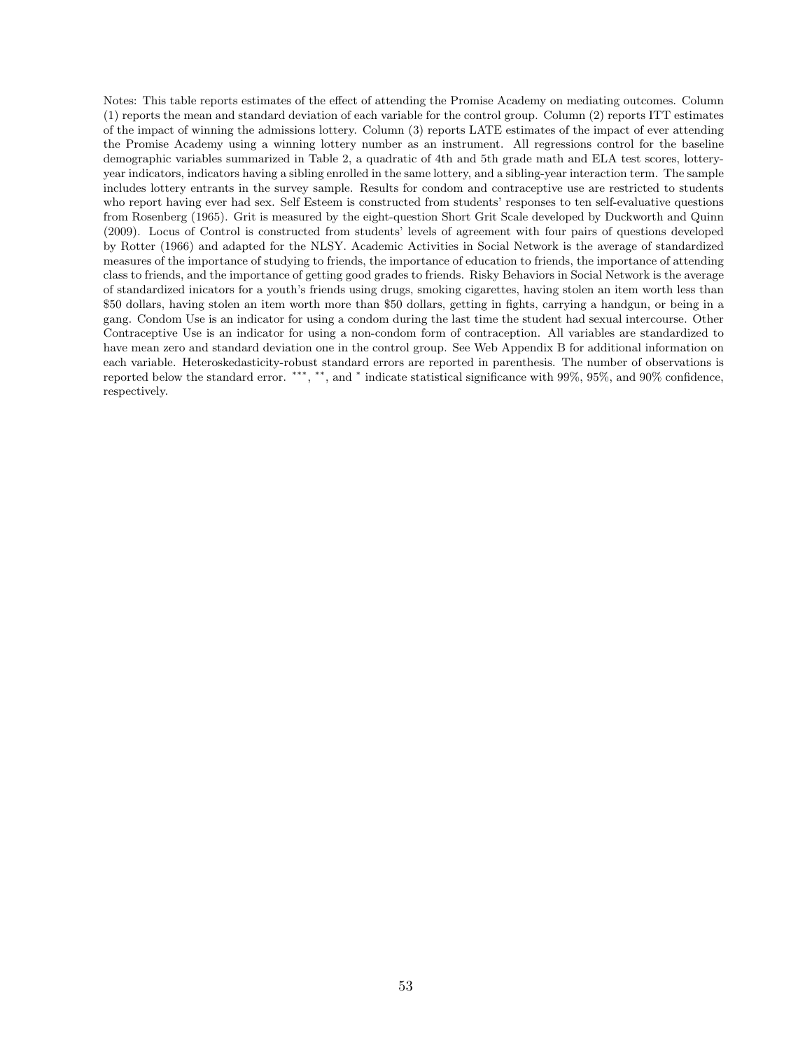Notes: This table reports estimates of the effect of attending the Promise Academy on mediating outcomes. Column (1) reports the mean and standard deviation of each variable for the control group. Column (2) reports ITT estimates of the impact of winning the admissions lottery. Column (3) reports LATE estimates of the impact of ever attending the Promise Academy using a winning lottery number as an instrument. All regressions control for the baseline demographic variables summarized in Table 2, a quadratic of 4th and 5th grade math and ELA test scores, lottery-year indicators, indicators having a sibling enrolled in the same lottery, and a sibling-year interaction term. The sample includes lottery entrants in the survey sample. Results for condom and contraceptive use are restricted to students who report having ever had sex. Self Esteem is constructed from students' responses to ten self-evaluative questions from Rosenberg (1965). Grit is measured by the eight-question Short Grit Scale developed by Duckworth and Quinn (2009). Locus of Control is constructed from students' levels of agreement with four pairs of questions developed by Rotter (1966) and adapted for the NLSY. Academic Activities in Social Network is the average of standardized measures of the importance of studying to friends, the importance of education to friends, the importance of attending class to friends, and the importance of getting good grades to friends. Risky Behaviors in Social Network is the average of standardized inicators for a youth's friends using drugs, smoking cigarettes, having stolen an item worth less than \$50 dollars, having stolen an item worth more than \$50 dollars, getting in fights, carrying a handgun, or being in a gang. Condom Use is an indicator for using a condom during the last time the student had sexual intercourse. Other Contraceptive Use is an indicator for using a non-condom form of contraception. All variables are standardized to have mean zero and standard deviation one in the control group. See Web Appendix B for additional information on each variable. Heteroskedasticity-robust standard errors are reported in parenthesis. The number of observations is reported below the standard error. \*\*\*, \*\*, and \* indicate statistical significance with 99%, 95%, and 90% confidence, respectively.